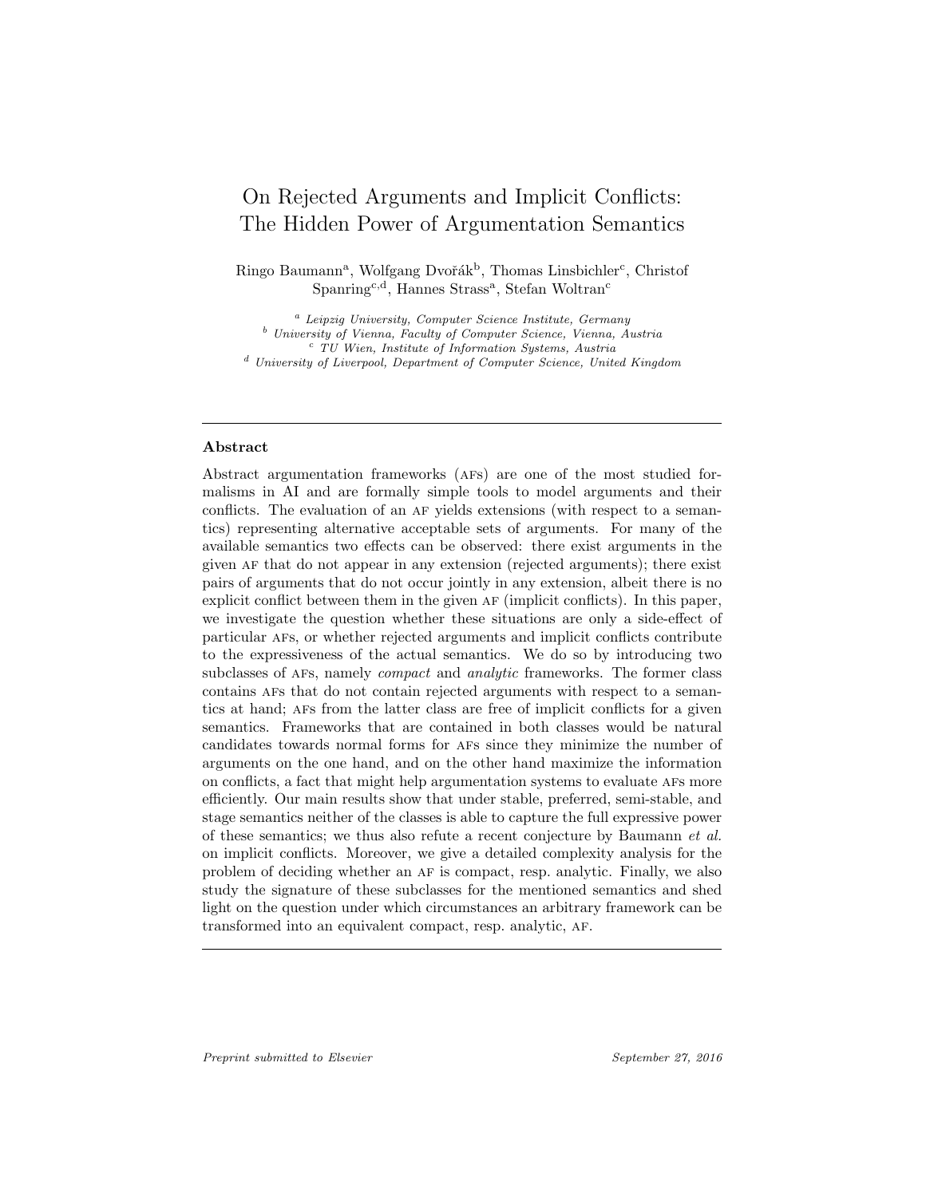# On Rejected Arguments and Implicit Conflicts: The Hidden Power of Argumentation Semantics

Ringo Baumann[a], Wolfgang Dvořák[b], Thomas Linsbichler[c], Christof Spanring[c,d], Hannes Strass[a], Stefan Woltran[c]

[a] *Leipzig University, Computer Science Institute, Germany*
[b] *University of Vienna, Faculty of Computer Science, Vienna, Austria*
[c] *TU Wien, Institute of Information Systems, Austria*
[d] *University of Liverpool, Department of Computer Science, United Kingdom*

---

## Abstract

Abstract argumentation frameworks (AFs) are one of the most studied formalisms in AI and are formally simple tools to model arguments and their conflicts. The evaluation of an AF yields extensions (with respect to a semantics) representing alternative acceptable sets of arguments. For many of the available semantics two effects can be observed: there exist arguments in the given AF that do not appear in any extension (rejected arguments); there exist pairs of arguments that do not occur jointly in any extension, albeit there is no explicit conflict between them in the given AF (implicit conflicts). In this paper, we investigate the question whether these situations are only a side-effect of particular AFs, or whether rejected arguments and implicit conflicts contribute to the expressiveness of the actual semantics. We do so by introducing two subclasses of AFs, namely *compact* and *analytic* frameworks. The former class contains AFs that do not contain rejected arguments with respect to a semantics at hand; AFs from the latter class are free of implicit conflicts for a given semantics. Frameworks that are contained in both classes would be natural candidates towards normal forms for AFs since they minimize the number of arguments on the one hand, and on the other hand maximize the information on conflicts, a fact that might help argumentation systems to evaluate AFs more efficiently. Our main results show that under stable, preferred, semi-stable, and stage semantics neither of the classes is able to capture the full expressive power of these semantics; we thus also refute a recent conjecture by Baumann *et al.* on implicit conflicts. Moreover, we give a detailed complexity analysis for the problem of deciding whether an AF is compact, resp. analytic. Finally, we also study the signature of these subclasses for the mentioned semantics and shed light on the question under which circumstances an arbitrary framework can be transformed into an equivalent compact, resp. analytic, AF.

---

*Preprint submitted to Elsevier* — *September 27, 2016*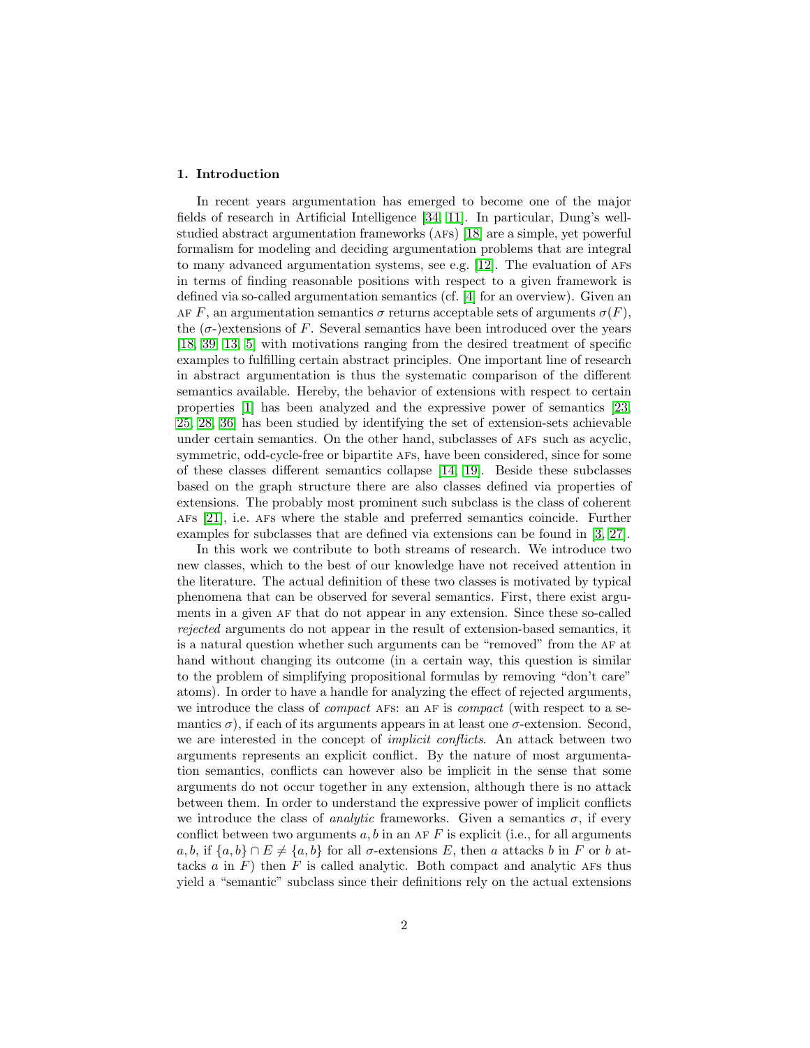## 1. Introduction

In recent years argumentation has emerged to become one of the major fields of research in Artificial Intelligence [34, 11]. In particular, Dung's well-studied abstract argumentation frameworks (AFs) [18] are a simple, yet powerful formalism for modeling and deciding argumentation problems that are integral to many advanced argumentation systems, see e.g. [12]. The evaluation of AFs in terms of finding reasonable positions with respect to a given framework is defined via so-called argumentation semantics (cf. [4] for an overview). Given an AF $F$, an argumentation semantics $\sigma$ returns acceptable sets of arguments $\sigma(F)$, the ($\sigma$-)extensions of $F$. Several semantics have been introduced over the years [18, 39, 13, 5] with motivations ranging from the desired treatment of specific examples to fulfilling certain abstract principles. One important line of research in abstract argumentation is thus the systematic comparison of the different semantics available. Hereby, the behavior of extensions with respect to certain properties [1] has been analyzed and the expressive power of semantics [23, 25, 28, 36] has been studied by identifying the set of extension-sets achievable under certain semantics. On the other hand, subclasses of AFs such as acyclic, symmetric, odd-cycle-free or bipartite AFs, have been considered, since for some of these classes different semantics collapse [14, 19]. Beside these subclasses based on the graph structure there are also classes defined via properties of extensions. The probably most prominent such subclass is the class of coherent AFs [21], i.e. AFs where the stable and preferred semantics coincide. Further examples for subclasses that are defined via extensions can be found in [3, 27].

In this work we contribute to both streams of research. We introduce two new classes, which to the best of our knowledge have not received attention in the literature. The actual definition of these two classes is motivated by typical phenomena that can be observed for several semantics. First, there exist arguments in a given AF that do not appear in any extension. Since these so-called *rejected* arguments do not appear in the result of extension-based semantics, it is a natural question whether such arguments can be "removed" from the AF at hand without changing its outcome (in a certain way, this question is similar to the problem of simplifying propositional formulas by removing "don't care" atoms). In order to have a handle for analyzing the effect of rejected arguments, we introduce the class of *compact* AFs: an AF is *compact* (with respect to a semantics $\sigma$), if each of its arguments appears in at least one $\sigma$-extension. Second, we are interested in the concept of *implicit conflicts*. An attack between two arguments represents an explicit conflict. By the nature of most argumentation semantics, conflicts can however also be implicit in the sense that some arguments do not occur together in any extension, although there is no attack between them. In order to understand the expressive power of implicit conflicts we introduce the class of *analytic* frameworks. Given a semantics $\sigma$, if every conflict between two arguments $a, b$ in an AF $F$ is explicit (i.e., for all arguments $a, b$, if $\{a, b\} \cap E \neq \{a, b\}$ for all $\sigma$-extensions $E$, then $a$ attacks $b$ in $F$ or $b$ attacks $a$ in $F$) then $F$ is called analytic. Both compact and analytic AFs thus yield a "semantic" subclass since their definitions rely on the actual extensions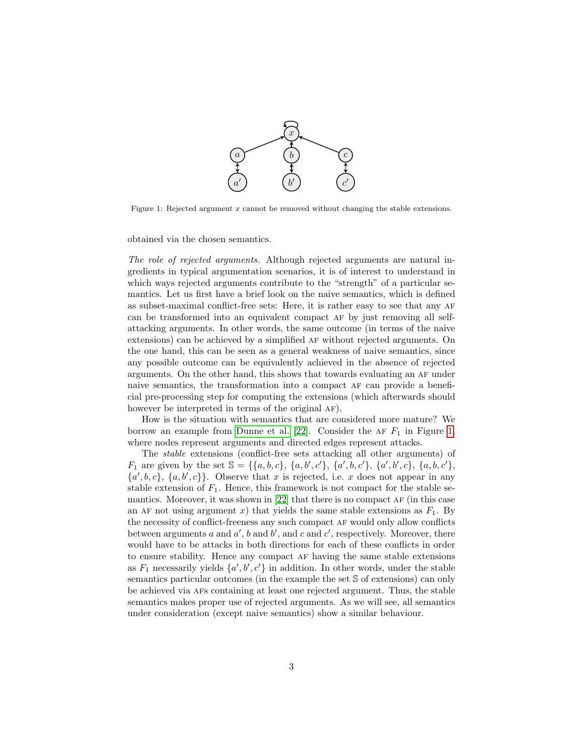Figure 1: Rejected argument $x$ cannot be removed without changing the stable extensions.

obtained via the chosen semantics.

*The role of rejected arguments.* Although rejected arguments are natural ingredients in typical argumentation scenarios, it is of interest to understand in which ways rejected arguments contribute to the "strength" of a particular semantics. Let us first have a brief look on the naive semantics, which is defined as subset-maximal conflict-free sets: Here, it is rather easy to see that any AF can be transformed into an equivalent compact AF by just removing all self-attacking arguments. In other words, the same outcome (in terms of the naive extensions) can be achieved by a simplified AF without rejected arguments. On the one hand, this can be seen as a general weakness of naive semantics, since any possible outcome can be equivalently achieved in the absence of rejected arguments. On the other hand, this shows that towards evaluating an AF under naive semantics, the transformation into a compact AF can provide a beneficial pre-processing step for computing the extensions (which afterwards should however be interpreted in terms of the original AF).

How is the situation with semantics that are considered more mature? We borrow an example from Dunne et al. [22]. Consider the AF $F_1$ in Figure 1, where nodes represent arguments and directed edges represent attacks.

The *stable* extensions (conflict-free sets attacking all other arguments) of $F_1$ are given by the set $\mathbb{S} = \{\{a, b, c\}, \{a, b', c'\}, \{a', b, c'\}, \{a', b', c\}, \{a, b, c'\}, \{a', b, c\}, \{a, b', c\}\}$. Observe that $x$ is rejected, i.e. $x$ does not appear in any stable extension of $F_1$. Hence, this framework is not compact for the stable semantics. Moreover, it was shown in [22] that there is no compact AF (in this case an AF not using argument $x$) that yields the same stable extensions as $F_1$. By the necessity of conflict-freeness any such compact AF would only allow conflicts between arguments $a$ and $a'$, $b$ and $b'$, and $c$ and $c'$, respectively. Moreover, there would have to be attacks in both directions for each of these conflicts in order to ensure stability. Hence any compact AF having the same stable extensions as $F_1$ necessarily yields $\{a', b', c'\}$ in addition. In other words, under the stable semantics particular outcomes (in the example the set $\mathbb{S}$ of extensions) can only be achieved via AFs containing at least one rejected argument. Thus, the stable semantics makes proper use of rejected arguments. As we will see, all semantics under consideration (except naive semantics) show a similar behaviour.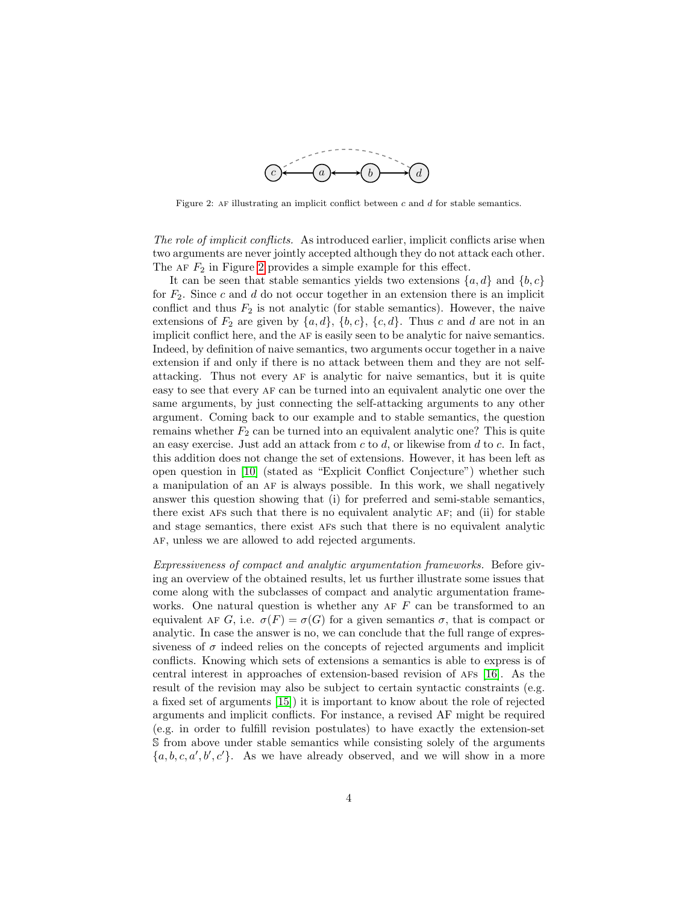Figure 2: AF illustrating an implicit conflict between $c$ and $d$ for stable semantics.

*The role of implicit conflicts.* As introduced earlier, implicit conflicts arise when two arguments are never jointly accepted although they do not attack each other. The AF $F_2$ in Figure 2 provides a simple example for this effect.

It can be seen that stable semantics yields two extensions $\{a, d\}$ and $\{b, c\}$ for $F_2$. Since $c$ and $d$ do not occur together in an extension there is an implicit conflict and thus $F_2$ is not analytic (for stable semantics). However, the naive extensions of $F_2$ are given by $\{a, d\}$, $\{b, c\}$, $\{c, d\}$. Thus $c$ and $d$ are not in an implicit conflict here, and the AF is easily seen to be analytic for naive semantics. Indeed, by definition of naive semantics, two arguments occur together in a naive extension if and only if there is no attack between them and they are not self-attacking. Thus not every AF is analytic for naive semantics, but it is quite easy to see that every AF can be turned into an equivalent analytic one over the same arguments, by just connecting the self-attacking arguments to any other argument. Coming back to our example and to stable semantics, the question remains whether $F_2$ can be turned into an equivalent analytic one? This is quite an easy exercise. Just add an attack from $c$ to $d$, or likewise from $d$ to $c$. In fact, this addition does not change the set of extensions. However, it has been left as open question in [10] (stated as "Explicit Conflict Conjecture") whether such a manipulation of an AF is always possible. In this work, we shall negatively answer this question showing that (i) for preferred and semi-stable semantics, there exist AFs such that there is no equivalent analytic AF; and (ii) for stable and stage semantics, there exist AFs such that there is no equivalent analytic AF, unless we are allowed to add rejected arguments.

*Expressiveness of compact and analytic argumentation frameworks.* Before giving an overview of the obtained results, let us further illustrate some issues that come along with the subclasses of compact and analytic argumentation frameworks. One natural question is whether any AF $F$ can be transformed to an equivalent AF $G$, i.e. $\sigma(F) = \sigma(G)$ for a given semantics $\sigma$, that is compact or analytic. In case the answer is no, we can conclude that the full range of expressiveness of $\sigma$ indeed relies on the concepts of rejected arguments and implicit conflicts. Knowing which sets of extensions a semantics is able to express is of central interest in approaches of extension-based revision of AFs [16]. As the result of the revision may also be subject to certain syntactic constraints (e.g. a fixed set of arguments [15]) it is important to know about the role of rejected arguments and implicit conflicts. For instance, a revised AF might be required (e.g. in order to fulfill revision postulates) to have exactly the extension-set $\mathbb{S}$ from above under stable semantics while consisting solely of the arguments $\{a, b, c, a', b', c'\}$. As we have already observed, and we will show in a more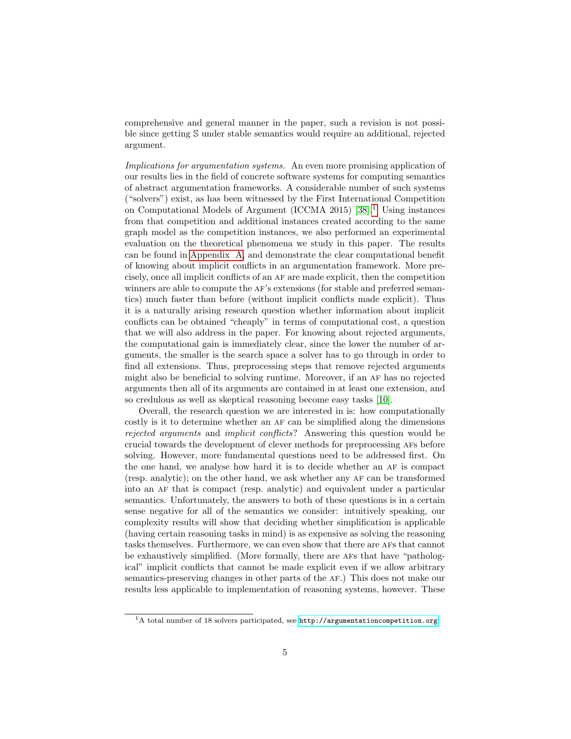comprehensive and general manner in the paper, such a revision is not possible since getting $\mathbb{S}$ under stable semantics would require an additional, rejected argument.

*Implications for argumentation systems.* An even more promising application of our results lies in the field of concrete software systems for computing semantics of abstract argumentation frameworks. A considerable number of such systems ("solvers") exist, as has been witnessed by the First International Competition on Computational Models of Argument (ICCMA 2015) [38].[1] Using instances from that competition and additional instances created according to the same graph model as the competition instances, we also performed an experimental evaluation on the theoretical phenomena we study in this paper. The results can be found in Appendix A, and demonstrate the clear computational benefit of knowing about implicit conflicts in an argumentation framework. More precisely, once all implicit conflicts of an AF are made explicit, then the competition winners are able to compute the AF's extensions (for stable and preferred semantics) much faster than before (without implicit conflicts made explicit). Thus it is a naturally arising research question whether information about implicit conflicts can be obtained "cheaply" in terms of computational cost, a question that we will also address in the paper. For knowing about rejected arguments, the computational gain is immediately clear, since the lower the number of arguments, the smaller is the search space a solver has to go through in order to find all extensions. Thus, preprocessing steps that remove rejected arguments might also be beneficial to solving runtime. Moreover, if an AF has no rejected arguments then all of its arguments are contained in at least one extension, and so credulous as well as skeptical reasoning become easy tasks [10].

Overall, the research question we are interested in is: how computationally costly is it to determine whether an AF can be simplified along the dimensions *rejected arguments* and *implicit conflicts*? Answering this question would be crucial towards the development of clever methods for preprocessing AFs before solving. However, more fundamental questions need to be addressed first. On the one hand, we analyse how hard it is to decide whether an AF is compact (resp. analytic); on the other hand, we ask whether any AF can be transformed into an AF that is compact (resp. analytic) and equivalent under a particular semantics. Unfortunately, the answers to both of these questions is in a certain sense negative for all of the semantics we consider: intuitively speaking, our complexity results will show that deciding whether simplification is applicable (having certain reasoning tasks in mind) is as expensive as solving the reasoning tasks themselves. Furthermore, we can even show that there are AFs that cannot be exhaustively simplified. (More formally, there are AFs that have "pathological" implicit conflicts that cannot be made explicit even if we allow arbitrary semantics-preserving changes in other parts of the AF.) This does not make our results less applicable to implementation of reasoning systems, however. These

[1] A total number of 18 solvers participated, see http://argumentationcompetition.org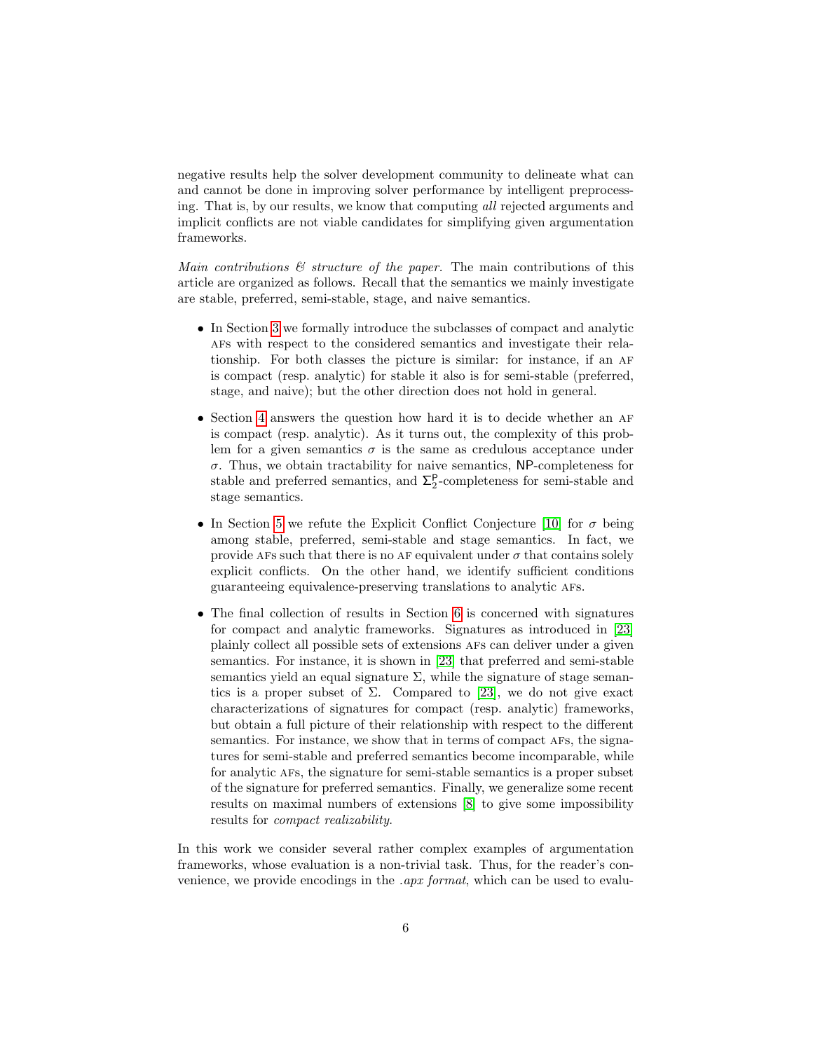negative results help the solver development community to delineate what can and cannot be done in improving solver performance by intelligent preprocessing. That is, by our results, we know that computing *all* rejected arguments and implicit conflicts are not viable candidates for simplifying given argumentation frameworks.

*Main contributions & structure of the paper.* The main contributions of this article are organized as follows. Recall that the semantics we mainly investigate are stable, preferred, semi-stable, stage, and naive semantics.

- In Section 3 we formally introduce the subclasses of compact and analytic AFs with respect to the considered semantics and investigate their relationship. For both classes the picture is similar: for instance, if an AF is compact (resp. analytic) for stable it also is for semi-stable (preferred, stage, and naive); but the other direction does not hold in general.
- Section 4 answers the question how hard it is to decide whether an AF is compact (resp. analytic). As it turns out, the complexity of this problem for a given semantics $\sigma$ is the same as credulous acceptance under $\sigma$. Thus, we obtain tractability for naive semantics, $\mathsf{NP}$-completeness for stable and preferred semantics, and $\Sigma_2^{\mathsf{P}}$-completeness for semi-stable and stage semantics.
- In Section 5 we refute the Explicit Conflict Conjecture [10] for $\sigma$ being among stable, preferred, semi-stable and stage semantics. In fact, we provide AFs such that there is no AF equivalent under $\sigma$ that contains solely explicit conflicts. On the other hand, we identify sufficient conditions guaranteeing equivalence-preserving translations to analytic AFs.
- The final collection of results in Section 6 is concerned with signatures for compact and analytic frameworks. Signatures as introduced in [23] plainly collect all possible sets of extensions AFs can deliver under a given semantics. For instance, it is shown in [23] that preferred and semi-stable semantics yield an equal signature $\Sigma$, while the signature of stage semantics is a proper subset of $\Sigma$. Compared to [23], we do not give exact characterizations of signatures for compact (resp. analytic) frameworks, but obtain a full picture of their relationship with respect to the different semantics. For instance, we show that in terms of compact AFs, the signatures for semi-stable and preferred semantics become incomparable, while for analytic AFs, the signature for semi-stable semantics is a proper subset of the signature for preferred semantics. Finally, we generalize some recent results on maximal numbers of extensions [8] to give some impossibility results for *compact realizability*.

In this work we consider several rather complex examples of argumentation frameworks, whose evaluation is a non-trivial task. Thus, for the reader's convenience, we provide encodings in the *.apx format*, which can be used to evalu-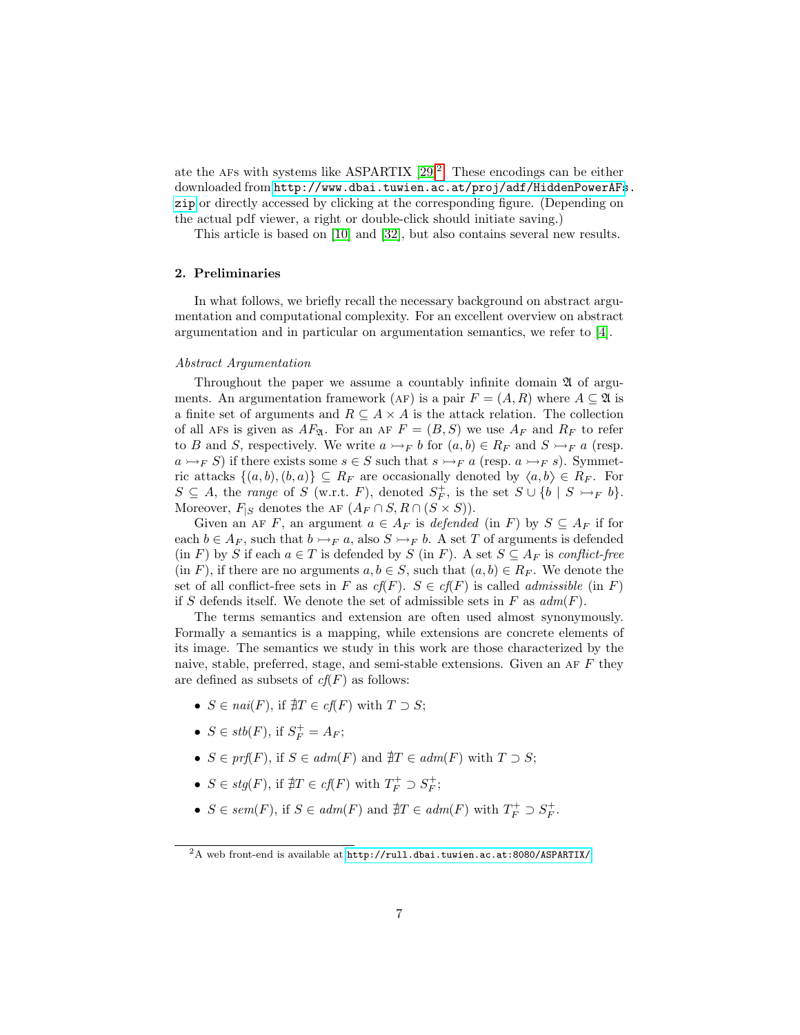ate the AFs with systems like ASPARTIX [29][2]. These encodings can be either downloaded from http://www.dbai.tuwien.ac.at/proj/adf/HiddenPowerAFs.zip or directly accessed by clicking at the corresponding figure. (Depending on the actual pdf viewer, a right or double-click should initiate saving.)

This article is based on [10] and [32], but also contains several new results.

## 2. Preliminaries

In what follows, we briefly recall the necessary background on abstract argumentation and computational complexity. For an excellent overview on abstract argumentation and in particular on argumentation semantics, we refer to [4].

### *Abstract Argumentation*

Throughout the paper we assume a countably infinite domain $\mathfrak{A}$ of arguments. An argumentation framework (AF) is a pair $F = (A, R)$ where $A \subseteq \mathfrak{A}$ is a finite set of arguments and $R \subseteq A \times A$ is the attack relation. The collection of all AFs is given as $AF_{\mathfrak{A}}$. For an AF $F = (B, S)$ we use $A_F$ and $R_F$ to refer to $B$ and $S$, respectively. We write $a \rightarrowtail_F b$ for $(a, b) \in R_F$ and $S \rightarrowtail_F a$ (resp. $a \rightarrowtail_F S$) if there exists some $s \in S$ such that $s \rightarrowtail_F a$ (resp. $a \rightarrowtail_F s$). Symmetric attacks $\{(a, b), (b, a)\} \subseteq R_F$ are occasionally denoted by $\langle a, b\rangle \in R_F$. For $S \subseteq A$, the *range* of $S$ (w.r.t. $F$), denoted $S^+_F$, is the set $S \cup \{b \mid S \rightarrowtail_F b\}$. Moreover, $F_{|S}$ denotes the AF $(A_F \cap S, R \cap (S \times S))$.

Given an AF $F$, an argument $a \in A_F$ is *defended* (in $F$) by $S \subseteq A_F$ if for each $b \in A_F$, such that $b \rightarrowtail_F a$, also $S \rightarrowtail_F b$. A set $T$ of arguments is defended (in $F$) by $S$ if each $a \in T$ is defended by $S$ (in $F$). A set $S \subseteq A_F$ is *conflict-free* (in $F$), if there are no arguments $a, b \in S$, such that $(a, b) \in R_F$. We denote the set of all conflict-free sets in $F$ as $cf(F)$. $S \in cf(F)$ is called *admissible* (in $F$) if $S$ defends itself. We denote the set of admissible sets in $F$ as $adm(F)$.

The terms semantics and extension are often used almost synonymously. Formally a semantics is a mapping, while extensions are concrete elements of its image. The semantics we study in this work are those characterized by the naive, stable, preferred, stage, and semi-stable extensions. Given an AF $F$ they are defined as subsets of $cf(F)$ as follows:

- $S \in nai(F)$, if $\nexists T \in cf(F)$ with $T \supset S$;
- $S \in stb(F)$, if $S^+_F = A_F$;
- $S \in prf(F)$, if $S \in adm(F)$ and $\nexists T \in adm(F)$ with $T \supset S$;
- $S \in stg(F)$, if $\nexists T \in cf(F)$ with $T^+_F \supset S^+_F$;
- $S \in sem(F)$, if $S \in adm(F)$ and $\nexists T \in adm(F)$ with $T^+_F \supset S^+_F$.

[2] A web front-end is available at http://rull.dbai.tuwien.ac.at:8080/ASPARTIX/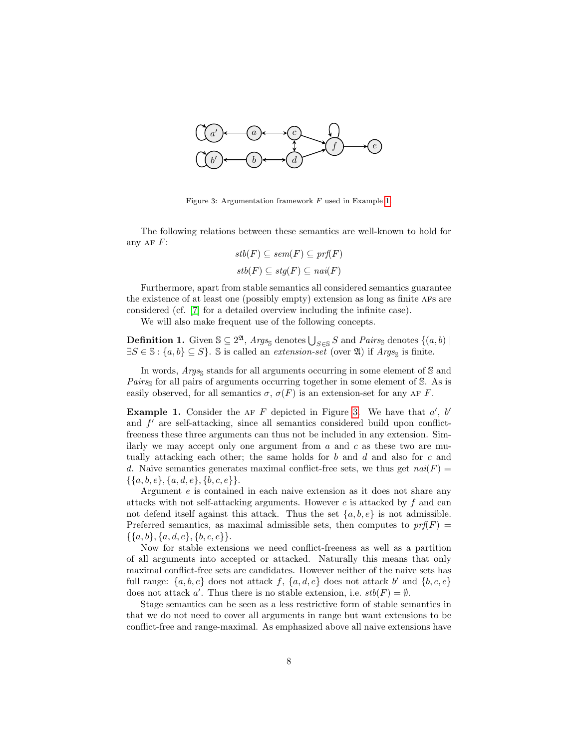Figure 3: Argumentation framework $F$ used in Example 1

The following relations between these semantics are well-known to hold for any AF $F$:

$$stb(F) \subseteq sem(F) \subseteq prf(F)$$

$$stb(F) \subseteq stg(F) \subseteq nai(F)$$

Furthermore, apart from stable semantics all considered semantics guarantee the existence of at least one (possibly empty) extension as long as finite AFs are considered (cf. [7] for a detailed overview including the infinite case).

We will also make frequent use of the following concepts.

**Definition 1.** Given $\mathbb{S} \subseteq 2^{\mathfrak{A}}$, $Args_{\mathbb{S}}$ denotes $\bigcup_{S \in \mathbb{S}} S$ and $Pairs_{\mathbb{S}}$ denotes $\{(a, b) \mid \exists S \in \mathbb{S} : \{a, b\} \subseteq S\}$. $\mathbb{S}$ is called an *extension-set* (over $\mathfrak{A}$) if $Args_{\mathbb{S}}$ is finite.

In words, $Args_{\mathbb{S}}$ stands for all arguments occurring in some element of $\mathbb{S}$ and $Pairs_{\mathbb{S}}$ for all pairs of arguments occurring together in some element of $\mathbb{S}$. As is easily observed, for all semantics $\sigma$, $\sigma(F)$ is an extension-set for any AF $F$.

**Example 1.** Consider the AF $F$ depicted in Figure 3. We have that $a'$, $b'$ and $f'$ are self-attacking, since all semantics considered build upon conflict-freeness these three arguments can thus not be included in any extension. Similarly we may accept only one argument from $a$ and $c$ as these two are mutually attacking each other; the same holds for $b$ and $d$ and also for $c$ and $d$. Naive semantics generates maximal conflict-free sets, we thus get $nai(F) = \{\{a, b, e\}, \{a, d, e\}, \{b, c, e\}\}$.

Argument $e$ is contained in each naive extension as it does not share any attacks with not self-attacking arguments. However $e$ is attacked by $f$ and can not defend itself against this attack. Thus the set $\{a, b, e\}$ is not admissible. Preferred semantics, as maximal admissible sets, then computes to $prf(F) = \{\{a, b\}, \{a, d, e\}, \{b, c, e\}\}$.

Now for stable extensions we need conflict-freeness as well as a partition of all arguments into accepted or attacked. Naturally this means that only maximal conflict-free sets are candidates. However neither of the naive sets has full range: $\{a, b, e\}$ does not attack $f$, $\{a, d, e\}$ does not attack $b'$ and $\{b, c, e\}$ does not attack $a'$. Thus there is no stable extension, i.e. $stb(F) = \emptyset$.

Stage semantics can be seen as a less restrictive form of stable semantics in that we do not need to cover all arguments in range but want extensions to be conflict-free and range-maximal. As emphasized above all naive extensions have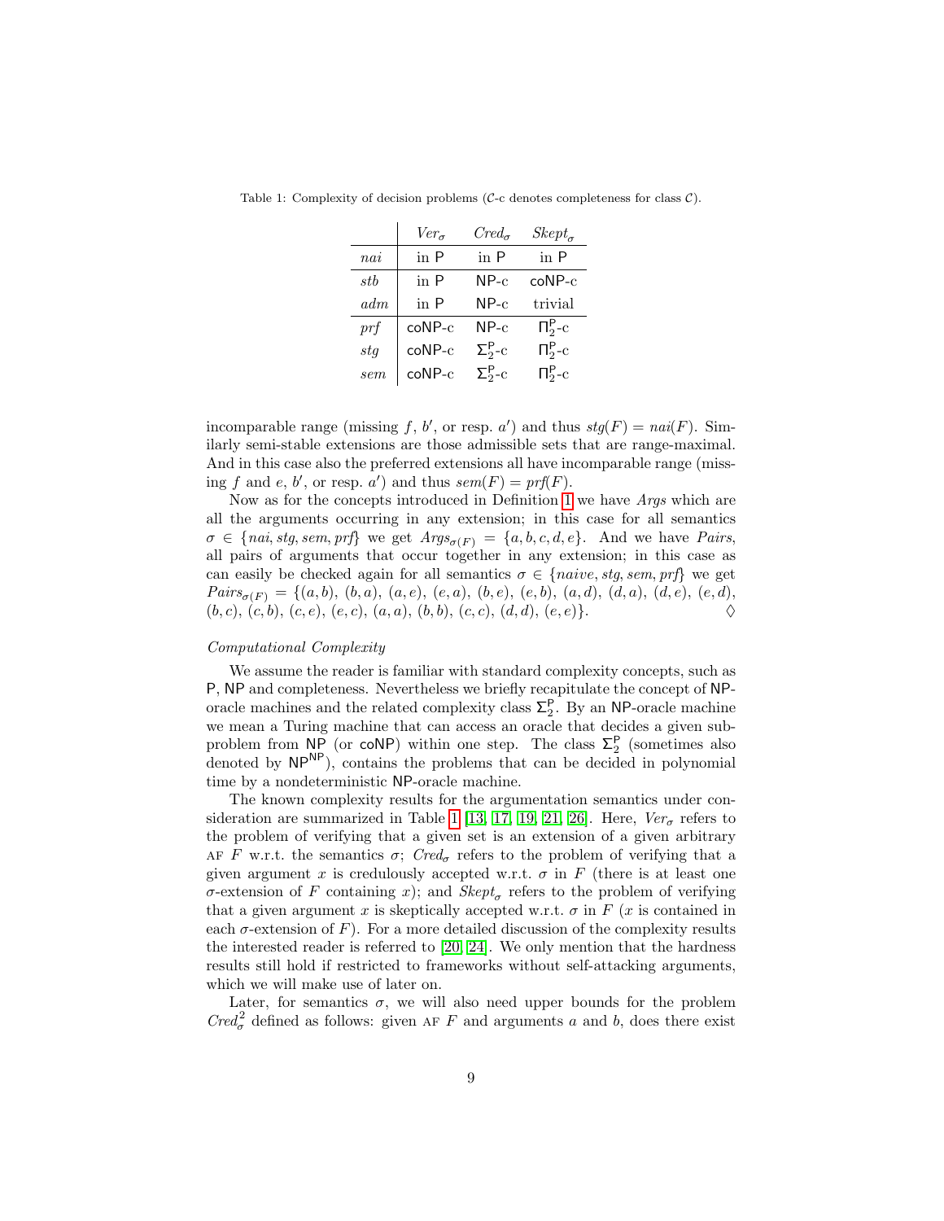Table 1: Complexity of decision problems ($\mathcal{C}$-c denotes completeness for class $\mathcal{C}$).

| | $Ver_\sigma$ | $Cred_\sigma$ | $Skept_\sigma$ |
|---|---|---|---|
| $nai$ | in P | in P | in P |
| $stb$ | in P | NP-c | coNP-c |
| $adm$ | in P | NP-c | trivial |
| $prf$ | coNP-c | NP-c | $\Pi_2^\mathsf{P}$-c |
| $stg$ | coNP-c | $\Sigma_2^\mathsf{P}$-c | $\Pi_2^\mathsf{P}$-c |
| $sem$ | coNP-c | $\Sigma_2^\mathsf{P}$-c | $\Pi_2^\mathsf{P}$-c |

incomparable range (missing $f$, $b'$, or resp. $a'$) and thus $stg(F) = nai(F)$. Similarly semi-stable extensions are those admissible sets that are range-maximal. And in this case also the preferred extensions all have incomparable range (missing $f$ and $e$, $b'$, or resp. $a'$) and thus $sem(F) = prf(F)$.

Now as for the concepts introduced in Definition 1 we have *Args* which are all the arguments occurring in any extension; in this case for all semantics $\sigma \in \{nai, stg, sem, prf\}$ we get $Args_{\sigma(F)} = \{a, b, c, d, e\}$. And we have *Pairs*, all pairs of arguments that occur together in any extension; in this case as can easily be checked again for all semantics $\sigma \in \{naive, stg, sem, prf\}$ we get $Pairs_{\sigma(F)} = \{(a, b), (b, a), (a, e), (e, a), (b, e), (e, b), (a, d), (d, a), (d, e), (e, d), (b, c), (c, b), (c, e), (e, c), (a, a), (b, b), (c, c), (d, d), (e, e)\}$. $\diamondsuit$

*Computational Complexity*

We assume the reader is familiar with standard complexity concepts, such as P, NP and completeness. Nevertheless we briefly recapitulate the concept of NP-oracle machines and the related complexity class $\Sigma_2^\mathsf{P}$. By an NP-oracle machine we mean a Turing machine that can access an oracle that decides a given subproblem from NP (or coNP) within one step. The class $\Sigma_2^\mathsf{P}$ (sometimes also denoted by $\mathsf{NP}^\mathsf{NP}$), contains the problems that can be decided in polynomial time by a nondeterministic NP-oracle machine.

The known complexity results for the argumentation semantics under consideration are summarized in Table 1 [13, 17, 19, 21, 26]. Here, $Ver_\sigma$ refers to the problem of verifying that a given set is an extension of a given arbitrary AF $F$ w.r.t. the semantics $\sigma$; $Cred_\sigma$ refers to the problem of verifying that a given argument $x$ is credulously accepted w.r.t. $\sigma$ in $F$ (there is at least one $\sigma$-extension of $F$ containing $x$); and $Skept_\sigma$ refers to the problem of verifying that a given argument $x$ is skeptically accepted w.r.t. $\sigma$ in $F$ ($x$ is contained in each $\sigma$-extension of $F$). For a more detailed discussion of the complexity results the interested reader is referred to [20, 24]. We only mention that the hardness results still hold if restricted to frameworks without self-attacking arguments, which we will make use of later on.

Later, for semantics $\sigma$, we will also need upper bounds for the problem $Cred^2_\sigma$ defined as follows: given AF $F$ and arguments $a$ and $b$, does there exist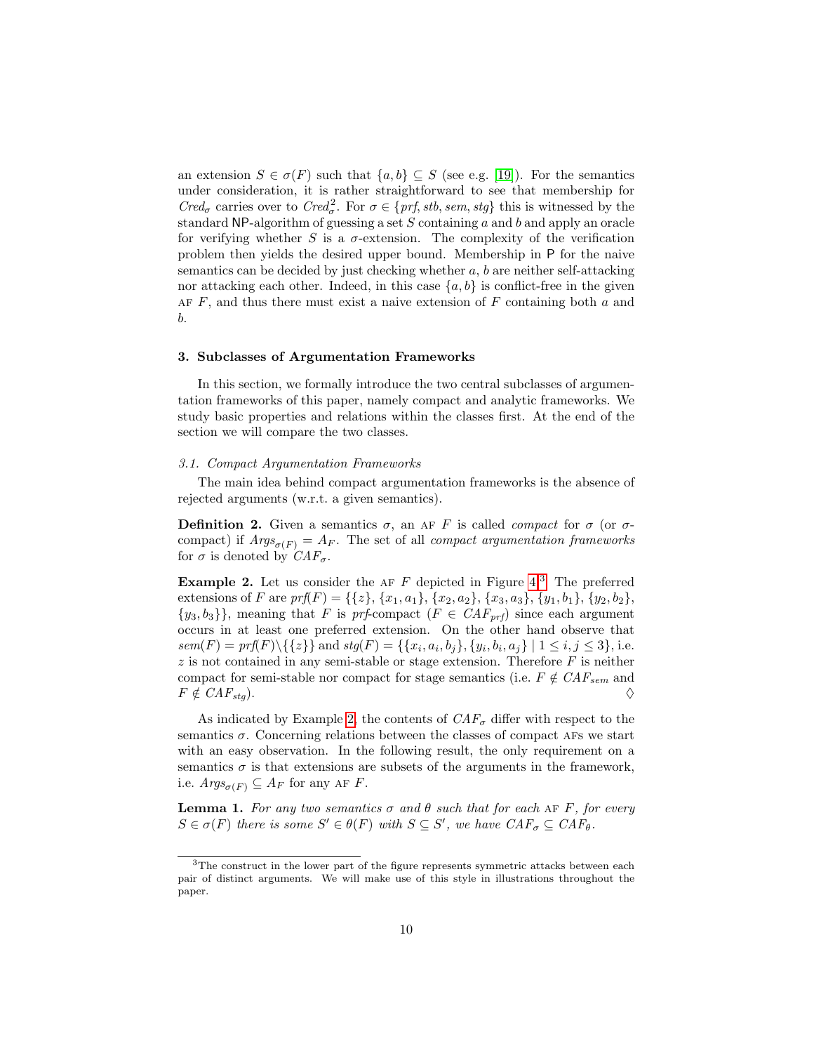an extension $S \in \sigma(F)$ such that $\{a, b\} \subseteq S$ (see e.g. [19]). For the semantics under consideration, it is rather straightforward to see that membership for $Cred_\sigma$ carries over to $Cred^2_\sigma$. For $\sigma \in \{prf, stb, sem, stg\}$ this is witnessed by the standard NP-algorithm of guessing a set $S$ containing $a$ and $b$ and apply an oracle for verifying whether $S$ is a $\sigma$-extension. The complexity of the verification problem then yields the desired upper bound. Membership in P for the naive semantics can be decided by just checking whether $a$, $b$ are neither self-attacking nor attacking each other. Indeed, in this case $\{a, b\}$ is conflict-free in the given AF $F$, and thus there must exist a naive extension of $F$ containing both $a$ and $b$.

## 3. Subclasses of Argumentation Frameworks

In this section, we formally introduce the two central subclasses of argumentation frameworks of this paper, namely compact and analytic frameworks. We study basic properties and relations within the classes first. At the end of the section we will compare the two classes.

### 3.1. Compact Argumentation Frameworks

The main idea behind compact argumentation frameworks is the absence of rejected arguments (w.r.t. a given semantics).

**Definition 2.** Given a semantics $\sigma$, an AF $F$ is called *compact* for $\sigma$ (or $\sigma$-compact) if $Args_{\sigma(F)} = A_F$. The set of all *compact argumentation frameworks* for $\sigma$ is denoted by $CAF_\sigma$.

**Example 2.** Let us consider the AF $F$ depicted in Figure 4.[3] The preferred extensions of $F$ are $prf(F) = \{\{z\}, \{x_1, a_1\}, \{x_2, a_2\}, \{x_3, a_3\}, \{y_1, b_1\}, \{y_2, b_2\}, \{y_3, b_3\}\}$, meaning that $F$ is $prf$-compact ($F \in CAF_{prf}$) since each argument occurs in at least one preferred extension. On the other hand observe that $sem(F) = prf(F) \setminus \{\{z\}\}$ and $stg(F) = \{\{x_i, a_i, b_j\}, \{y_i, b_i, a_j\} \mid 1 \leq i, j \leq 3\}$, i.e. $z$ is not contained in any semi-stable or stage extension. Therefore $F$ is neither compact for semi-stable nor compact for stage semantics (i.e. $F \notin CAF_{sem}$ and $F \notin CAF_{stg}$). ♢

As indicated by Example 2, the contents of $CAF_\sigma$ differ with respect to the semantics $\sigma$. Concerning relations between the classes of compact AFs we start with an easy observation. In the following result, the only requirement on a semantics $\sigma$ is that extensions are subsets of the arguments in the framework, i.e. $Args_{\sigma(F)} \subseteq A_F$ for any AF $F$.

**Lemma 1.** *For any two semantics $\sigma$ and $\theta$ such that for each AF $F$, for every $S \in \sigma(F)$ there is some $S' \in \theta(F)$ with $S \subseteq S'$, we have $CAF_\sigma \subseteq CAF_\theta$.*

[3] The construct in the lower part of the figure represents symmetric attacks between each pair of distinct arguments. We will make use of this style in illustrations throughout the paper.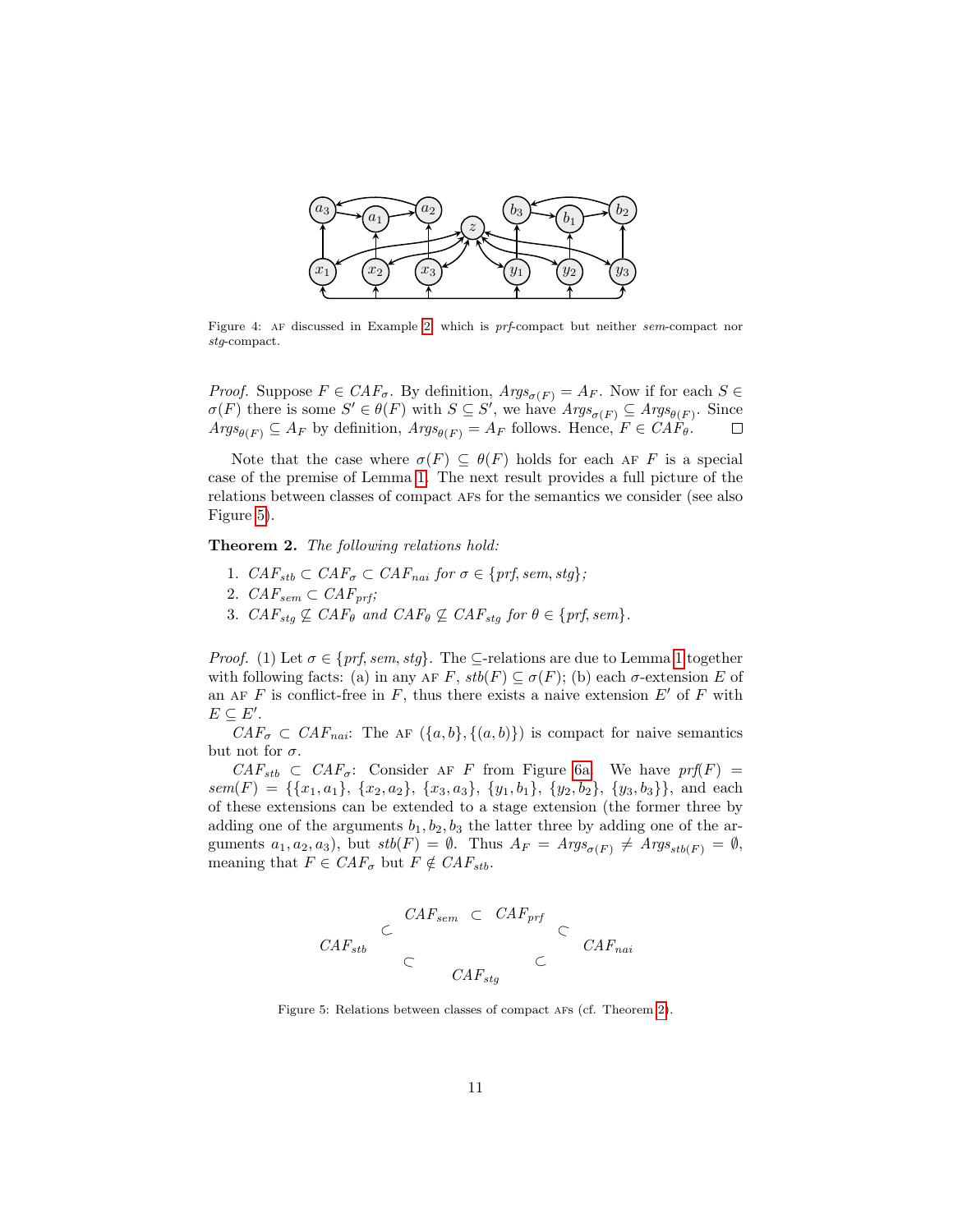Figure 4: AF discussed in Example 2, which is *prf*-compact but neither *sem*-compact nor *stg*-compact.

*Proof.* Suppose $F \in CAF_\sigma$. By definition, $Args_{\sigma(F)} = A_F$. Now if for each $S \in \sigma(F)$ there is some $S' \in \theta(F)$ with $S \subseteq S'$, we have $Args_{\sigma(F)} \subseteq Args_{\theta(F)}$. Since $Args_{\theta(F)} \subseteq A_F$ by definition, $Args_{\theta(F)} = A_F$ follows. Hence, $F \in CAF_\theta$. $\square$

Note that the case where $\sigma(F) \subseteq \theta(F)$ holds for each AF $F$ is a special case of the premise of Lemma 1. The next result provides a full picture of the relations between classes of compact AFs for the semantics we consider (see also Figure 5).

**Theorem 2.** *The following relations hold:*

1. $CAF_{stb} \subset CAF_\sigma \subset CAF_{nai}$ *for* $\sigma \in \{prf, sem, stg\}$*;*
2. $CAF_{sem} \subset CAF_{prf}$*;*
3. $CAF_{stg} \not\subseteq CAF_\theta$ *and* $CAF_\theta \not\subseteq CAF_{stg}$ *for* $\theta \in \{prf, sem\}$.

*Proof.* (1) Let $\sigma \in \{prf, sem, stg\}$. The $\subseteq$-relations are due to Lemma 1 together with following facts: (a) in any AF $F$, $stb(F) \subseteq \sigma(F)$; (b) each $\sigma$-extension $E$ of an AF $F$ is conflict-free in $F$, thus there exists a naive extension $E'$ of $F$ with $E \subseteq E'$.

$CAF_\sigma \subset CAF_{nai}$: The AF $(\{a, b\}, \{(a, b)\})$ is compact for naive semantics but not for $\sigma$.

$CAF_{stb} \subset CAF_\sigma$: Consider AF $F$ from Figure 6a. We have $prf(F) = sem(F) = \{\{x_1, a_1\}, \{x_2, a_2\}, \{x_3, a_3\}, \{y_1, b_1\}, \{y_2, b_2\}, \{y_3, b_3\}\}$, and each of these extensions can be extended to a stage extension (the former three by adding one of the arguments $b_1, b_2, b_3$ the latter three by adding one of the arguments $a_1, a_2, a_3$), but $stb(F) = \emptyset$. Thus $A_F = Args_{\sigma(F)} \neq Args_{stb(F)} = \emptyset$, meaning that $F \in CAF_\sigma$ but $F \notin CAF_{stb}$.

$$
\begin{array}{ccccc}
 & & CAF_{sem} \subset CAF_{prf} & & \\
 & \subset & & \subset & \\
CAF_{stb} & & & & CAF_{nai} \\
 & \subset & & \subset & \\
 & & CAF_{stg} & &
\end{array}
$$

Figure 5: Relations between classes of compact AFs (cf. Theorem 2).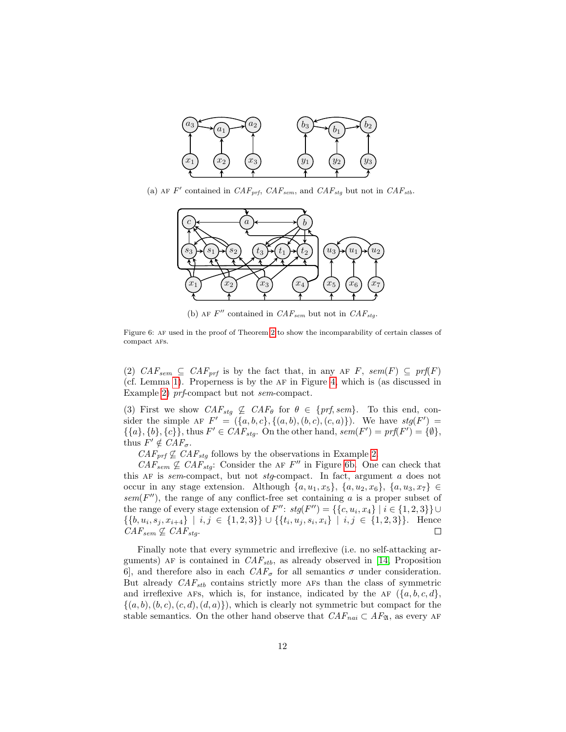(a) AF $F'$ contained in $CAF_{prf}$, $CAF_{sem}$, and $CAF_{stg}$ but not in $CAF_{stb}$.

(b) AF $F''$ contained in $CAF_{sem}$ but not in $CAF_{stg}$.

Figure 6: AF used in the proof of Theorem 2 to show the incomparability of certain classes of compact AFs.

(2) $CAF_{sem} \subseteq CAF_{prf}$ is by the fact that, in any AF $F$, $sem(F) \subseteq prf(F)$ (cf. Lemma 1). Properness is by the AF in Figure 4, which is (as discussed in Example 2) *prf*-compact but not *sem*-compact.

(3) First we show $CAF_{stg} \not\subseteq CAF_{\theta}$ for $\theta \in \{prf, sem\}$. To this end, consider the simple AF $F' = (\{a, b, c\}, \{(a, b), (b, c), (c, a)\})$. We have $stg(F') = \{\{a\}, \{b\}, \{c\}\}$, thus $F' \in CAF_{stg}$. On the other hand, $sem(F') = prf(F') = \{\emptyset\}$, thus $F' \notin CAF_{\sigma}$.

$CAF_{prf} \not\subseteq CAF_{stg}$ follows by the observations in Example 2.

$CAF_{sem} \not\subseteq CAF_{stg}$: Consider the AF $F''$ in Figure 6b. One can check that this AF is *sem*-compact, but not *stg*-compact. In fact, argument $a$ does not occur in any stage extension. Although $\{a, u_1, x_5\}$, $\{a, u_2, x_6\}$, $\{a, u_3, x_7\} \in sem(F'')$, the range of any conflict-free set containing $a$ is a proper subset of the range of every stage extension of $F''$: $stg(F'') = \{\{c, u_i, x_4\} \mid i \in \{1, 2, 3\}\} \cup \{\{b, u_i, s_j, x_{i+4}\} \mid i, j \in \{1, 2, 3\}\} \cup \{\{t_i, u_j, s_i, x_i\} \mid i, j \in \{1, 2, 3\}\}$. Hence $CAF_{sem} \not\subseteq CAF_{stg}$. □

Finally note that every symmetric and irreflexive (i.e. no self-attacking arguments) AF is contained in $CAF_{stb}$, as already observed in [14, Proposition 6], and therefore also in each $CAF_{\sigma}$ for all semantics $\sigma$ under consideration. But already $CAF_{stb}$ contains strictly more AFs than the class of symmetric and irreflexive AFs, which is, for instance, indicated by the AF $(\{a, b, c, d\}, \{(a, b), (b, c), (c, d), (d, a)\})$, which is clearly not symmetric but compact for the stable semantics. On the other hand observe that $CAF_{nai} \subset AF_{\mathfrak{A}}$, as every AF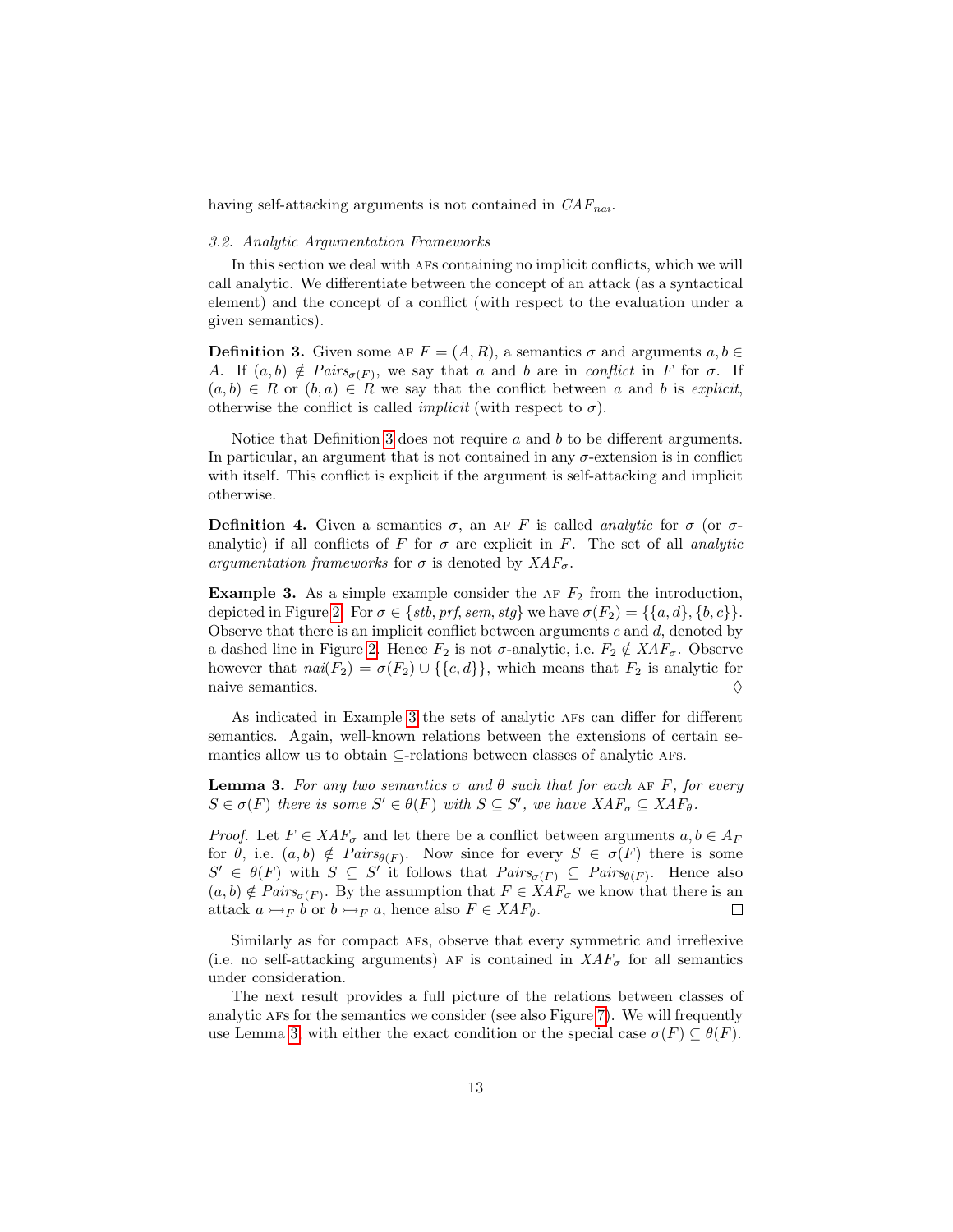having self-attacking arguments is not contained in $CAF_{nai}$.

### 3.2. Analytic Argumentation Frameworks

In this section we deal with AFs containing no implicit conflicts, which we will call analytic. We differentiate between the concept of an attack (as a syntactical element) and the concept of a conflict (with respect to the evaluation under a given semantics).

**Definition 3.** Given some AF $F = (A, R)$, a semantics $\sigma$ and arguments $a, b \in A$. If $(a, b) \notin Pairs_{\sigma(F)}$, we say that $a$ and $b$ are in *conflict* in $F$ for $\sigma$. If $(a, b) \in R$ or $(b, a) \in R$ we say that the conflict between $a$ and $b$ is *explicit*, otherwise the conflict is called *implicit* (with respect to $\sigma$).

Notice that Definition 3 does not require $a$ and $b$ to be different arguments. In particular, an argument that is not contained in any $\sigma$-extension is in conflict with itself. This conflict is explicit if the argument is self-attacking and implicit otherwise.

**Definition 4.** Given a semantics $\sigma$, an AF $F$ is called *analytic* for $\sigma$ (or $\sigma$-analytic) if all conflicts of $F$ for $\sigma$ are explicit in $F$. The set of all *analytic argumentation frameworks* for $\sigma$ is denoted by $XAF_\sigma$.

**Example 3.** As a simple example consider the AF $F_2$ from the introduction, depicted in Figure 2. For $\sigma \in \{stb, prf, sem, stg\}$ we have $\sigma(F_2) = \{\{a, d\}, \{b, c\}\}$. Observe that there is an implicit conflict between arguments $c$ and $d$, denoted by a dashed line in Figure 2. Hence $F_2$ is not $\sigma$-analytic, i.e. $F_2 \notin XAF_\sigma$. Observe however that $nai(F_2) = \sigma(F_2) \cup \{\{c, d\}\}$, which means that $F_2$ is analytic for naive semantics. ◊

As indicated in Example 3 the sets of analytic AFs can differ for different semantics. Again, well-known relations between the extensions of certain semantics allow us to obtain $\subseteq$-relations between classes of analytic AFs.

**Lemma 3.** *For any two semantics $\sigma$ and $\theta$ such that for each AF $F$, for every $S \in \sigma(F)$ there is some $S' \in \theta(F)$ with $S \subseteq S'$, we have $XAF_\sigma \subseteq XAF_\theta$.*

*Proof.* Let $F \in XAF_\sigma$ and let there be a conflict between arguments $a, b \in A_F$ for $\theta$, i.e. $(a, b) \notin Pairs_{\theta(F)}$. Now since for every $S \in \sigma(F)$ there is some $S' \in \theta(F)$ with $S \subseteq S'$ it follows that $Pairs_{\sigma(F)} \subseteq Pairs_{\theta(F)}$. Hence also $(a, b) \notin Pairs_{\sigma(F)}$. By the assumption that $F \in XAF_\sigma$ we know that there is an attack $a \rightarrowtail_F b$ or $b \rightarrowtail_F a$, hence also $F \in XAF_\theta$. □

Similarly as for compact AFs, observe that every symmetric and irreflexive (i.e. no self-attacking arguments) AF is contained in $XAF_\sigma$ for all semantics under consideration.

The next result provides a full picture of the relations between classes of analytic AFs for the semantics we consider (see also Figure 7). We will frequently use Lemma 3, with either the exact condition or the special case $\sigma(F) \subseteq \theta(F)$.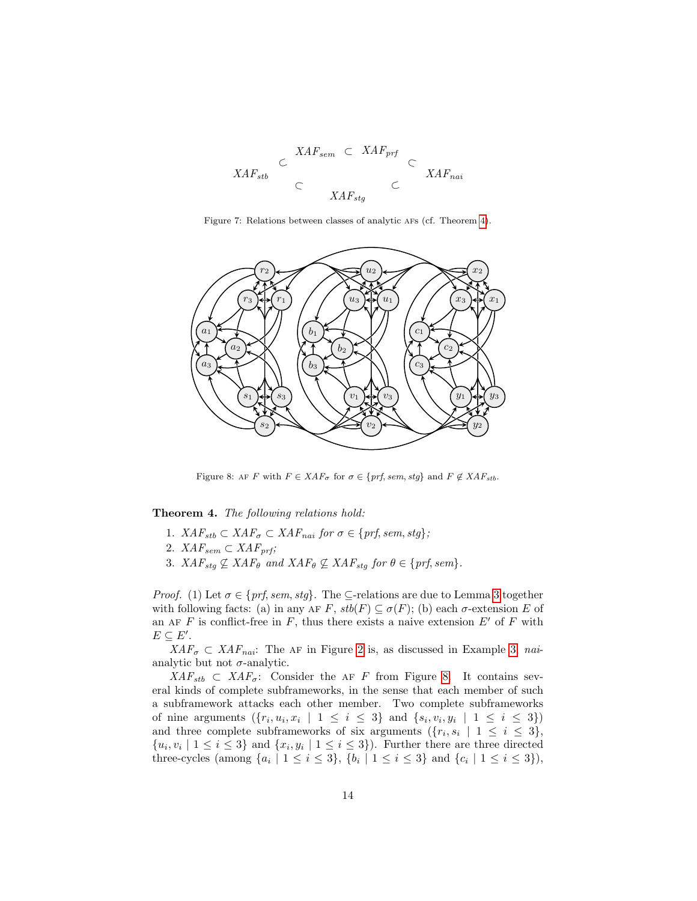$$XAF_{stb} \subset XAF_{sem} \subset XAF_{prf} \subset XAF_{nai}, \quad XAF_{stb} \subset XAF_{stg} \subset XAF_{nai}$$

Figure 7: Relations between classes of analytic AFs (cf. Theorem 4).

Figure 8: AF $F$ with $F \in XAF_\sigma$ for $\sigma \in \{prf, sem, stg\}$ and $F \notin XAF_{stb}$.

**Theorem 4.** *The following relations hold:*

1. $XAF_{stb} \subset XAF_\sigma \subset XAF_{nai}$ *for* $\sigma \in \{prf, sem, stg\}$*;*
2. $XAF_{sem} \subset XAF_{prf}$*;*
3. $XAF_{stg} \not\subseteq XAF_\theta$ *and* $XAF_\theta \not\subseteq XAF_{stg}$ *for* $\theta \in \{prf, sem\}$*.*

*Proof.* (1) Let $\sigma \in \{prf, sem, stg\}$. The $\subseteq$-relations are due to Lemma 3 together with following facts: (a) in any AF $F$, $stb(F) \subseteq \sigma(F)$; (b) each $\sigma$-extension $E$ of an AF $F$ is conflict-free in $F$, thus there exists a naive extension $E'$ of $F$ with $E \subseteq E'$.

$XAF_\sigma \subset XAF_{nai}$: The AF in Figure 2 is, as discussed in Example 3, *nai*-analytic but not $\sigma$-analytic.

$XAF_{stb} \subset XAF_\sigma$: Consider the AF $F$ from Figure 8. It contains several kinds of complete subframeworks, in the sense that each member of such a subframework attacks each other member. Two complete subframeworks of nine arguments ($\{r_i, u_i, x_i \mid 1 \leq i \leq 3\}$ and $\{s_i, v_i, y_i \mid 1 \leq i \leq 3\}$) and three complete subframeworks of six arguments ($\{r_i, s_i \mid 1 \leq i \leq 3\}$, $\{u_i, v_i \mid 1 \leq i \leq 3\}$ and $\{x_i, y_i \mid 1 \leq i \leq 3\}$). Further there are three directed three-cycles (among $\{a_i \mid 1 \leq i \leq 3\}$, $\{b_i \mid 1 \leq i \leq 3\}$ and $\{c_i \mid 1 \leq i \leq 3\}$),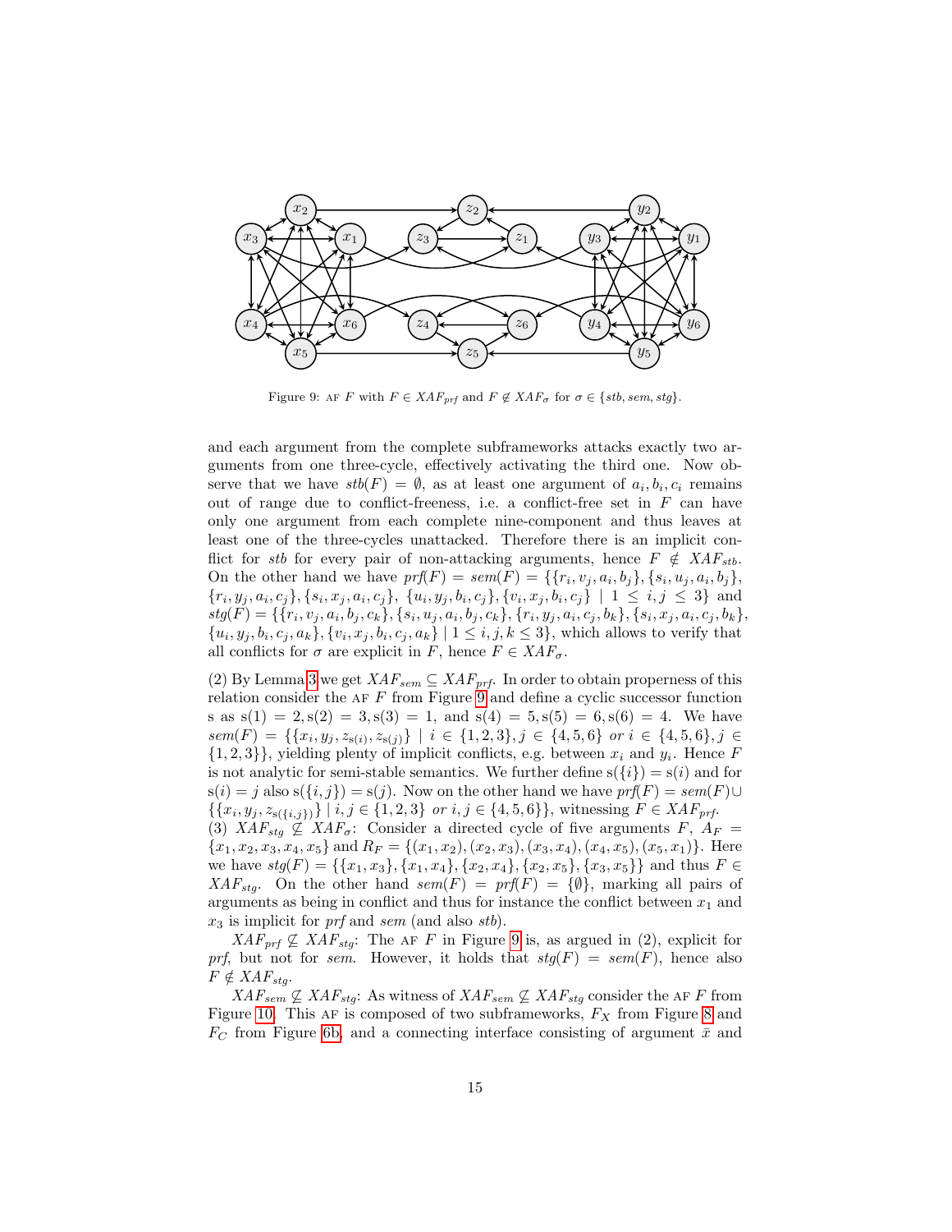Figure 9: AF $F$ with $F \in XAF_{prf}$ and $F \notin XAF_\sigma$ for $\sigma \in \{stb, sem, stg\}$.

and each argument from the complete subframeworks attacks exactly two arguments from one three-cycle, effectively activating the third one. Now observe that we have $stb(F) = \emptyset$, as at least one argument of $a_i, b_i, c_i$ remains out of range due to conflict-freeness, i.e. a conflict-free set in $F$ can have only one argument from each complete nine-component and thus leaves at least one of the three-cycles unattacked. Therefore there is an implicit conflict for $stb$ for every pair of non-attacking arguments, hence $F \notin XAF_{stb}$. On the other hand we have $prf(F) = sem(F) = \{\{r_i, v_j, a_i, b_j\}, \{s_i, u_j, a_i, b_j\}, \{r_i, y_j, a_i, c_j\}, \{s_i, x_j, a_i, c_j\}, \{u_i, y_j, b_i, c_j\}, \{v_i, x_j, b_i, c_j\} \mid 1 \leq i, j \leq 3\}$ and $stg(F) = \{\{r_i, v_j, a_i, b_j, c_k\}, \{s_i, u_j, a_i, b_j, c_k\}, \{r_i, y_j, a_i, c_j, b_k\}, \{s_i, x_j, a_i, c_j, b_k\}, \{u_i, y_j, b_i, c_j, a_k\}, \{v_i, x_j, b_i, c_j, a_k\} \mid 1 \leq i, j, k \leq 3\}$, which allows to verify that all conflicts for $\sigma$ are explicit in $F$, hence $F \in XAF_\sigma$.

(2) By Lemma 3 we get $XAF_{sem} \subseteq XAF_{prf}$. In order to obtain properness of this relation consider the AF $F$ from Figure 9 and define a cyclic successor function s as $s(1) = 2, s(2) = 3, s(3) = 1$, and $s(4) = 5, s(5) = 6, s(6) = 4$. We have $sem(F) = \{\{x_i, y_j, z_{s(i)}, z_{s(j)}\} \mid i \in \{1,2,3\}, j \in \{4,5,6\} \textit{ or } i \in \{4,5,6\}, j \in \{1,2,3\}\}$, yielding plenty of implicit conflicts, e.g. between $x_i$ and $y_i$. Hence $F$ is not analytic for semi-stable semantics. We further define $s(\{i\}) = s(i)$ and for $s(i) = j$ also $s(\{i,j\}) = s(j)$. Now on the other hand we have $prf(F) = sem(F) \cup \{\{x_i, y_j, z_{s(\{i,j\})}\} \mid i, j \in \{1,2,3\} \textit{ or } i, j \in \{4,5,6\}\}$, witnessing $F \in XAF_{prf}$.
(3) $XAF_{stg} \not\subseteq XAF_\sigma$: Consider a directed cycle of five arguments $F$, $A_F = \{x_1, x_2, x_3, x_4, x_5\}$ and $R_F = \{(x_1, x_2), (x_2, x_3), (x_3, x_4), (x_4, x_5), (x_5, x_1)\}$. Here we have $stg(F) = \{\{x_1, x_3\}, \{x_1, x_4\}, \{x_2, x_4\}, \{x_2, x_5\}, \{x_3, x_5\}\}$ and thus $F \in XAF_{stg}$. On the other hand $sem(F) = prf(F) = \{\emptyset\}$, marking all pairs of arguments as being in conflict and thus for instance the conflict between $x_1$ and $x_3$ is implicit for $prf$ and $sem$ (and also $stb$).

$XAF_{prf} \not\subseteq XAF_{stg}$: The AF $F$ in Figure 9 is, as argued in (2), explicit for $prf$, but not for $sem$. However, it holds that $stg(F) = sem(F)$, hence also $F \notin XAF_{stg}$.

$XAF_{sem} \not\subseteq XAF_{stg}$: As witness of $XAF_{sem} \not\subseteq XAF_{stg}$ consider the AF $F$ from Figure 10. This AF is composed of two subframeworks, $F_X$ from Figure 8 and $F_C$ from Figure 6b, and a connecting interface consisting of argument $\bar{x}$ and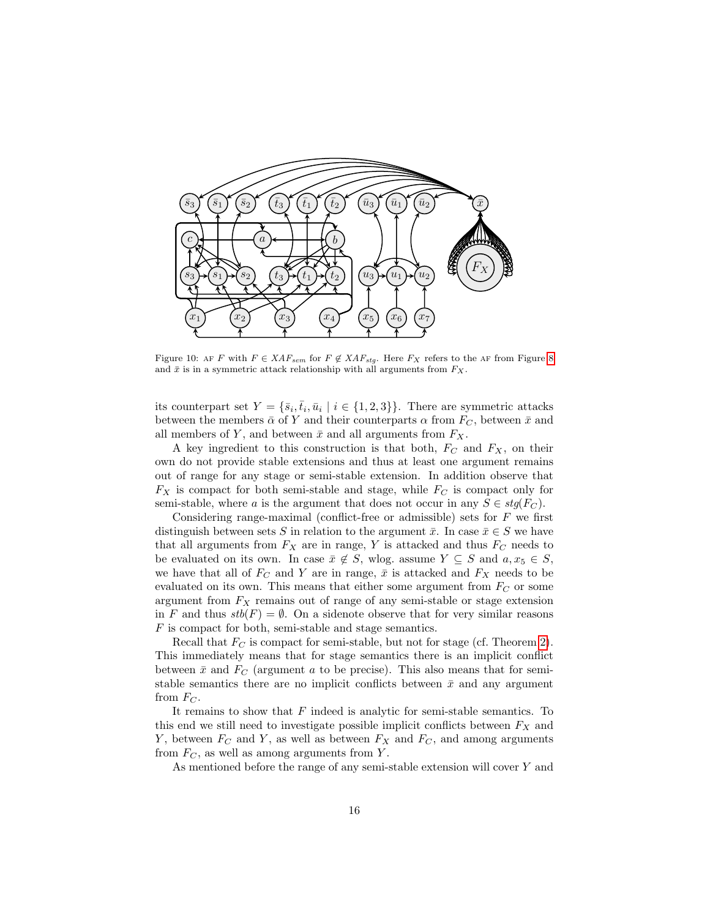Figure 10: AF $F$ with $F \in XAF_{sem}$ for $F \notin XAF_{stg}$. Here $F_X$ refers to the AF from Figure 8 and $\bar{x}$ is in a symmetric attack relationship with all arguments from $F_X$.

its counterpart set $Y = \{\bar{s}_i, \bar{t}_i, \bar{u}_i \mid i \in \{1, 2, 3\}\}$. There are symmetric attacks between the members $\bar{\alpha}$ of $Y$ and their counterparts $\alpha$ from $F_C$, between $\bar{x}$ and all members of $Y$, and between $\bar{x}$ and all arguments from $F_X$.

A key ingredient to this construction is that both, $F_C$ and $F_X$, on their own do not provide stable extensions and thus at least one argument remains out of range for any stage or semi-stable extension. In addition observe that $F_X$ is compact for both semi-stable and stage, while $F_C$ is compact only for semi-stable, where $a$ is the argument that does not occur in any $S \in stg(F_C)$.

Considering range-maximal (conflict-free or admissible) sets for $F$ we first distinguish between sets $S$ in relation to the argument $\bar{x}$. In case $\bar{x} \in S$ we have that all arguments from $F_X$ are in range, $Y$ is attacked and thus $F_C$ needs to be evaluated on its own. In case $\bar{x} \notin S$, wlog. assume $Y \subseteq S$ and $a, x_5 \in S$, we have that all of $F_C$ and $Y$ are in range, $\bar{x}$ is attacked and $F_X$ needs to be evaluated on its own. This means that either some argument from $F_C$ or some argument from $F_X$ remains out of range of any semi-stable or stage extension in $F$ and thus $stb(F) = \emptyset$. On a sidenote observe that for very similar reasons $F$ is compact for both, semi-stable and stage semantics.

Recall that $F_C$ is compact for semi-stable, but not for stage (cf. Theorem 2). This immediately means that for stage semantics there is an implicit conflict between $\bar{x}$ and $F_C$ (argument $a$ to be precise). This also means that for semi-stable semantics there are no implicit conflicts between $\bar{x}$ and any argument from $F_C$.

It remains to show that $F$ indeed is analytic for semi-stable semantics. To this end we still need to investigate possible implicit conflicts between $F_X$ and $Y$, between $F_C$ and $Y$, as well as between $F_X$ and $F_C$, and among arguments from $F_C$, as well as among arguments from $Y$.

As mentioned before the range of any semi-stable extension will cover $Y$ and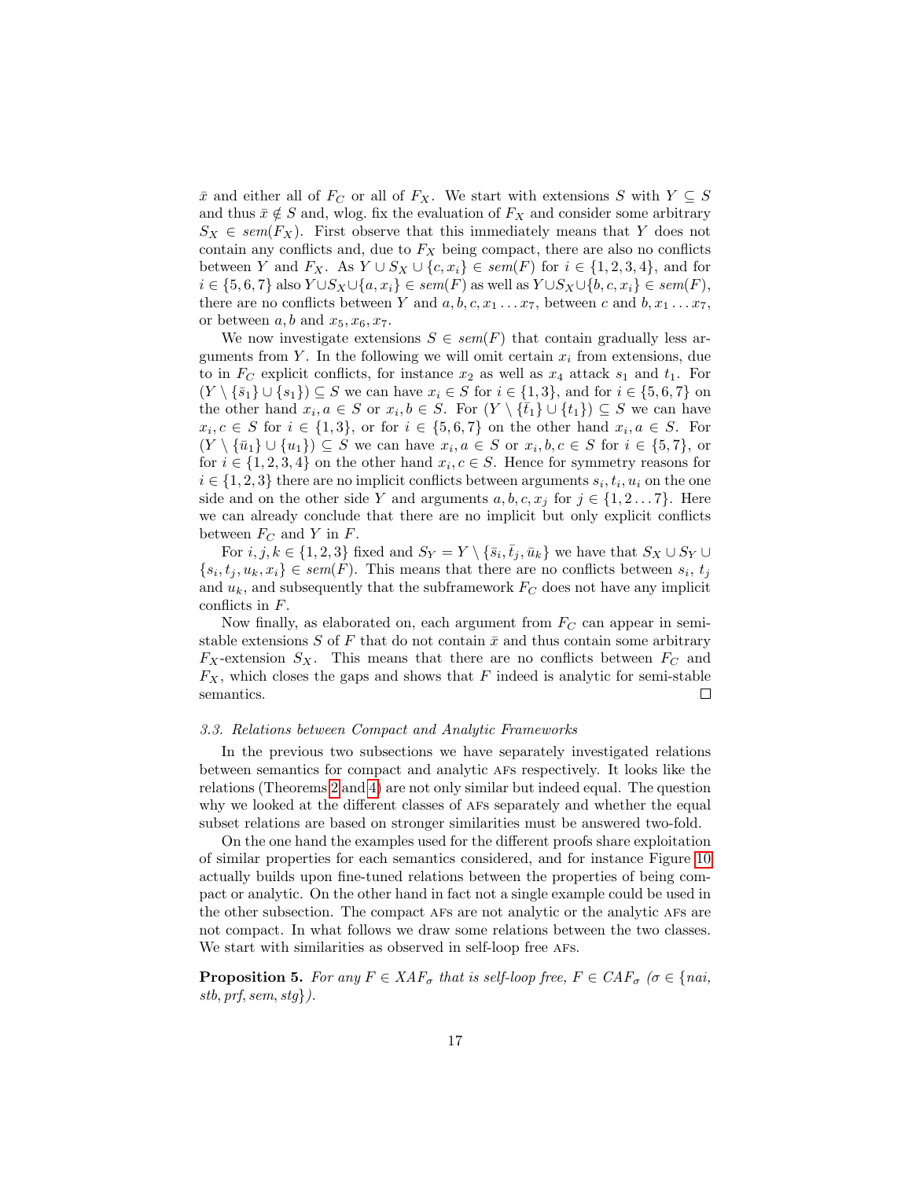$\bar{x}$ and either all of $F_C$ or all of $F_X$. We start with extensions $S$ with $Y \subseteq S$ and thus $\bar{x} \notin S$ and, wlog. fix the evaluation of $F_X$ and consider some arbitrary $S_X \in sem(F_X)$. First observe that this immediately means that $Y$ does not contain any conflicts and, due to $F_X$ being compact, there are also no conflicts between $Y$ and $F_X$. As $Y \cup S_X \cup \{c, x_i\} \in sem(F)$ for $i \in \{1, 2, 3, 4\}$, and for $i \in \{5, 6, 7\}$ also $Y \cup S_X \cup \{a, x_i\} \in sem(F)$ as well as $Y \cup S_X \cup \{b, c, x_i\} \in sem(F)$, there are no conflicts between $Y$ and $a, b, c, x_1 \dots x_7$, between $c$ and $b, x_1 \dots x_7$, or between $a, b$ and $x_5, x_6, x_7$.

We now investigate extensions $S \in sem(F)$ that contain gradually less arguments from $Y$. In the following we will omit certain $x_i$ from extensions, due to in $F_C$ explicit conflicts, for instance $x_2$ as well as $x_4$ attack $s_1$ and $t_1$. For $(Y \setminus \{\bar{s}_1\} \cup \{s_1\}) \subseteq S$ we can have $x_i \in S$ for $i \in \{1, 3\}$, and for $i \in \{5, 6, 7\}$ on the other hand $x_i, a \in S$ or $x_i, b \in S$. For $(Y \setminus \{\bar{t}_1\} \cup \{t_1\}) \subseteq S$ we can have $x_i, c \in S$ for $i \in \{1, 3\}$, or for $i \in \{5, 6, 7\}$ on the other hand $x_i, a \in S$. For $(Y \setminus \{\bar{u}_1\} \cup \{u_1\}) \subseteq S$ we can have $x_i, a \in S$ or $x_i, b, c \in S$ for $i \in \{5, 7\}$, or for $i \in \{1, 2, 3, 4\}$ on the other hand $x_i, c \in S$. Hence for symmetry reasons for $i \in \{1, 2, 3\}$ there are no implicit conflicts between arguments $s_i, t_i, u_i$ on the one side and on the other side $Y$ and arguments $a, b, c, x_j$ for $j \in \{1, 2 \dots 7\}$. Here we can already conclude that there are no implicit but only explicit conflicts between $F_C$ and $Y$ in $F$.

For $i, j, k \in \{1, 2, 3\}$ fixed and $S_Y = Y \setminus \{\bar{s}_i, \bar{t}_j, \bar{u}_k\}$ we have that $S_X \cup S_Y \cup \{s_i, t_j, u_k, x_i\} \in sem(F)$. This means that there are no conflicts between $s_i$, $t_j$ and $u_k$, and subsequently that the subframework $F_C$ does not have any implicit conflicts in $F$.

Now finally, as elaborated on, each argument from $F_C$ can appear in semi-stable extensions $S$ of $F$ that do not contain $\bar{x}$ and thus contain some arbitrary $F_X$-extension $S_X$. This means that there are no conflicts between $F_C$ and $F_X$, which closes the gaps and shows that $F$ indeed is analytic for semi-stable semantics. □

### 3.3. Relations between Compact and Analytic Frameworks

In the previous two subsections we have separately investigated relations between semantics for compact and analytic AFs respectively. It looks like the relations (Theorems 2 and 4) are not only similar but indeed equal. The question why we looked at the different classes of AFs separately and whether the equal subset relations are based on stronger similarities must be answered two-fold.

On the one hand the examples used for the different proofs share exploitation of similar properties for each semantics considered, and for instance Figure 10 actually builds upon fine-tuned relations between the properties of being compact or analytic. On the other hand in fact not a single example could be used in the other subsection. The compact AFs are not analytic or the analytic AFs are not compact. In what follows we draw some relations between the two classes. We start with similarities as observed in self-loop free AFs.

**Proposition 5.** *For any $F \in XAF_\sigma$ that is self-loop free, $F \in CAF_\sigma$ ($\sigma \in \{nai, stb, prf, sem, stg\}$).*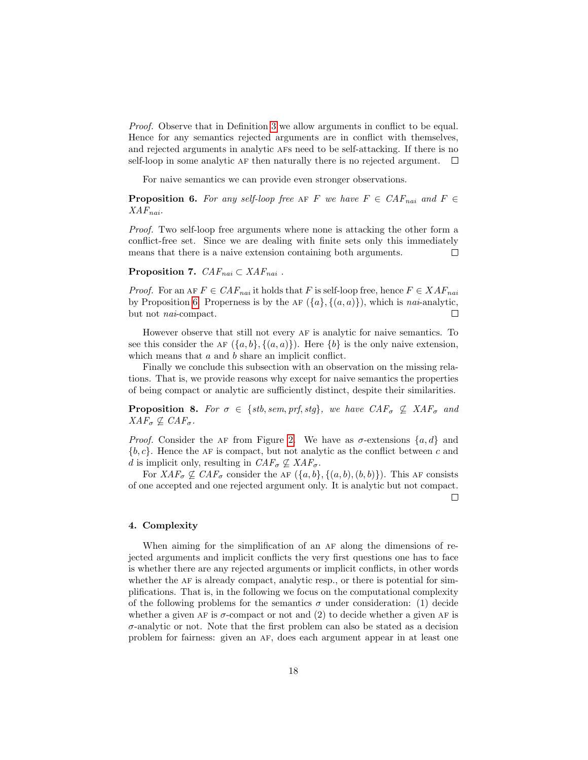*Proof.* Observe that in Definition 3 we allow arguments in conflict to be equal. Hence for any semantics rejected arguments are in conflict with themselves, and rejected arguments in analytic AFs need to be self-attacking. If there is no self-loop in some analytic AF then naturally there is no rejected argument. □

For naive semantics we can provide even stronger observations.

**Proposition 6.** *For any self-loop free* AF $F$ *we have* $F \in CAF_{nai}$ *and* $F \in XAF_{nai}$.

*Proof.* Two self-loop free arguments where none is attacking the other form a conflict-free set. Since we are dealing with finite sets only this immediately means that there is a naive extension containing both arguments. □

**Proposition 7.** $CAF_{nai} \subset XAF_{nai}$ .

*Proof.* For an AF $F \in CAF_{nai}$ it holds that $F$ is self-loop free, hence $F \in XAF_{nai}$ by Proposition 6. Properness is by the AF $(\{a\}, \{(a, a)\})$, which is *nai*-analytic, but not *nai*-compact. □

However observe that still not every AF is analytic for naive semantics. To see this consider the AF $(\{a, b\}, \{(a, a)\})$. Here $\{b\}$ is the only naive extension, which means that $a$ and $b$ share an implicit conflict.

Finally we conclude this subsection with an observation on the missing relations. That is, we provide reasons why except for naive semantics the properties of being compact or analytic are sufficiently distinct, despite their similarities.

**Proposition 8.** *For* $\sigma \in \{stb, sem, prf, stg\}$*, we have* $CAF_\sigma \not\subseteq XAF_\sigma$ *and* $XAF_\sigma \not\subseteq CAF_\sigma$.

*Proof.* Consider the AF from Figure 2. We have as $\sigma$-extensions $\{a, d\}$ and $\{b, c\}$. Hence the AF is compact, but not analytic as the conflict between $c$ and $d$ is implicit only, resulting in $CAF_\sigma \not\subseteq XAF_\sigma$.

For $XAF_\sigma \not\subseteq CAF_\sigma$ consider the AF $(\{a, b\}, \{(a, b), (b, b)\})$. This AF consists of one accepted and one rejected argument only. It is analytic but not compact. □

## 4. Complexity

When aiming for the simplification of an AF along the dimensions of rejected arguments and implicit conflicts the very first questions one has to face is whether there are any rejected arguments or implicit conflicts, in other words whether the AF is already compact, analytic resp., or there is potential for simplifications. That is, in the following we focus on the computational complexity of the following problems for the semantics $\sigma$ under consideration: (1) decide whether a given AF is $\sigma$-compact or not and (2) to decide whether a given AF is $\sigma$-analytic or not. Note that the first problem can also be stated as a decision problem for fairness: given an AF, does each argument appear in at least one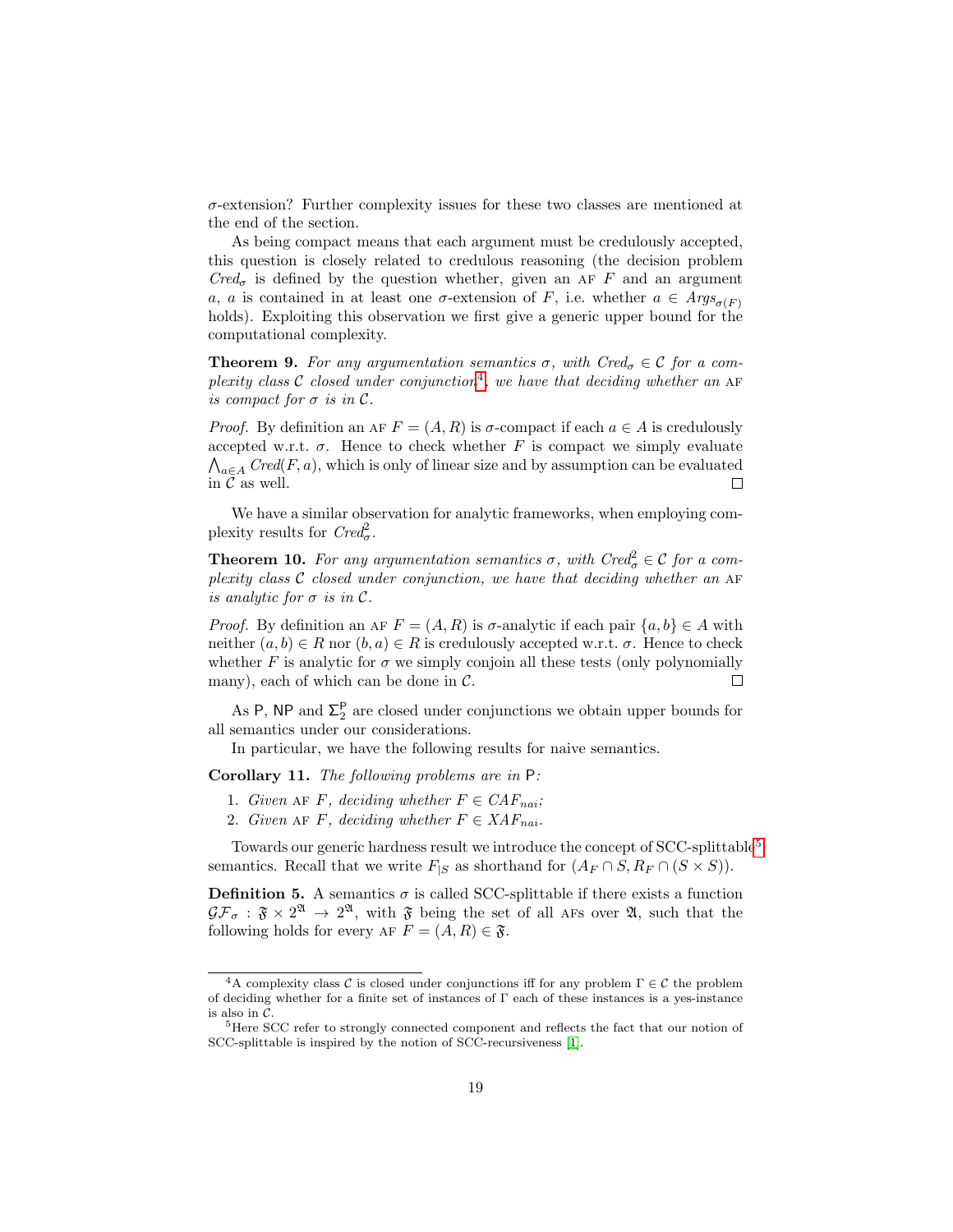$\sigma$-extension? Further complexity issues for these two classes are mentioned at the end of the section.

As being compact means that each argument must be credulously accepted, this question is closely related to credulous reasoning (the decision problem $Cred_\sigma$ is defined by the question whether, given an AF $F$ and an argument $a$, $a$ is contained in at least one $\sigma$-extension of $F$, i.e. whether $a \in Args_{\sigma(F)}$ holds). Exploiting this observation we first give a generic upper bound for the computational complexity.

**Theorem 9.** *For any argumentation semantics $\sigma$, with $Cred_\sigma \in \mathcal{C}$ for a complexity class $\mathcal{C}$ closed under conjunction[4], we have that deciding whether an AF is compact for $\sigma$ is in $\mathcal{C}$.*

*Proof.* By definition an AF $F = (A, R)$ is $\sigma$-compact if each $a \in A$ is credulously accepted w.r.t. $\sigma$. Hence to check whether $F$ is compact we simply evaluate $\bigwedge_{a \in A} Cred(F, a)$, which is only of linear size and by assumption can be evaluated in $\mathcal{C}$ as well. □

We have a similar observation for analytic frameworks, when employing complexity results for $Cred^2_\sigma$.

**Theorem 10.** *For any argumentation semantics $\sigma$, with $Cred^2_\sigma \in \mathcal{C}$ for a complexity class $\mathcal{C}$ closed under conjunction, we have that deciding whether an AF is analytic for $\sigma$ is in $\mathcal{C}$.*

*Proof.* By definition an AF $F = (A, R)$ is $\sigma$-analytic if each pair $\{a, b\} \in A$ with neither $(a, b) \in R$ nor $(b, a) \in R$ is credulously accepted w.r.t. $\sigma$. Hence to check whether $F$ is analytic for $\sigma$ we simply conjoin all these tests (only polynomially many), each of which can be done in $\mathcal{C}$. □

As $\mathsf{P}$, $\mathsf{NP}$ and $\Sigma^\mathsf{P}_2$ are closed under conjunctions we obtain upper bounds for all semantics under our considerations.

In particular, we have the following results for naive semantics.

**Corollary 11.** *The following problems are in $\mathsf{P}$:*

1. *Given AF $F$, deciding whether $F \in CAF_{nai}$;*
2. *Given AF $F$, deciding whether $F \in XAF_{nai}$.*

Towards our generic hardness result we introduce the concept of SCC-splittable[5] semantics. Recall that we write $F_{|S}$ as shorthand for $(A_F \cap S, R_F \cap (S \times S))$.

**Definition 5.** A semantics $\sigma$ is called SCC-splittable if there exists a function $\mathcal{GF}_\sigma : \mathfrak{F} \times 2^{\mathfrak{A}} \to 2^{\mathfrak{A}}$, with $\mathfrak{F}$ being the set of all AFs over $\mathfrak{A}$, such that the following holds for every AF $F = (A, R) \in \mathfrak{F}$.

---

[4] A complexity class $\mathcal{C}$ is closed under conjunctions iff for any problem $\Gamma \in \mathcal{C}$ the problem of deciding whether for a finite set of instances of $\Gamma$ each of these instances is a yes-instance is also in $\mathcal{C}$.

[5] Here SCC refer to strongly connected component and reflects the fact that our notion of SCC-splittable is inspired by the notion of SCC-recursiveness [1].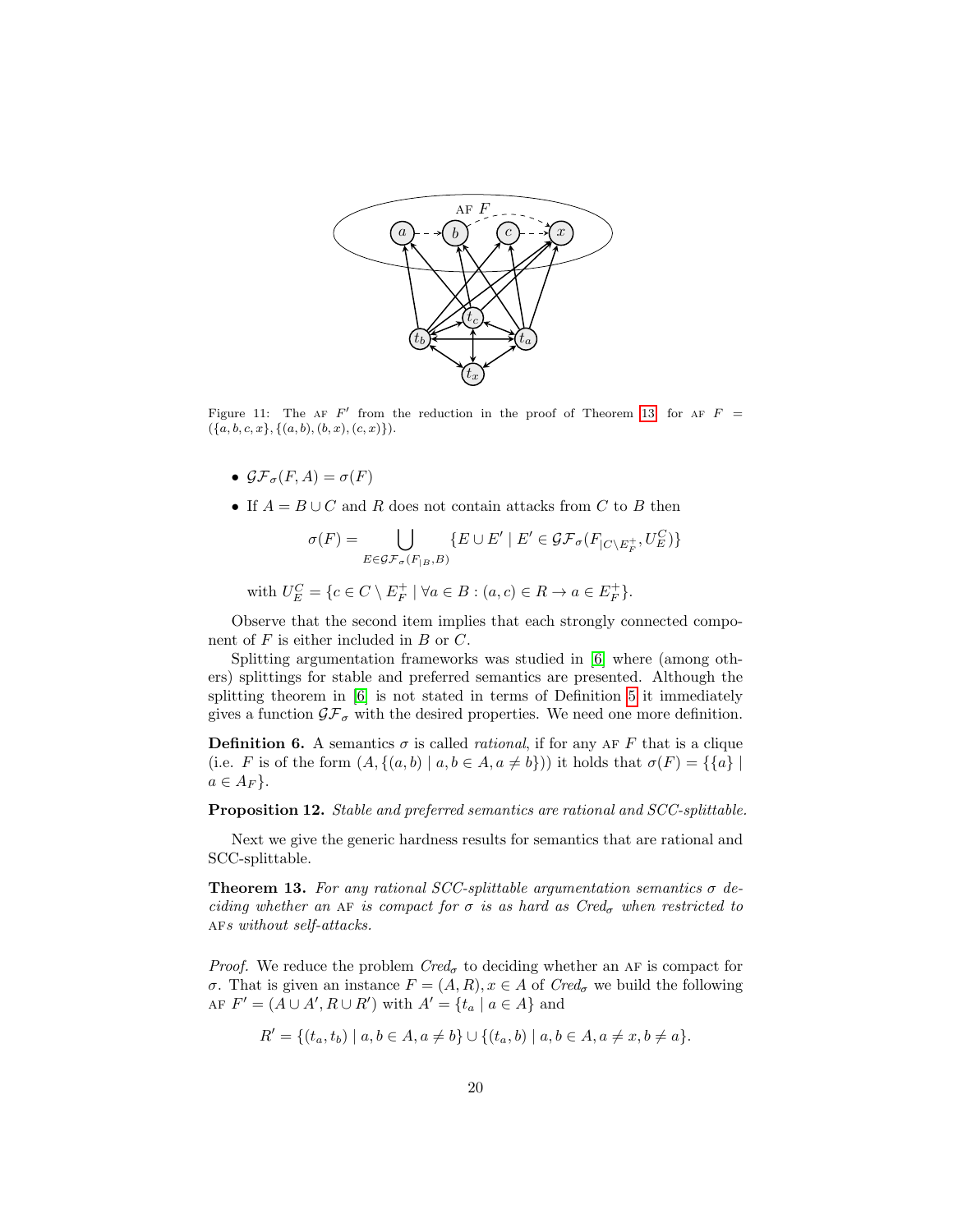Figure 11: The AF $F'$ from the reduction in the proof of Theorem 13 for AF $F = (\{a, b, c, x\}, \{(a, b), (b, x), (c, x)\})$.

- $\mathcal{GF}_\sigma(F, A) = \sigma(F)$
- If $A = B \cup C$ and $R$ does not contain attacks from $C$ to $B$ then

$$\sigma(F) = \bigcup_{E \in \mathcal{GF}_\sigma(F_{|B}, B)} \{E \cup E' \mid E' \in \mathcal{GF}_\sigma(F_{|C \setminus E_F^+}, U_E^C)\}$$

  with $U_E^C = \{c \in C \setminus E_F^+ \mid \forall a \in B : (a, c) \in R \rightarrow a \in E_F^+\}$.

Observe that the second item implies that each strongly connected component of $F$ is either included in $B$ or $C$.

Splitting argumentation frameworks was studied in [6] where (among others) splittings for stable and preferred semantics are presented. Although the splitting theorem in [6] is not stated in terms of Definition 5 it immediately gives a function $\mathcal{GF}_\sigma$ with the desired properties. We need one more definition.

**Definition 6.** A semantics $\sigma$ is called *rational*, if for any AF $F$ that is a clique (i.e. $F$ is of the form $(A, \{(a, b) \mid a, b \in A, a \neq b\})$) it holds that $\sigma(F) = \{\{a\} \mid a \in A_F\}$.

**Proposition 12.** *Stable and preferred semantics are rational and SCC-splittable.*

Next we give the generic hardness results for semantics that are rational and SCC-splittable.

**Theorem 13.** *For any rational SCC-splittable argumentation semantics $\sigma$ deciding whether an AF is compact for $\sigma$ is as hard as $Cred_\sigma$ when restricted to AFs without self-attacks.*

*Proof.* We reduce the problem $Cred_\sigma$ to deciding whether an AF is compact for $\sigma$. That is given an instance $F = (A, R), x \in A$ of $Cred_\sigma$ we build the following AF $F' = (A \cup A', R \cup R')$ with $A' = \{t_a \mid a \in A\}$ and

$$R' = \{(t_a, t_b) \mid a, b \in A, a \neq b\} \cup \{(t_a, b) \mid a, b \in A, a \neq x, b \neq a\}.$$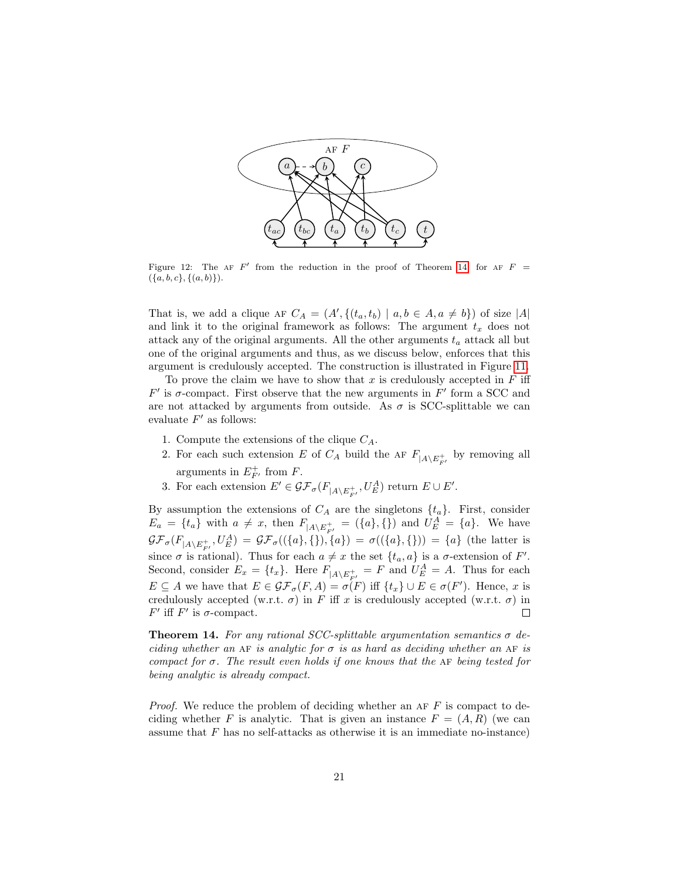Figure 12: The AF $F'$ from the reduction in the proof of Theorem 14 for AF $F = (\{a, b, c\}, \{(a, b)\})$.

That is, we add a clique AF $C_A = (A', \{(t_a, t_b) \mid a, b \in A, a \neq b\})$ of size $|A|$ and link it to the original framework as follows: The argument $t_x$ does not attack any of the original arguments. All the other arguments $t_a$ attack all but one of the original arguments and thus, as we discuss below, enforces that this argument is credulously accepted. The construction is illustrated in Figure 11.

To prove the claim we have to show that $x$ is credulously accepted in $F$ iff $F'$ is $\sigma$-compact. First observe that the new arguments in $F'$ form a SCC and are not attacked by arguments from outside. As $\sigma$ is SCC-splittable we can evaluate $F'$ as follows:

1. Compute the extensions of the clique $C_A$.
2. For each such extension $E$ of $C_A$ build the AF $F_{|A \setminus E^+_{F'}}$ by removing all arguments in $E^+_{F'}$ from $F$.
3. For each extension $E' \in \mathcal{GF}_\sigma(F_{|A \setminus E^+_{F'}}, U^A_E)$ return $E \cup E'$.

By assumption the extensions of $C_A$ are the singletons $\{t_a\}$. First, consider $E_a = \{t_a\}$ with $a \neq x$, then $F_{|A \setminus E^+_{F'}} = (\{a\}, \{\})$ and $U^A_E = \{a\}$. We have $\mathcal{GF}_\sigma(F_{|A \setminus E^+_{F'}}, U^A_E) = \mathcal{GF}_\sigma((\{a\}, \{\}), \{a\}) = \sigma((\{a\}, \{\})) = \{a\}$ (the latter is since $\sigma$ is rational). Thus for each $a \neq x$ the set $\{t_a, a\}$ is a $\sigma$-extension of $F'$. Second, consider $E_x = \{t_x\}$. Here $F_{|A \setminus E^+_{F'}} = F$ and $U^A_E = A$. Thus for each $E \subseteq A$ we have that $E \in \mathcal{GF}_\sigma(F, A) = \sigma(F)$ iff $\{t_x\} \cup E \in \sigma(F')$. Hence, $x$ is credulously accepted (w.r.t. $\sigma$) in $F$ iff $x$ is credulously accepted (w.r.t. $\sigma$) in $F'$ iff $F'$ is $\sigma$-compact. □

**Theorem 14.** *For any rational SCC-splittable argumentation semantics $\sigma$ deciding whether an* AF *is analytic for $\sigma$ is as hard as deciding whether an* AF *is compact for $\sigma$. The result even holds if one knows that the* AF *being tested for being analytic is already compact.*

*Proof.* We reduce the problem of deciding whether an AF $F$ is compact to deciding whether $F$ is analytic. That is given an instance $F = (A, R)$ (we can assume that $F$ has no self-attacks as otherwise it is an immediate no-instance)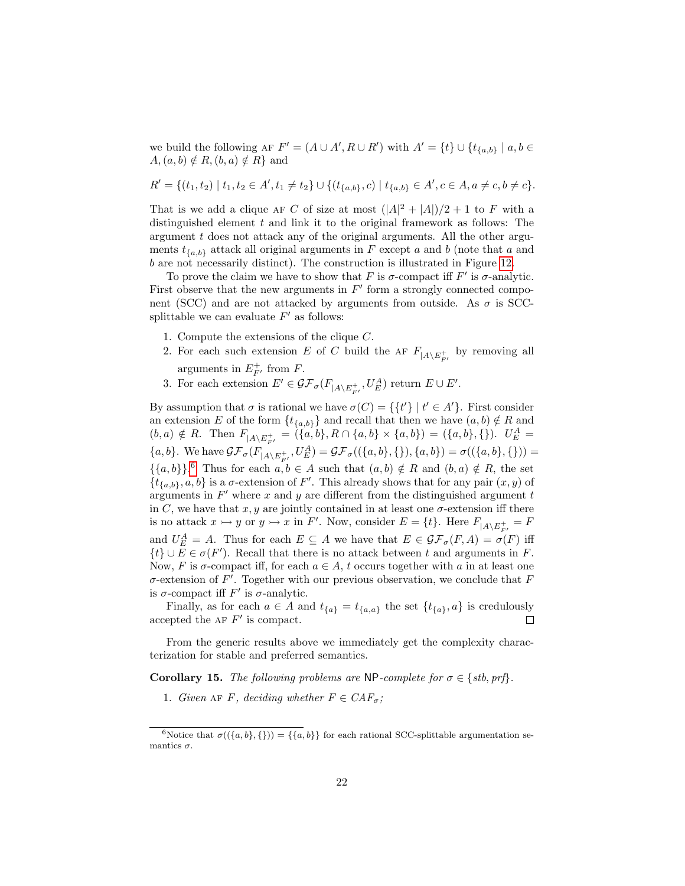we build the following AF $F' = (A \cup A', R \cup R')$ with $A' = \{t\} \cup \{t_{\{a,b\}} \mid a, b \in A, (a,b) \notin R, (b,a) \notin R\}$ and

$$R' = \{(t_1, t_2) \mid t_1, t_2 \in A', t_1 \neq t_2\} \cup \{(t_{\{a,b\}}, c) \mid t_{\{a,b\}} \in A', c \in A, a \neq c, b \neq c\}.$$

That is we add a clique AF $C$ of size at most $(|A|^2 + |A|)/2 + 1$ to $F$ with a distinguished element $t$ and link it to the original framework as follows: The argument $t$ does not attack any of the original arguments. All the other arguments $t_{\{a,b\}}$ attack all original arguments in $F$ except $a$ and $b$ (note that $a$ and $b$ are not necessarily distinct). The construction is illustrated in Figure 12.

To prove the claim we have to show that $F$ is $\sigma$-compact iff $F'$ is $\sigma$-analytic. First observe that the new arguments in $F'$ form a strongly connected component (SCC) and are not attacked by arguments from outside. As $\sigma$ is SCC-splittable we can evaluate $F'$ as follows:

1. Compute the extensions of the clique $C$.
2. For each such extension $E$ of $C$ build the AF $F_{|A \setminus E^+_{F'}}$ by removing all arguments in $E^+_{F'}$ from $F$.
3. For each extension $E' \in \mathcal{GF}_\sigma(F_{|A \setminus E^+_{F'}}, U^A_E)$ return $E \cup E'$.

By assumption that $\sigma$ is rational we have $\sigma(C) = \{\{t'\} \mid t' \in A'\}$. First consider an extension $E$ of the form $\{t_{\{a,b\}}\}$ and recall that then we have $(a,b) \notin R$ and $(b,a) \notin R$. Then $F_{|A \setminus E^+_{F'}} = (\{a,b\}, R \cap \{a,b\} \times \{a,b\}) = (\{a,b\}, \{\})$. $U^A_E = \{a,b\}$. We have $\mathcal{GF}_\sigma(F_{|A \setminus E^+_{F'}}, U^A_E) = \mathcal{GF}_\sigma((\{a,b\}, \{\}), \{a,b\}) = \sigma((\{a,b\}, \{\})) = \{\{a,b\}\}$.[6] Thus for each $a, b \in A$ such that $(a,b) \notin R$ and $(b,a) \notin R$, the set $\{t_{\{a,b\}}, a, b\}$ is a $\sigma$-extension of $F'$. This already shows that for any pair $(x,y)$ of arguments in $F'$ where $x$ and $y$ are different from the distinguished argument $t$ in $C$, we have that $x, y$ are jointly contained in at least one $\sigma$-extension iff there is no attack $x \rightarrowtail y$ or $y \rightarrowtail x$ in $F'$. Now, consider $E = \{t\}$. Here $F_{|A \setminus E^+_{F'}} = F$ and $U^A_E = A$. Thus for each $E \subseteq A$ we have that $E \in \mathcal{GF}_\sigma(F, A) = \sigma(F)$ iff $\{t\} \cup E \in \sigma(F')$. Recall that there is no attack between $t$ and arguments in $F$. Now, $F$ is $\sigma$-compact iff, for each $a \in A$, $t$ occurs together with $a$ in at least one $\sigma$-extension of $F'$. Together with our previous observation, we conclude that $F$ is $\sigma$-compact iff $F'$ is $\sigma$-analytic.

Finally, as for each $a \in A$ and $t_{\{a\}} = t_{\{a,a\}}$ the set $\{t_{\{a\}}, a\}$ is credulously accepted the AF $F'$ is compact. □

From the generic results above we immediately get the complexity characterization for stable and preferred semantics.

**Corollary 15.** *The following problems are* NP*-complete for* $\sigma \in \{stb, prf\}$.

1. *Given* AF $F$, *deciding whether* $F \in CAF_\sigma$;

[6] Notice that $\sigma((\{a,b\}, \{\})) = \{\{a,b\}\}$ for each rational SCC-splittable argumentation semantics $\sigma$.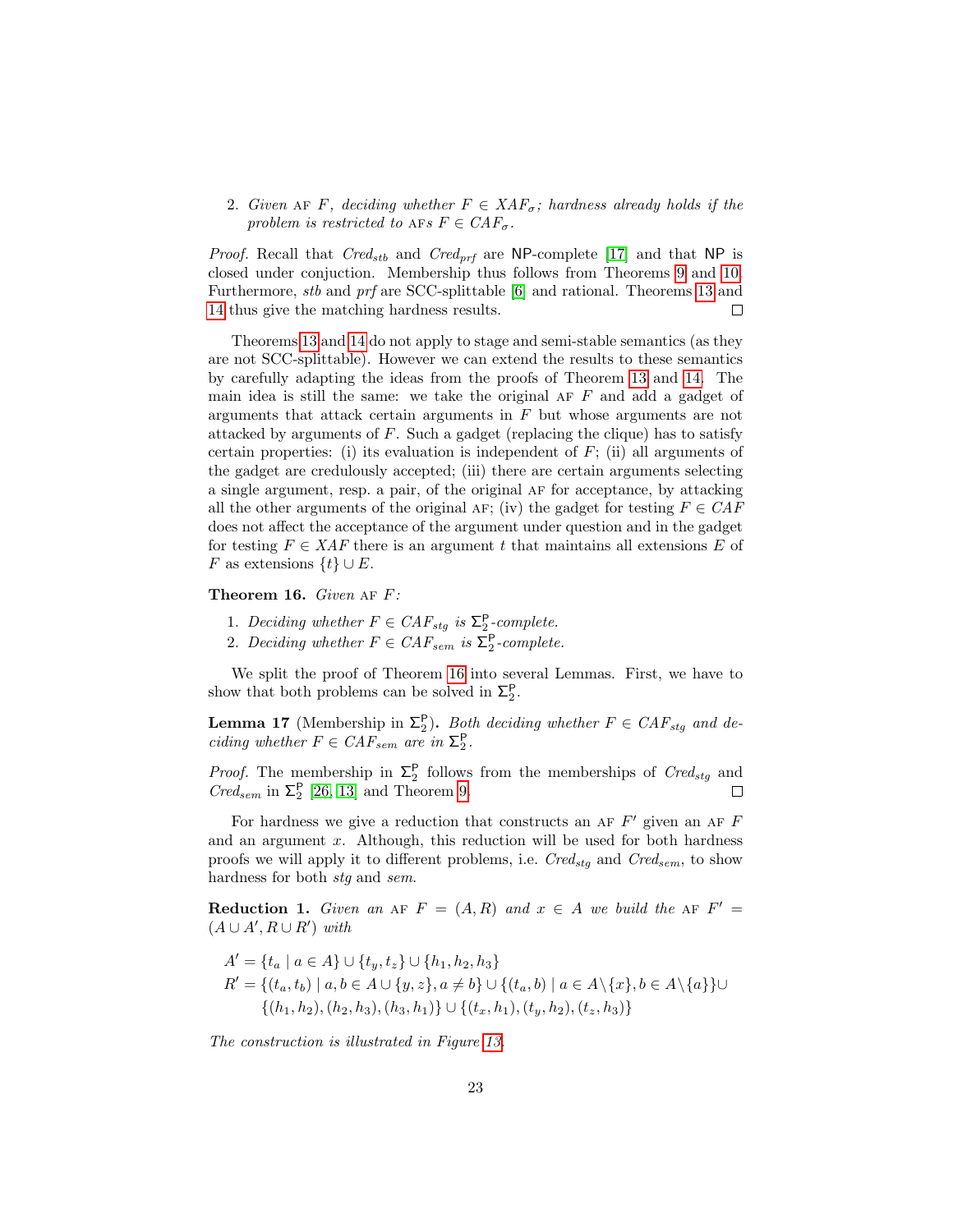2. *Given* AF $F$*, deciding whether* $F \in XAF_\sigma$*; hardness already holds if the problem is restricted to* AFs $F \in CAF_\sigma$.

*Proof.* Recall that $Cred_{stb}$ and $Cred_{prf}$ are NP-complete [17] and that NP is closed under conjuction. Membership thus follows from Theorems 9 and 10. Furthermore, *stb* and *prf* are SCC-splittable [6] and rational. Theorems 13 and 14 thus give the matching hardness results. □

Theorems 13 and 14 do not apply to stage and semi-stable semantics (as they are not SCC-splittable). However we can extend the results to these semantics by carefully adapting the ideas from the proofs of Theorem 13 and 14. The main idea is still the same: we take the original AF $F$ and add a gadget of arguments that attack certain arguments in $F$ but whose arguments are not attacked by arguments of $F$. Such a gadget (replacing the clique) has to satisfy certain properties: (i) its evaluation is independent of $F$; (ii) all arguments of the gadget are credulously accepted; (iii) there are certain arguments selecting a single argument, resp. a pair, of the original AF for acceptance, by attacking all the other arguments of the original AF; (iv) the gadget for testing $F \in CAF$ does not affect the acceptance of the argument under question and in the gadget for testing $F \in XAF$ there is an argument $t$ that maintains all extensions $E$ of $F$ as extensions $\{t\} \cup E$.

**Theorem 16.** *Given* AF $F$*:*

1. *Deciding whether* $F \in CAF_{stg}$ *is* $\Sigma_2^{\mathsf{P}}$*-complete.*
2. *Deciding whether* $F \in CAF_{sem}$ *is* $\Sigma_2^{\mathsf{P}}$*-complete.*

We split the proof of Theorem 16 into several Lemmas. First, we have to show that both problems can be solved in $\Sigma_2^{\mathsf{P}}$.

**Lemma 17** (Membership in $\Sigma_2^{\mathsf{P}}$)**.** *Both deciding whether* $F \in CAF_{stg}$ *and deciding whether* $F \in CAF_{sem}$ *are in* $\Sigma_2^{\mathsf{P}}$.

*Proof.* The membership in $\Sigma_2^{\mathsf{P}}$ follows from the memberships of $Cred_{stg}$ and $Cred_{sem}$ in $\Sigma_2^{\mathsf{P}}$ [26, 13] and Theorem 9. □

For hardness we give a reduction that constructs an AF $F'$ given an AF $F$ and an argument $x$. Although, this reduction will be used for both hardness proofs we will apply it to different problems, i.e. $Cred_{stg}$ and $Cred_{sem}$, to show hardness for both *stg* and *sem*.

**Reduction 1.** *Given an* AF $F = (A, R)$ *and* $x \in A$ *we build the* AF $F' = (A \cup A', R \cup R')$ *with*

$$
\begin{aligned}
A' &= \{t_a \mid a \in A\} \cup \{t_y, t_z\} \cup \{h_1, h_2, h_3\} \\
R' &= \{(t_a, t_b) \mid a, b \in A \cup \{y, z\}, a \neq b\} \cup \{(t_a, b) \mid a \in A \setminus \{x\}, b \in A \setminus \{a\}\} \cup \\
&\quad \{(h_1, h_2), (h_2, h_3), (h_3, h_1)\} \cup \{(t_x, h_1), (t_y, h_2), (t_z, h_3)\}
\end{aligned}
$$

*The construction is illustrated in Figure 13.*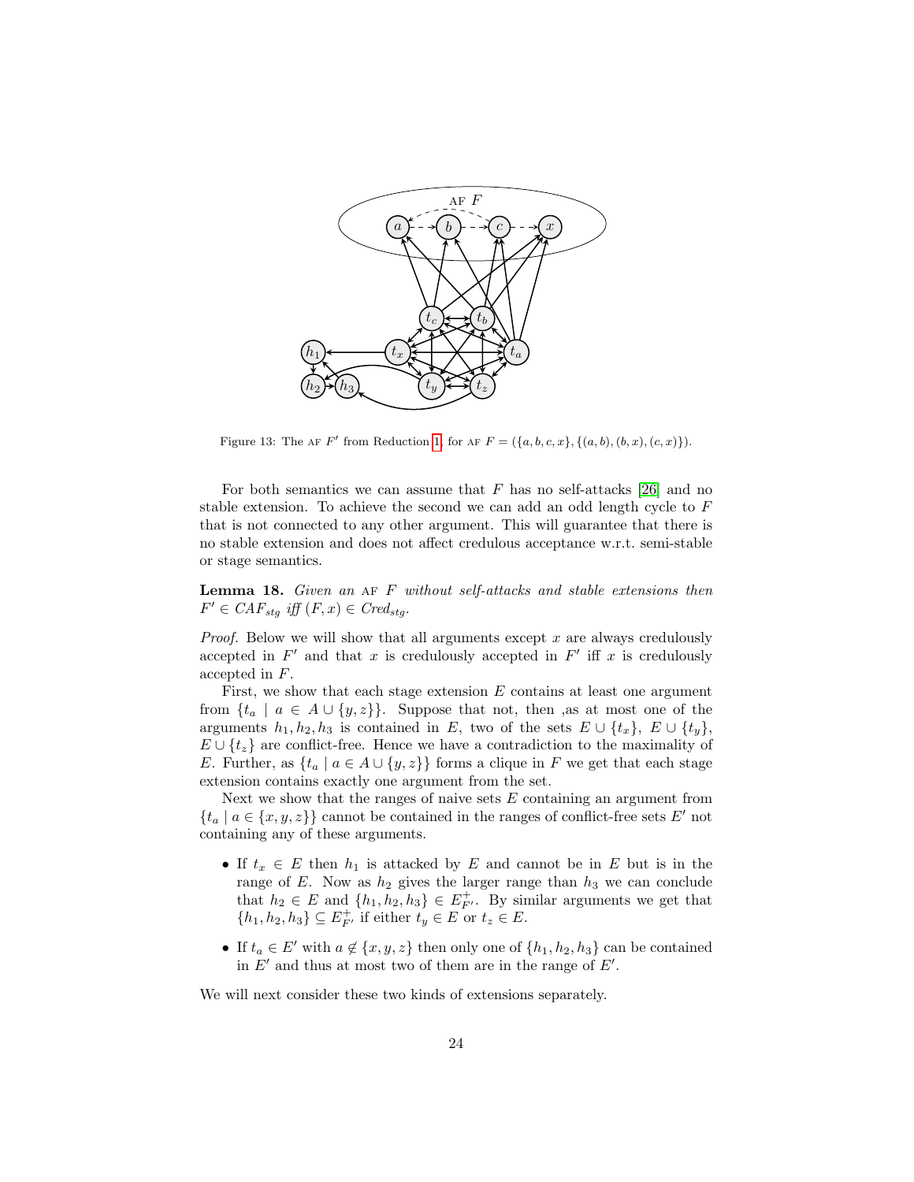Figure 13: The AF $F'$ from Reduction 1, for AF $F = (\{a, b, c, x\}, \{(a, b), (b, x), (c, x)\})$.

For both semantics we can assume that $F$ has no self-attacks [26] and no stable extension. To achieve the second we can add an odd length cycle to $F$ that is not connected to any other argument. This will guarantee that there is no stable extension and does not affect credulous acceptance w.r.t. semi-stable or stage semantics.

**Lemma 18.** *Given an* AF $F$ *without self-attacks and stable extensions then* $F' \in CAF_{stg}$ *iff* $(F, x) \in Cred_{stg}$.

*Proof.* Below we will show that all arguments except $x$ are always credulously accepted in $F'$ and that $x$ is credulously accepted in $F'$ iff $x$ is credulously accepted in $F$.

First, we show that each stage extension $E$ contains at least one argument from $\{t_a \mid a \in A \cup \{y, z\}\}$. Suppose that not, then ,as at most one of the arguments $h_1, h_2, h_3$ is contained in $E$, two of the sets $E \cup \{t_x\}$, $E \cup \{t_y\}$, $E \cup \{t_z\}$ are conflict-free. Hence we have a contradiction to the maximality of $E$. Further, as $\{t_a \mid a \in A \cup \{y, z\}\}$ forms a clique in $F$ we get that each stage extension contains exactly one argument from the set.

Next we show that the ranges of naive sets $E$ containing an argument from $\{t_a \mid a \in \{x, y, z\}\}$ cannot be contained in the ranges of conflict-free sets $E'$ not containing any of these arguments.

- If $t_x \in E$ then $h_1$ is attacked by $E$ and cannot be in $E$ but is in the range of $E$. Now as $h_2$ gives the larger range than $h_3$ we can conclude that $h_2 \in E$ and $\{h_1, h_2, h_3\} \in E^+_{F'}$. By similar arguments we get that $\{h_1, h_2, h_3\} \subseteq E^+_{F'}$ if either $t_y \in E$ or $t_z \in E$.
- If $t_a \in E'$ with $a \notin \{x, y, z\}$ then only one of $\{h_1, h_2, h_3\}$ can be contained in $E'$ and thus at most two of them are in the range of $E'$.

We will next consider these two kinds of extensions separately.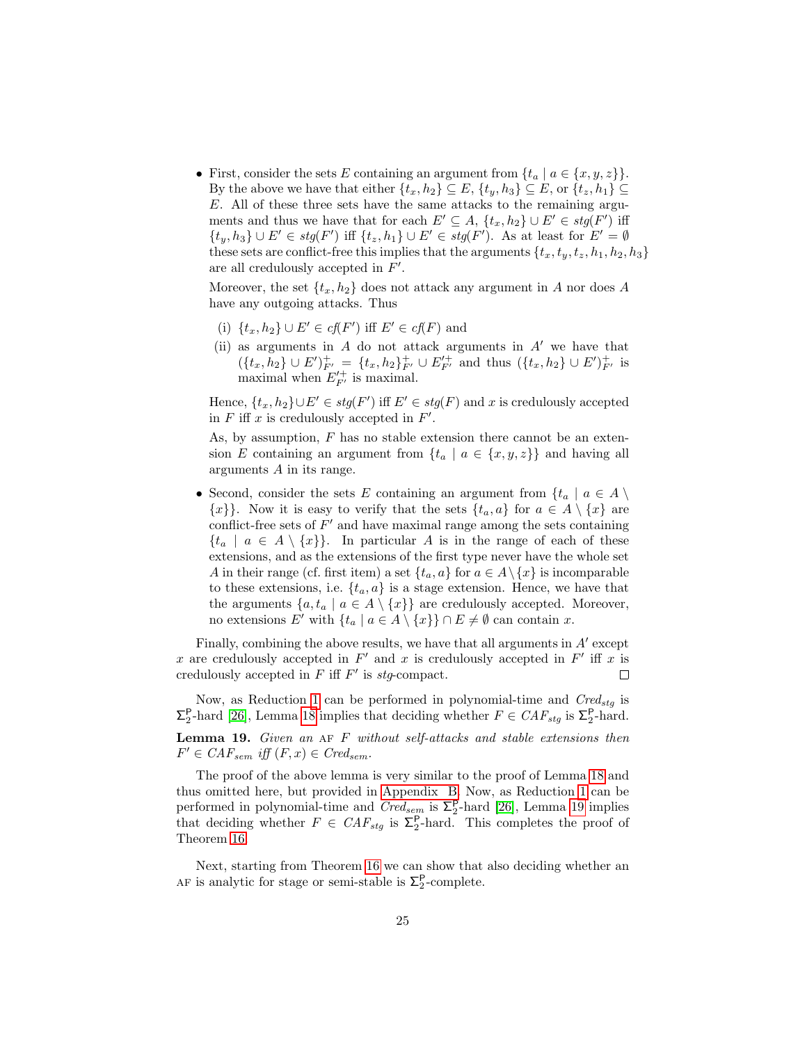- First, consider the sets $E$ containing an argument from $\{t_a \mid a \in \{x, y, z\}\}$. By the above we have that either $\{t_x, h_2\} \subseteq E$, $\{t_y, h_3\} \subseteq E$, or $\{t_z, h_1\} \subseteq E$. All of these three sets have the same attacks to the remaining arguments and thus we have that for each $E' \subseteq A$, $\{t_x, h_2\} \cup E' \in \mathit{stg}(F')$ iff $\{t_y, h_3\} \cup E' \in \mathit{stg}(F')$ iff $\{t_z, h_1\} \cup E' \in \mathit{stg}(F')$. As at least for $E' = \emptyset$ these sets are conflict-free this implies that the arguments $\{t_x, t_y, t_z, h_1, h_2, h_3\}$ are all credulously accepted in $F'$.

  Moreover, the set $\{t_x, h_2\}$ does not attack any argument in $A$ nor does $A$ have any outgoing attacks. Thus

  (i) $\{t_x, h_2\} \cup E' \in \mathit{cf}(F')$ iff $E' \in \mathit{cf}(F)$ and

  (ii) as arguments in $A$ do not attack arguments in $A'$ we have that $(\{t_x, h_2\} \cup E')^+_{F'} = \{t_x, h_2\}^+_{F'} \cup E'^+_{F'}$ and thus $(\{t_x, h_2\} \cup E')^+_{F'}$ is maximal when $E'^+_{F'}$ is maximal.

  Hence, $\{t_x, h_2\} \cup E' \in \mathit{stg}(F')$ iff $E' \in \mathit{stg}(F)$ and $x$ is credulously accepted in $F$ iff $x$ is credulously accepted in $F'$.

  As, by assumption, $F$ has no stable extension there cannot be an extension $E$ containing an argument from $\{t_a \mid a \in \{x, y, z\}\}$ and having all arguments $A$ in its range.

- Second, consider the sets $E$ containing an argument from $\{t_a \mid a \in A \setminus \{x\}\}$. Now it is easy to verify that the sets $\{t_a, a\}$ for $a \in A \setminus \{x\}$ are conflict-free sets of $F'$ and have maximal range among the sets containing $\{t_a \mid a \in A \setminus \{x\}\}$. In particular $A$ is in the range of each of these extensions, and as the extensions of the first type never have the whole set $A$ in their range (cf. first item) a set $\{t_a, a\}$ for $a \in A \setminus \{x\}$ is incomparable to these extensions, i.e. $\{t_a, a\}$ is a stage extension. Hence, we have that the arguments $\{a, t_a \mid a \in A \setminus \{x\}\}$ are credulously accepted. Moreover, no extensions $E'$ with $\{t_a \mid a \in A \setminus \{x\}\} \cap E \neq \emptyset$ can contain $x$.

Finally, combining the above results, we have that all arguments in $A'$ except $x$ are credulously accepted in $F'$ and $x$ is credulously accepted in $F'$ iff $x$ is credulously accepted in $F$ iff $F'$ is $\mathit{stg}$-compact. □

Now, as Reduction 1 can be performed in polynomial-time and $\mathit{Cred}_{\mathit{stg}}$ is $\Sigma_2^{\mathsf{P}}$-hard [26], Lemma 18 implies that deciding whether $F \in \mathit{CAF}_{\mathit{stg}}$ is $\Sigma_2^{\mathsf{P}}$-hard.

**Lemma 19.** *Given an* AF $F$ *without self-attacks and stable extensions then* $F' \in \mathit{CAF}_{\mathit{sem}}$ *iff* $(F, x) \in \mathit{Cred}_{\mathit{sem}}$.

The proof of the above lemma is very similar to the proof of Lemma 18 and thus omitted here, but provided in Appendix B. Now, as Reduction 1 can be performed in polynomial-time and $\mathit{Cred}_{\mathit{sem}}$ is $\Sigma_2^{\mathsf{P}}$-hard [26], Lemma 19 implies that deciding whether $F \in \mathit{CAF}_{\mathit{stg}}$ is $\Sigma_2^{\mathsf{P}}$-hard. This completes the proof of Theorem 16.

Next, starting from Theorem 16 we can show that also deciding whether an AF is analytic for stage or semi-stable is $\Sigma_2^{\mathsf{P}}$-complete.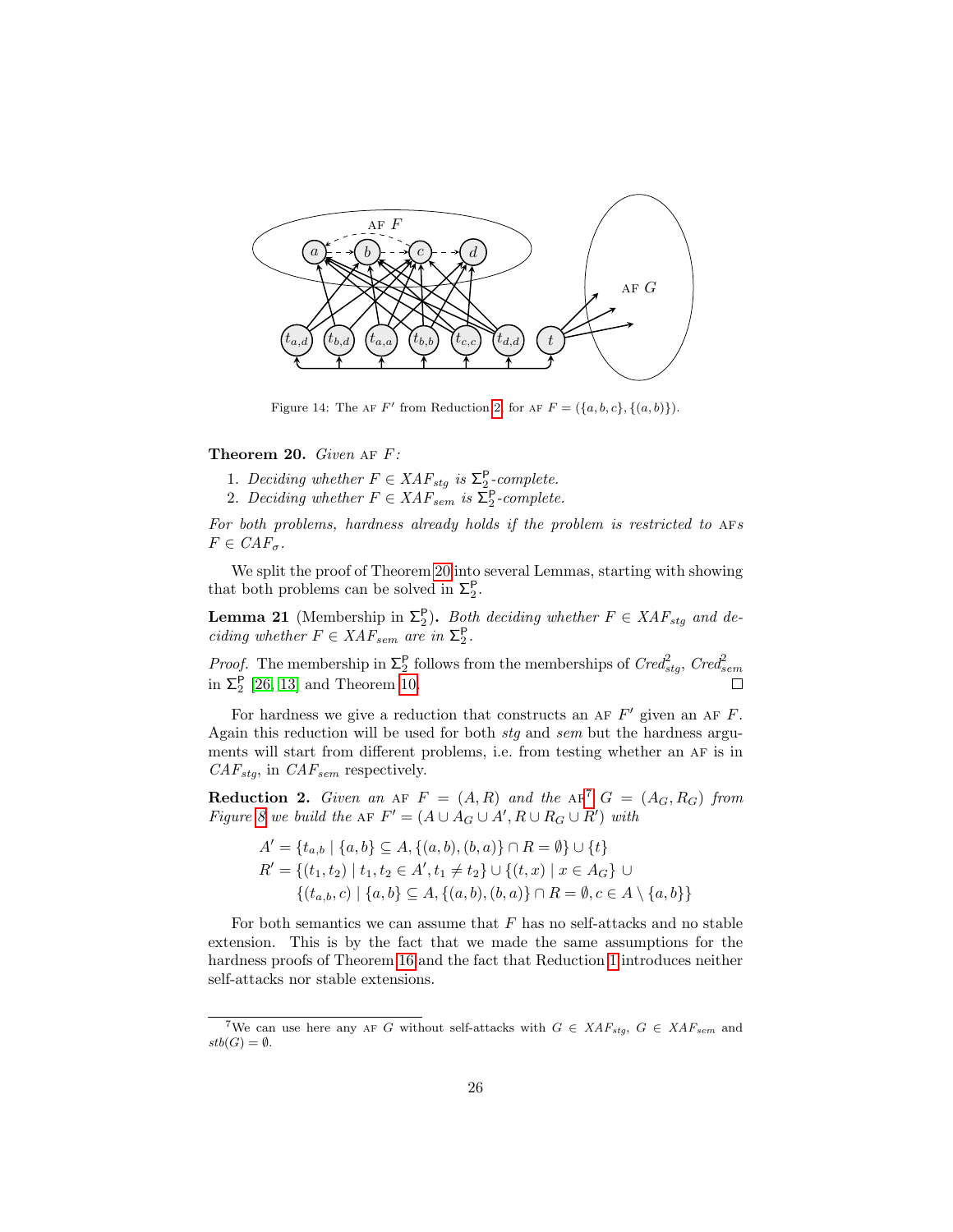Figure 14: The AF $F'$ from Reduction 2, for AF $F = (\{a, b, c\}, \{(a, b)\})$.

**Theorem 20.** *Given* AF *F:*

1. *Deciding whether $F \in XAF_{stg}$ is $\Sigma_2^{\mathsf{P}}$-complete.*
2. *Deciding whether $F \in XAF_{sem}$ is $\Sigma_2^{\mathsf{P}}$-complete.*

*For both problems, hardness already holds if the problem is restricted to* AF*s $F \in CAF_\sigma$.*

We split the proof of Theorem 20 into several Lemmas, starting with showing that both problems can be solved in $\Sigma_2^{\mathsf{P}}$.

**Lemma 21** (Membership in $\Sigma_2^{\mathsf{P}}$)**.** *Both deciding whether $F \in XAF_{stg}$ and deciding whether $F \in XAF_{sem}$ are in $\Sigma_2^{\mathsf{P}}$.*

*Proof.* The membership in $\Sigma_2^{\mathsf{P}}$ follows from the memberships of $Cred^2_{stg}$, $Cred^2_{sem}$ in $\Sigma_2^{\mathsf{P}}$ [26, 13] and Theorem 10. □

For hardness we give a reduction that constructs an AF $F'$ given an AF $F$. Again this reduction will be used for both *stg* and *sem* but the hardness arguments will start from different problems, i.e. from testing whether an AF is in $CAF_{stg}$, in $CAF_{sem}$ respectively.

**Reduction 2.** *Given an* AF $F = (A, R)$ *and the* AF[7] $G = (A_G, R_G)$ *from Figure 8 we build the* AF $F' = (A \cup A_G \cup A', R \cup R_G \cup R')$ *with*

$$
\begin{aligned}
A' &= \{t_{a,b} \mid \{a, b\} \subseteq A, \{(a, b), (b, a)\} \cap R = \emptyset\} \cup \{t\} \\
R' &= \{(t_1, t_2) \mid t_1, t_2 \in A', t_1 \neq t_2\} \cup \{(t, x) \mid x \in A_G\} \cup \\
&\quad \{(t_{a,b}, c) \mid \{a, b\} \subseteq A, \{(a, b), (b, a)\} \cap R = \emptyset, c \in A \setminus \{a, b\}\}
\end{aligned}
$$

For both semantics we can assume that $F$ has no self-attacks and no stable extension. This is by the fact that we made the same assumptions for the hardness proofs of Theorem 16 and the fact that Reduction 1 introduces neither self-attacks nor stable extensions.

[7] We can use here any AF $G$ without self-attacks with $G \in XAF_{stg}$, $G \in XAF_{sem}$ and $stb(G) = \emptyset$.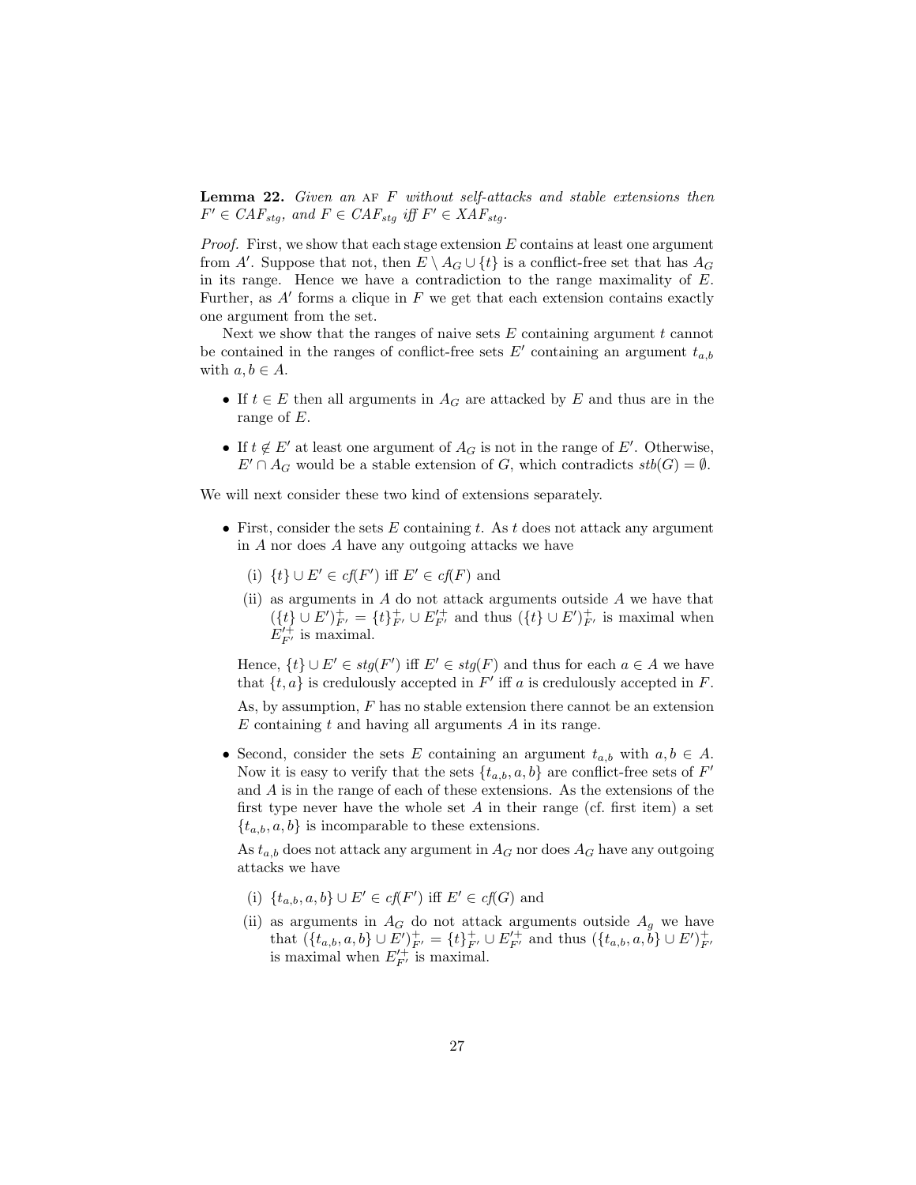**Lemma 22.** *Given an* AF $F$ *without self-attacks and stable extensions then* $F' \in CAF_{stg}$*, and* $F \in CAF_{stg}$ *iff* $F' \in XAF_{stg}$*.*

*Proof.* First, we show that each stage extension $E$ contains at least one argument from $A'$. Suppose that not, then $E \setminus A_G \cup \{t\}$ is a conflict-free set that has $A_G$ in its range. Hence we have a contradiction to the range maximality of $E$. Further, as $A'$ forms a clique in $F$ we get that each extension contains exactly one argument from the set.

Next we show that the ranges of naive sets $E$ containing argument $t$ cannot be contained in the ranges of conflict-free sets $E'$ containing an argument $t_{a,b}$ with $a, b \in A$.

- If $t \in E$ then all arguments in $A_G$ are attacked by $E$ and thus are in the range of $E$.
- If $t \notin E'$ at least one argument of $A_G$ is not in the range of $E'$. Otherwise, $E' \cap A_G$ would be a stable extension of $G$, which contradicts $stb(G) = \emptyset$.

We will next consider these two kind of extensions separately.

- First, consider the sets $E$ containing $t$. As $t$ does not attack any argument in $A$ nor does $A$ have any outgoing attacks we have
  - (i) $\{t\} \cup E' \in cf(F')$ iff $E' \in cf(F)$ and
  - (ii) as arguments in $A$ do not attack arguments outside $A$ we have that $(\{t\} \cup E')^+_{F'} = \{t\}^+_{F'} \cup E'^+_{F'}$ and thus $(\{t\} \cup E')^+_{F'}$ is maximal when $E'^+_{F'}$ is maximal.

  Hence, $\{t\} \cup E' \in stg(F')$ iff $E' \in stg(F)$ and thus for each $a \in A$ we have that $\{t, a\}$ is credulously accepted in $F'$ iff $a$ is credulously accepted in $F$.

  As, by assumption, $F$ has no stable extension there cannot be an extension $E$ containing $t$ and having all arguments $A$ in its range.

- Second, consider the sets $E$ containing an argument $t_{a,b}$ with $a, b \in A$. Now it is easy to verify that the sets $\{t_{a,b}, a, b\}$ are conflict-free sets of $F'$ and $A$ is in the range of each of these extensions. As the extensions of the first type never have the whole set $A$ in their range (cf. first item) a set $\{t_{a,b}, a, b\}$ is incomparable to these extensions.

  As $t_{a,b}$ does not attack any argument in $A_G$ nor does $A_G$ have any outgoing attacks we have
  - (i) $\{t_{a,b}, a, b\} \cup E' \in cf(F')$ iff $E' \in cf(G)$ and
  - (ii) as arguments in $A_G$ do not attack arguments outside $A_g$ we have that $(\{t_{a,b}, a, b\} \cup E')^+_{F'} = \{t\}^+_{F'} \cup E'^+_{F'}$ and thus $(\{t_{a,b}, a, b\} \cup E')^+_{F'}$ is maximal when $E'^+_{F'}$ is maximal.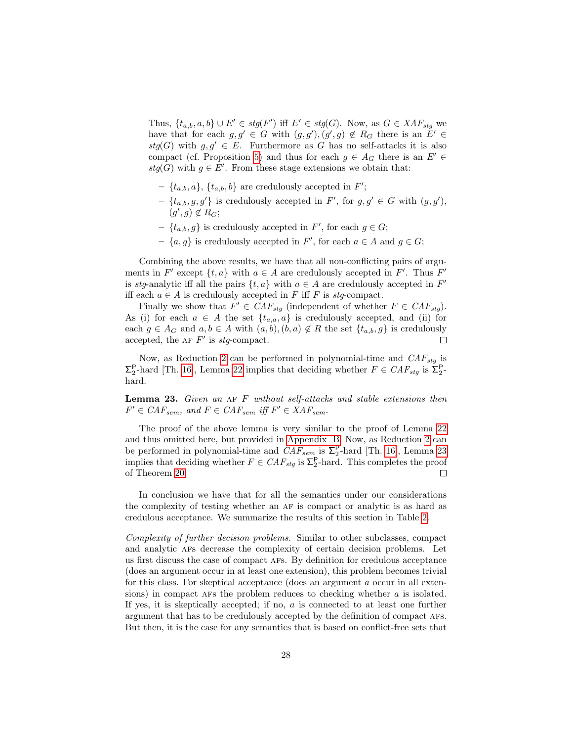Thus, $\{t_{a,b}, a, b\} \cup E' \in stg(F')$ iff $E' \in stg(G)$. Now, as $G \in XAF_{stg}$ we have that for each $g, g' \in G$ with $(g, g'), (g', g) \notin R_G$ there is an $E' \in stg(G)$ with $g, g' \in E$. Furthermore as $G$ has no self-attacks it is also compact (cf. Proposition 5) and thus for each $g \in A_G$ there is an $E' \in stg(G)$ with $g \in E'$. From these stage extensions we obtain that:

- $\{t_{a,b}, a\}$, $\{t_{a,b}, b\}$ are credulously accepted in $F'$;
- $\{t_{a,b}, g, g'\}$ is credulously accepted in $F'$, for $g, g' \in G$ with $(g, g')$, $(g', g) \notin R_G$;
- $\{t_{a,b}, g\}$ is credulously accepted in $F'$, for each $g \in G$;
- $\{a, g\}$ is credulously accepted in $F'$, for each $a \in A$ and $g \in G$;

Combining the above results, we have that all non-conflicting pairs of arguments in $F'$ except $\{t, a\}$ with $a \in A$ are credulously accepted in $F'$. Thus $F'$ is *stg*-analytic iff all the pairs $\{t, a\}$ with $a \in A$ are credulously accepted in $F'$ iff each $a \in A$ is credulously accepted in $F$ iff $F$ is *stg*-compact.

Finally we show that $F' \in CAF_{stg}$ (independent of whether $F \in CAF_{stg}$). As (i) for each $a \in A$ the set $\{t_{a,a}, a\}$ is credulously accepted, and (ii) for each $g \in A_G$ and $a, b \in A$ with $(a, b), (b, a) \notin R$ the set $\{t_{a,b}, g\}$ is credulously accepted, the AF $F'$ is *stg*-compact. □

Now, as Reduction 2 can be performed in polynomial-time and $CAF_{stg}$ is $\Sigma_2^{\mathsf{P}}$-hard [Th. 16], Lemma 22 implies that deciding whether $F \in CAF_{stg}$ is $\Sigma_2^{\mathsf{P}}$-hard.

**Lemma 23.** *Given an* AF $F$ *without self-attacks and stable extensions then* $F' \in CAF_{sem}$*, and* $F \in CAF_{sem}$ *iff* $F' \in XAF_{sem}$*.*

The proof of the above lemma is very similar to the proof of Lemma 22 and thus omitted here, but provided in Appendix B. Now, as Reduction 2 can be performed in polynomial-time and $CAF_{sem}$ is $\Sigma_2^{\mathsf{P}}$-hard [Th. 16], Lemma 23 implies that deciding whether $F \in CAF_{stg}$ is $\Sigma_2^{\mathsf{P}}$-hard. This completes the proof of Theorem 20. □

In conclusion we have that for all the semantics under our considerations the complexity of testing whether an AF is compact or analytic is as hard as credulous acceptance. We summarize the results of this section in Table 2.

*Complexity of further decision problems.* Similar to other subclasses, compact and analytic AFs decrease the complexity of certain decision problems. Let us first discuss the case of compact AFs. By definition for credulous acceptance (does an argument occur in at least one extension), this problem becomes trivial for this class. For skeptical acceptance (does an argument $a$ occur in all extensions) in compact AFs the problem reduces to checking whether $a$ is isolated. If yes, it is skeptically accepted; if no, $a$ is connected to at least one further argument that has to be credulously accepted by the definition of compact AFs. But then, it is the case for any semantics that is based on conflict-free sets that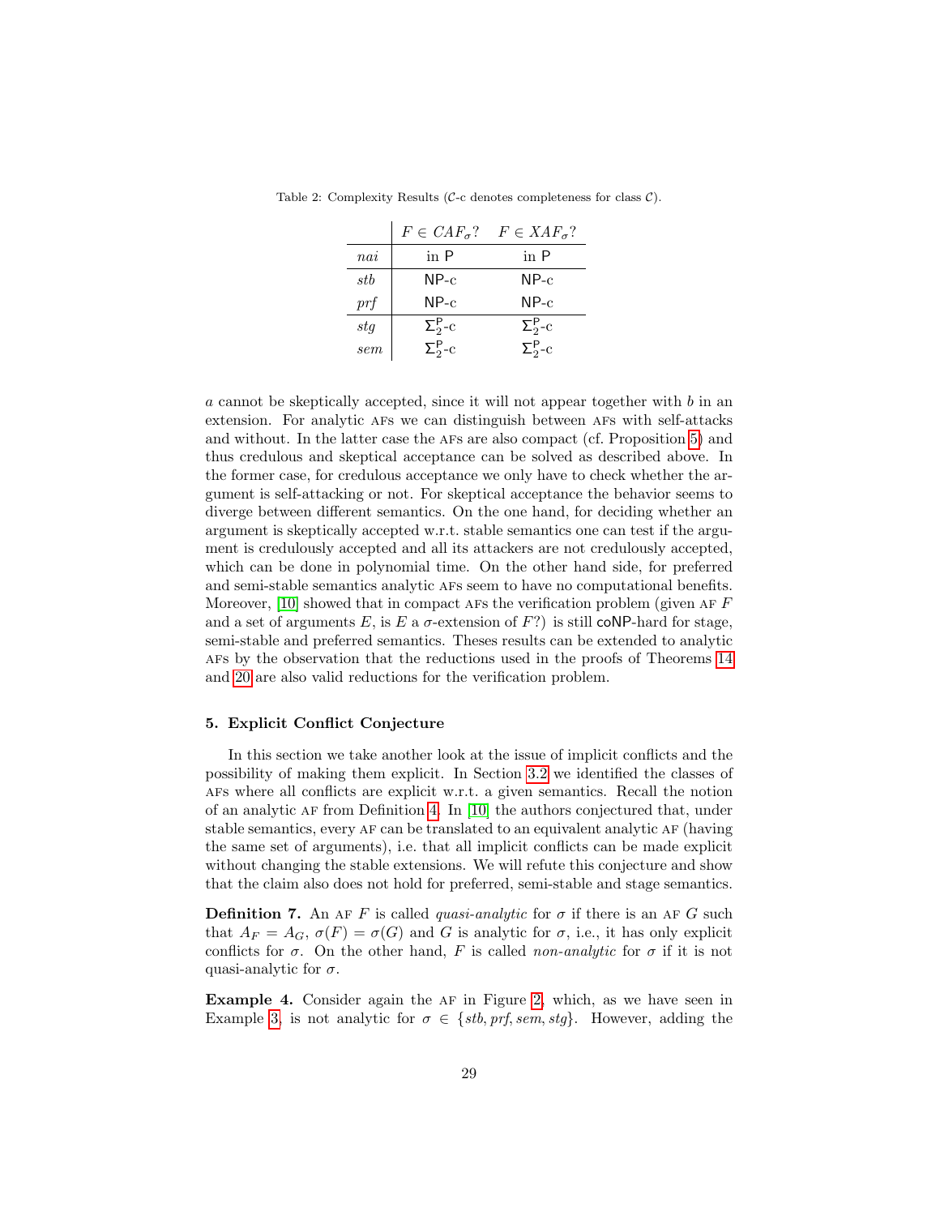Table 2: Complexity Results ($\mathcal{C}$-c denotes completeness for class $\mathcal{C}$).

| | $F \in CAF_\sigma$? | $F \in XAF_\sigma$? |
|---|---|---|
| $nai$ | in P | in P |
| $stb$ | NP-c | NP-c |
| $prf$ | NP-c | NP-c |
| $stg$ | $\Sigma_2^{\mathsf{P}}$-c | $\Sigma_2^{\mathsf{P}}$-c |
| $sem$ | $\Sigma_2^{\mathsf{P}}$-c | $\Sigma_2^{\mathsf{P}}$-c |

$a$ cannot be skeptically accepted, since it will not appear together with $b$ in an extension. For analytic AFs we can distinguish between AFs with self-attacks and without. In the latter case the AFs are also compact (cf. Proposition 5) and thus credulous and skeptical acceptance can be solved as described above. In the former case, for credulous acceptance we only have to check whether the argument is self-attacking or not. For skeptical acceptance the behavior seems to diverge between different semantics. On the one hand, for deciding whether an argument is skeptically accepted w.r.t. stable semantics one can test if the argument is credulously accepted and all its attackers are not credulously accepted, which can be done in polynomial time. On the other hand side, for preferred and semi-stable semantics analytic AFs seem to have no computational benefits. Moreover, [10] showed that in compact AFs the verification problem (given AF $F$ and a set of arguments $E$, is $E$ a $\sigma$-extension of $F$?) is still coNP-hard for stage, semi-stable and preferred semantics. Theses results can be extended to analytic AFs by the observation that the reductions used in the proofs of Theorems 14 and 20 are also valid reductions for the verification problem.

## 5. Explicit Conflict Conjecture

In this section we take another look at the issue of implicit conflicts and the possibility of making them explicit. In Section 3.2 we identified the classes of AFs where all conflicts are explicit w.r.t. a given semantics. Recall the notion of an analytic AF from Definition 4. In [10] the authors conjectured that, under stable semantics, every AF can be translated to an equivalent analytic AF (having the same set of arguments), i.e. that all implicit conflicts can be made explicit without changing the stable extensions. We will refute this conjecture and show that the claim also does not hold for preferred, semi-stable and stage semantics.

**Definition 7.** An AF $F$ is called *quasi-analytic* for $\sigma$ if there is an AF $G$ such that $A_F = A_G$, $\sigma(F) = \sigma(G)$ and $G$ is analytic for $\sigma$, i.e., it has only explicit conflicts for $\sigma$. On the other hand, $F$ is called *non-analytic* for $\sigma$ if it is not quasi-analytic for $\sigma$.

**Example 4.** Consider again the AF in Figure 2, which, as we have seen in Example 3, is not analytic for $\sigma \in \{stb, prf, sem, stg\}$. However, adding the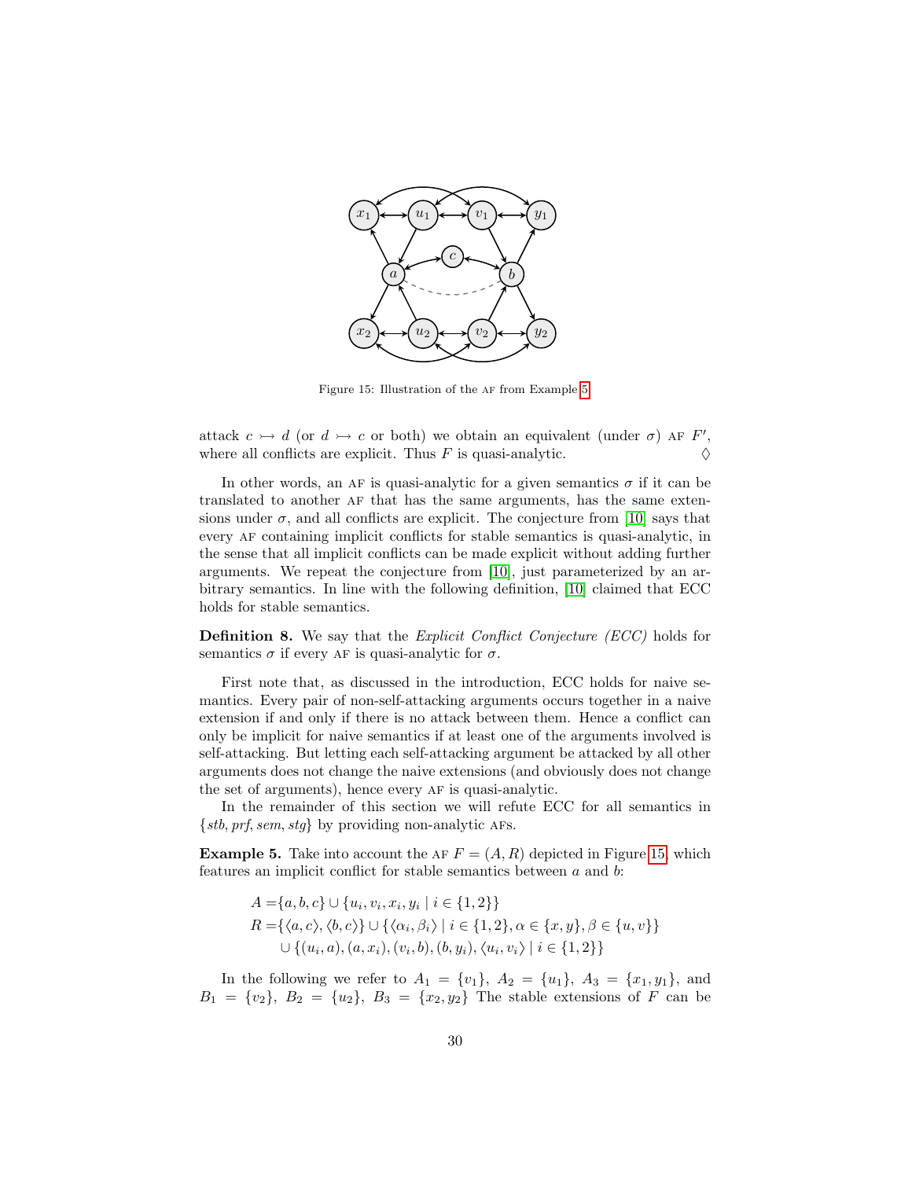Figure 15: Illustration of the AF from Example 5

attack $c \rightarrowtail d$ (or $d \rightarrowtail c$ or both) we obtain an equivalent (under $\sigma$) AF $F'$, where all conflicts are explicit. Thus $F$ is quasi-analytic. $\Diamond$

In other words, an AF is quasi-analytic for a given semantics $\sigma$ if it can be translated to another AF that has the same arguments, has the same extensions under $\sigma$, and all conflicts are explicit. The conjecture from [10] says that every AF containing implicit conflicts for stable semantics is quasi-analytic, in the sense that all implicit conflicts can be made explicit without adding further arguments. We repeat the conjecture from [10], just parameterized by an arbitrary semantics. In line with the following definition, [10] claimed that ECC holds for stable semantics.

**Definition 8.** We say that the *Explicit Conflict Conjecture (ECC)* holds for semantics $\sigma$ if every AF is quasi-analytic for $\sigma$.

First note that, as discussed in the introduction, ECC holds for naive semantics. Every pair of non-self-attacking arguments occurs together in a naive extension if and only if there is no attack between them. Hence a conflict can only be implicit for naive semantics if at least one of the arguments involved is self-attacking. But letting each self-attacking argument be attacked by all other arguments does not change the naive extensions (and obviously does not change the set of arguments), hence every AF is quasi-analytic.

In the remainder of this section we will refute ECC for all semantics in $\{stb, prf, sem, stg\}$ by providing non-analytic AFs.

**Example 5.** Take into account the AF $F = (A, R)$ depicted in Figure 15, which features an implicit conflict for stable semantics between $a$ and $b$:

$$A = \{a, b, c\} \cup \{u_i, v_i, x_i, y_i \mid i \in \{1, 2\}\}$$
$$R = \{\langle a, c\rangle, \langle b, c\rangle\} \cup \{\langle \alpha_i, \beta_i\rangle \mid i \in \{1, 2\}, \alpha \in \{x, y\}, \beta \in \{u, v\}\}$$
$$\cup \{(u_i, a), (a, x_i), (v_i, b), (b, y_i), \langle u_i, v_i\rangle \mid i \in \{1, 2\}\}$$

In the following we refer to $A_1 = \{v_1\}$, $A_2 = \{u_1\}$, $A_3 = \{x_1, y_1\}$, and $B_1 = \{v_2\}$, $B_2 = \{u_2\}$, $B_3 = \{x_2, y_2\}$ The stable extensions of $F$ can be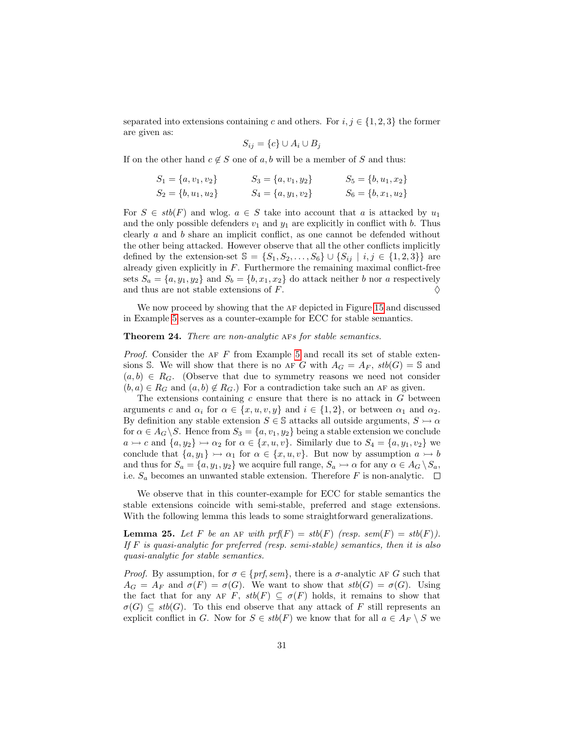separated into extensions containing $c$ and others. For $i, j \in \{1, 2, 3\}$ the former are given as:

$$S_{ij} = \{c\} \cup A_i \cup B_j$$

If on the other hand $c \notin S$ one of $a, b$ will be a member of $S$ and thus:

$$\begin{array}{lll} S_1 = \{a, v_1, v_2\} & S_3 = \{a, v_1, y_2\} & S_5 = \{b, u_1, x_2\} \\ S_2 = \{b, u_1, u_2\} & S_4 = \{a, y_1, v_2\} & S_6 = \{b, x_1, u_2\} \end{array}$$

For $S \in stb(F)$ and wlog. $a \in S$ take into account that $a$ is attacked by $u_1$ and the only possible defenders $v_1$ and $y_1$ are explicitly in conflict with $b$. Thus clearly $a$ and $b$ share an implicit conflict, as one cannot be defended without the other being attacked. However observe that all the other conflicts implicitly defined by the extension-set $\mathbb{S} = \{S_1, S_2, \ldots, S_6\} \cup \{S_{ij} \mid i, j \in \{1, 2, 3\}\}$ are already given explicitly in $F$. Furthermore the remaining maximal conflict-free sets $S_a = \{a, y_1, y_2\}$ and $S_b = \{b, x_1, x_2\}$ do attack neither $b$ nor $a$ respectively and thus are not stable extensions of $F$. ◊

We now proceed by showing that the AF depicted in Figure 15 and discussed in Example 5 serves as a counter-example for ECC for stable semantics.

**Theorem 24.** *There are non-analytic* AF*s for stable semantics.*

*Proof.* Consider the AF $F$ from Example 5 and recall its set of stable extensions $\mathbb{S}$. We will show that there is no AF $G$ with $A_G = A_F$, $stb(G) = \mathbb{S}$ and $(a, b) \in R_G$. (Observe that due to symmetry reasons we need not consider $(b, a) \in R_G$ and $(a, b) \notin R_G$.) For a contradiction take such an AF as given.

The extensions containing $c$ ensure that there is no attack in $G$ between arguments $c$ and $\alpha_i$ for $\alpha \in \{x, u, v, y\}$ and $i \in \{1, 2\}$, or between $\alpha_1$ and $\alpha_2$. By definition any stable extension $S \in \mathbb{S}$ attacks all outside arguments, $S \rightarrowtail \alpha$ for $\alpha \in A_G \setminus S$. Hence from $S_3 = \{a, v_1, y_2\}$ being a stable extension we conclude $a \rightarrowtail c$ and $\{a, y_2\} \rightarrowtail \alpha_2$ for $\alpha \in \{x, u, v\}$. Similarly due to $S_4 = \{a, y_1, v_2\}$ we conclude that $\{a, y_1\} \rightarrowtail \alpha_1$ for $\alpha \in \{x, u, v\}$. But now by assumption $a \rightarrowtail b$ and thus for $S_a = \{a, y_1, y_2\}$ we acquire full range, $S_a \rightarrowtail \alpha$ for any $\alpha \in A_G \setminus S_a$, i.e. $S_a$ becomes an unwanted stable extension. Therefore $F$ is non-analytic. □

We observe that in this counter-example for ECC for stable semantics the stable extensions coincide with semi-stable, preferred and stage extensions. With the following lemma this leads to some straightforward generalizations.

**Lemma 25.** *Let $F$ be an* AF *with $prf(F) = stb(F)$ (resp. $sem(F) = stb(F)$). If $F$ is quasi-analytic for preferred (resp. semi-stable) semantics, then it is also quasi-analytic for stable semantics.*

*Proof.* By assumption, for $\sigma \in \{prf, sem\}$, there is a $\sigma$-analytic AF $G$ such that $A_G = A_F$ and $\sigma(F) = \sigma(G)$. We want to show that $stb(G) = \sigma(G)$. Using the fact that for any AF $F$, $stb(F) \subseteq \sigma(F)$ holds, it remains to show that $\sigma(G) \subseteq stb(G)$. To this end observe that any attack of $F$ still represents an explicit conflict in $G$. Now for $S \in stb(F)$ we know that for all $a \in A_F \setminus S$ we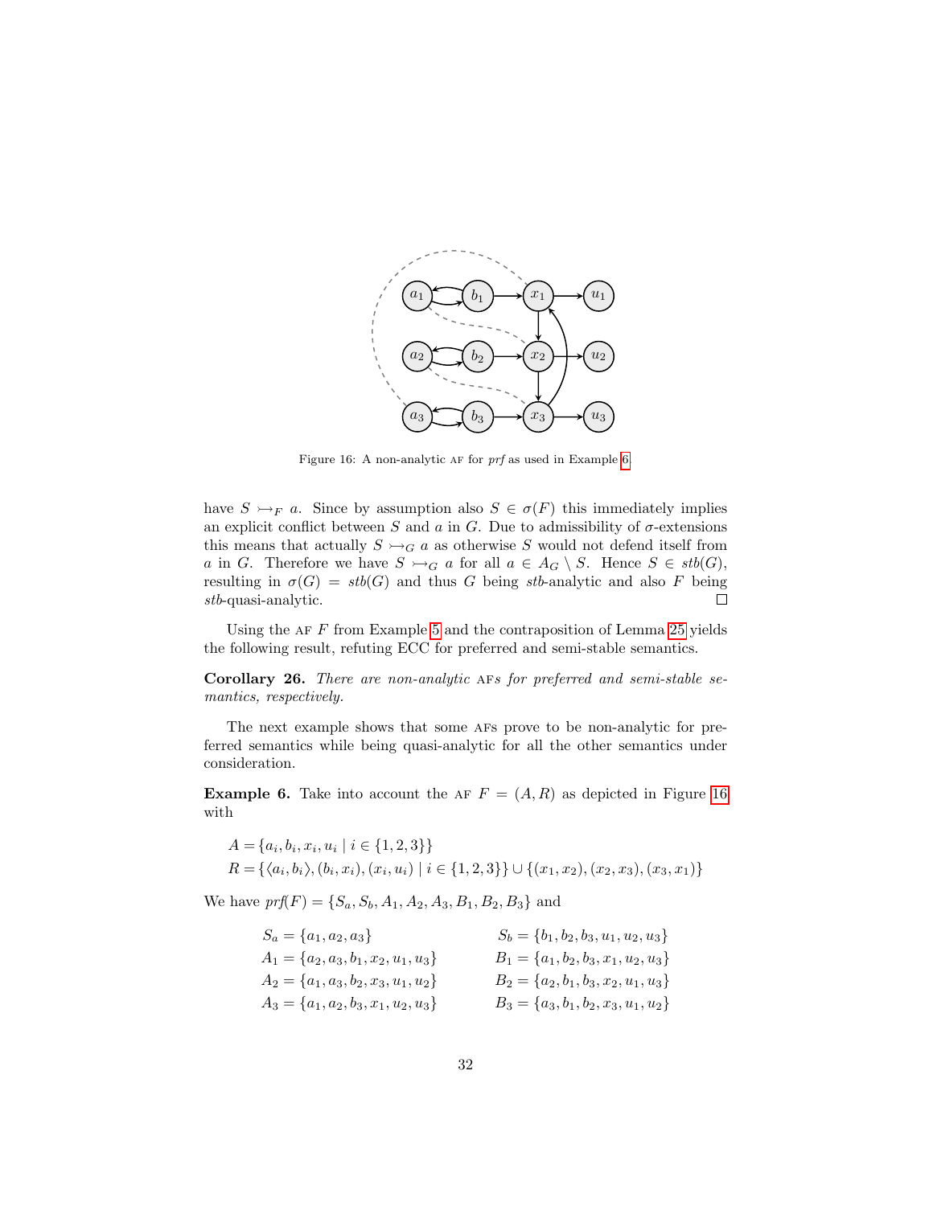Figure 16: A non-analytic AF for *prf* as used in Example 6.

have $S \rightarrowtail_F a$. Since by assumption also $S \in \sigma(F)$ this immediately implies an explicit conflict between $S$ and $a$ in $G$. Due to admissibility of $\sigma$-extensions this means that actually $S \rightarrowtail_G a$ as otherwise $S$ would not defend itself from $a$ in $G$. Therefore we have $S \rightarrowtail_G a$ for all $a \in A_G \setminus S$. Hence $S \in stb(G)$, resulting in $\sigma(G) = stb(G)$ and thus $G$ being *stb*-analytic and also $F$ being *stb*-quasi-analytic. □

Using the AF $F$ from Example 5 and the contraposition of Lemma 25 yields the following result, refuting ECC for preferred and semi-stable semantics.

**Corollary 26.** *There are non-analytic* AFs *for preferred and semi-stable semantics, respectively.*

The next example shows that some AFs prove to be non-analytic for preferred semantics while being quasi-analytic for all the other semantics under consideration.

**Example 6.** Take into account the AF $F = (A, R)$ as depicted in Figure 16 with

$$A = \{a_i, b_i, x_i, u_i \mid i \in \{1, 2, 3\}\}$$
$$R = \{\langle a_i, b_i\rangle, (b_i, x_i), (x_i, u_i) \mid i \in \{1, 2, 3\}\} \cup \{(x_1, x_2), (x_2, x_3), (x_3, x_1)\}$$

We have $prf(F) = \{S_a, S_b, A_1, A_2, A_3, B_1, B_2, B_3\}$ and

$$S_a = \{a_1, a_2, a_3\} \qquad S_b = \{b_1, b_2, b_3, u_1, u_2, u_3\}$$
$$A_1 = \{a_2, a_3, b_1, x_2, u_1, u_3\} \qquad B_1 = \{a_1, b_2, b_3, x_1, u_2, u_3\}$$
$$A_2 = \{a_1, a_3, b_2, x_3, u_1, u_2\} \qquad B_2 = \{a_2, b_1, b_3, x_2, u_1, u_3\}$$
$$A_3 = \{a_1, a_2, b_3, x_1, u_2, u_3\} \qquad B_3 = \{a_3, b_1, b_2, x_3, u_1, u_2\}$$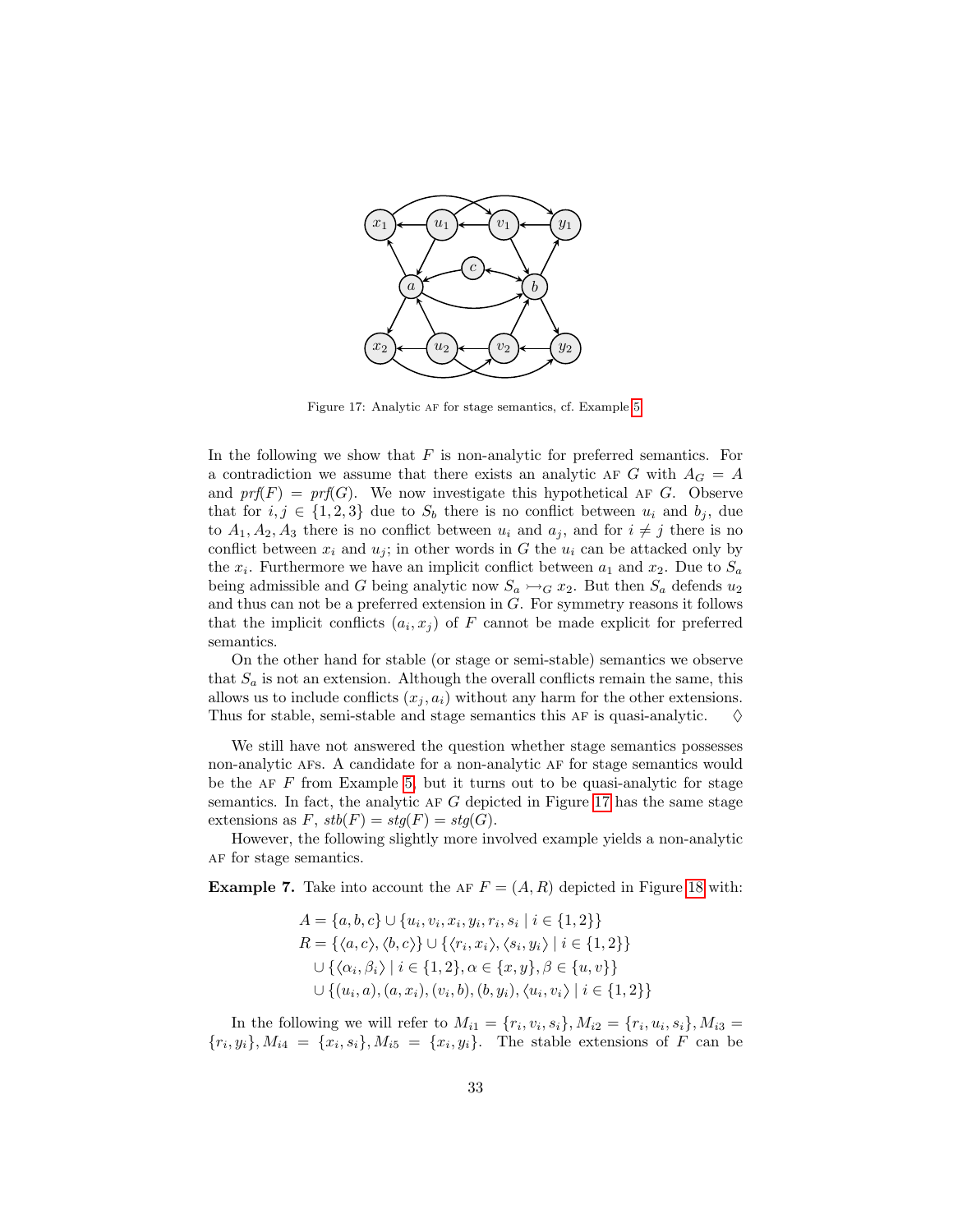Figure 17: Analytic AF for stage semantics, cf. Example 5

In the following we show that $F$ is non-analytic for preferred semantics. For a contradiction we assume that there exists an analytic AF $G$ with $A_G = A$ and $prf(F) = prf(G)$. We now investigate this hypothetical AF $G$. Observe that for $i, j \in \{1, 2, 3\}$ due to $S_b$ there is no conflict between $u_i$ and $b_j$, due to $A_1, A_2, A_3$ there is no conflict between $u_i$ and $a_j$, and for $i \neq j$ there is no conflict between $x_i$ and $u_j$; in other words in $G$ the $u_i$ can be attacked only by the $x_i$. Furthermore we have an implicit conflict between $a_1$ and $x_2$. Due to $S_a$ being admissible and $G$ being analytic now $S_a \rightarrowtail_G x_2$. But then $S_a$ defends $u_2$ and thus can not be a preferred extension in $G$. For symmetry reasons it follows that the implicit conflicts $(a_i, x_j)$ of $F$ cannot be made explicit for preferred semantics.

On the other hand for stable (or stage or semi-stable) semantics we observe that $S_a$ is not an extension. Although the overall conflicts remain the same, this allows us to include conflicts $(x_j, a_i)$ without any harm for the other extensions. Thus for stable, semi-stable and stage semantics this AF is quasi-analytic. $\diamondsuit$

We still have not answered the question whether stage semantics possesses non-analytic AFs. A candidate for a non-analytic AF for stage semantics would be the AF $F$ from Example 5, but it turns out to be quasi-analytic for stage semantics. In fact, the analytic AF $G$ depicted in Figure 17 has the same stage extensions as $F$, $stb(F) = stg(F) = stg(G)$.

However, the following slightly more involved example yields a non-analytic AF for stage semantics.

**Example 7.** Take into account the AF $F = (A, R)$ depicted in Figure 18 with:

$$A = \{a, b, c\} \cup \{u_i, v_i, x_i, y_i, r_i, s_i \mid i \in \{1, 2\}\}$$
$$R = \{\langle a, c\rangle, \langle b, c\rangle\} \cup \{\langle r_i, x_i\rangle, \langle s_i, y_i\rangle \mid i \in \{1, 2\}\}$$
$$\cup \{\langle \alpha_i, \beta_i\rangle \mid i \in \{1, 2\}, \alpha \in \{x, y\}, \beta \in \{u, v\}\}$$
$$\cup \{(u_i, a), (a, x_i), (v_i, b), (b, y_i), \langle u_i, v_i\rangle \mid i \in \{1, 2\}\}$$

In the following we will refer to $M_{i1} = \{r_i, v_i, s_i\}, M_{i2} = \{r_i, u_i, s_i\}, M_{i3} = \{r_i, y_i\}, M_{i4} = \{x_i, s_i\}, M_{i5} = \{x_i, y_i\}$. The stable extensions of $F$ can be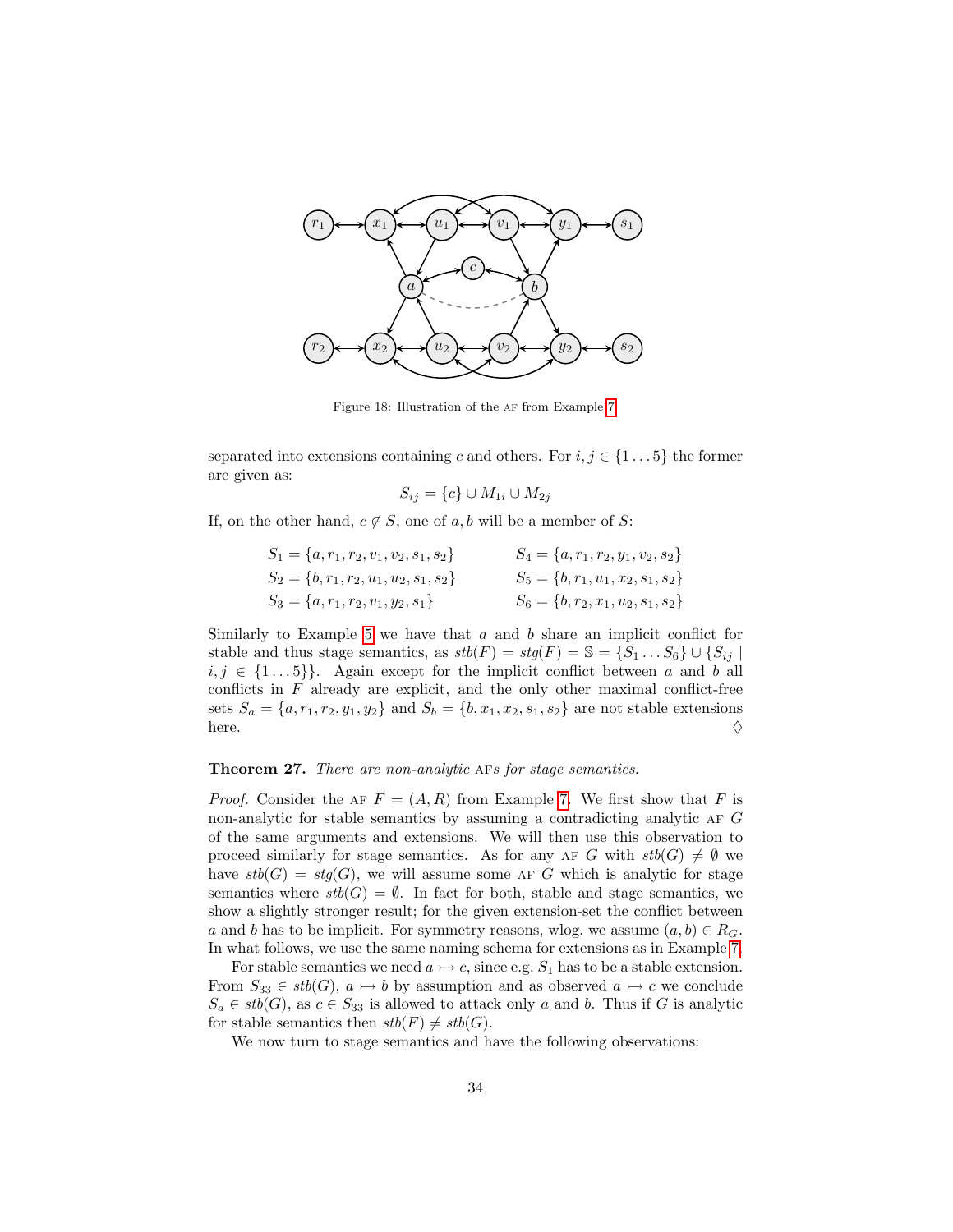Figure 18: Illustration of the AF from Example 7.

separated into extensions containing $c$ and others. For $i, j \in \{1 \dots 5\}$ the former are given as:

$$S_{ij} = \{c\} \cup M_{1i} \cup M_{2j}$$

If, on the other hand, $c \notin S$, one of $a, b$ will be a member of $S$:

$$S_1 = \{a, r_1, r_2, v_1, v_2, s_1, s_2\} \qquad S_4 = \{a, r_1, r_2, y_1, v_2, s_2\}$$
$$S_2 = \{b, r_1, r_2, u_1, u_2, s_1, s_2\} \qquad S_5 = \{b, r_1, u_1, x_2, s_1, s_2\}$$
$$S_3 = \{a, r_1, r_2, v_1, y_2, s_1\} \qquad S_6 = \{b, r_2, x_1, u_2, s_1, s_2\}$$

Similarly to Example 5 we have that $a$ and $b$ share an implicit conflict for stable and thus stage semantics, as $stb(F) = stg(F) = \mathbb{S} = \{S_1 \dots S_6\} \cup \{S_{ij} \mid i, j \in \{1 \dots 5\}\}$. Again except for the implicit conflict between $a$ and $b$ all conflicts in $F$ already are explicit, and the only other maximal conflict-free sets $S_a = \{a, r_1, r_2, y_1, y_2\}$ and $S_b = \{b, x_1, x_2, s_1, s_2\}$ are not stable extensions here. ♢

**Theorem 27.** *There are non-analytic* AF*s for stage semantics.*

*Proof.* Consider the AF $F = (A, R)$ from Example 7. We first show that $F$ is non-analytic for stable semantics by assuming a contradicting analytic AF $G$ of the same arguments and extensions. We will then use this observation to proceed similarly for stage semantics. As for any AF $G$ with $stb(G) \neq \emptyset$ we have $stb(G) = stg(G)$, we will assume some AF $G$ which is analytic for stage semantics where $stb(G) = \emptyset$. In fact for both, stable and stage semantics, we show a slightly stronger result; for the given extension-set the conflict between $a$ and $b$ has to be implicit. For symmetry reasons, wlog. we assume $(a, b) \in R_G$. In what follows, we use the same naming schema for extensions as in Example 7.

For stable semantics we need $a \rightarrowtail c$, since e.g. $S_1$ has to be a stable extension. From $S_{33} \in stb(G)$, $a \rightarrowtail b$ by assumption and as observed $a \rightarrowtail c$ we conclude $S_a \in stb(G)$, as $c \in S_{33}$ is allowed to attack only $a$ and $b$. Thus if $G$ is analytic for stable semantics then $stb(F) \neq stb(G)$.

We now turn to stage semantics and have the following observations: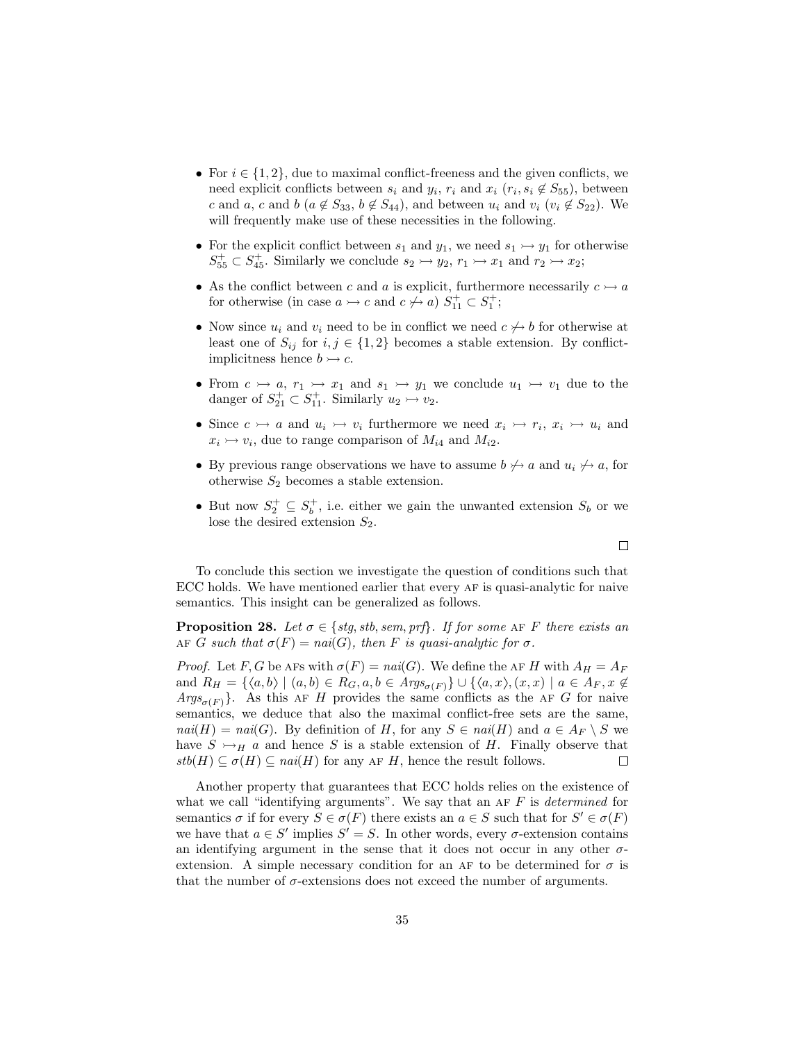- For $i \in \{1,2\}$, due to maximal conflict-freeness and the given conflicts, we need explicit conflicts between $s_i$ and $y_i$, $r_i$ and $x_i$ ($r_i, s_i \notin S_{55}$), between $c$ and $a$, $c$ and $b$ ($a \notin S_{33}$, $b \notin S_{44}$), and between $u_i$ and $v_i$ ($v_i \notin S_{22}$). We will frequently make use of these necessities in the following.
- For the explicit conflict between $s_1$ and $y_1$, we need $s_1 \rightarrowtail y_1$ for otherwise $S_{55}^+ \subset S_{45}^+$. Similarly we conclude $s_2 \rightarrowtail y_2$, $r_1 \rightarrowtail x_1$ and $r_2 \rightarrowtail x_2$;
- As the conflict between $c$ and $a$ is explicit, furthermore necessarily $c \rightarrowtail a$ for otherwise (in case $a \rightarrowtail c$ and $c \not\rightarrowtail a$) $S_{11}^+ \subset S_1^+$;
- Now since $u_i$ and $v_i$ need to be in conflict we need $c \not\rightarrowtail b$ for otherwise at least one of $S_{ij}$ for $i, j \in \{1,2\}$ becomes a stable extension. By conflict-implicitness hence $b \rightarrowtail c$.
- From $c \rightarrowtail a$, $r_1 \rightarrowtail x_1$ and $s_1 \rightarrowtail y_1$ we conclude $u_1 \rightarrowtail v_1$ due to the danger of $S_{21}^+ \subset S_{11}^+$. Similarly $u_2 \rightarrowtail v_2$.
- Since $c \rightarrowtail a$ and $u_i \rightarrowtail v_i$ furthermore we need $x_i \rightarrowtail r_i$, $x_i \rightarrowtail u_i$ and $x_i \rightarrowtail v_i$, due to range comparison of $M_{i4}$ and $M_{i2}$.
- By previous range observations we have to assume $b \not\rightarrowtail a$ and $u_i \not\rightarrowtail a$, for otherwise $S_2$ becomes a stable extension.
- But now $S_2^+ \subseteq S_b^+$, i.e. either we gain the unwanted extension $S_b$ or we lose the desired extension $S_2$.

$\square$

To conclude this section we investigate the question of conditions such that ECC holds. We have mentioned earlier that every AF is quasi-analytic for naive semantics. This insight can be generalized as follows.

**Proposition 28.** *Let $\sigma \in \{stg, stb, sem, prf\}$. If for some* AF *$F$ there exists an* AF *$G$ such that $\sigma(F) = nai(G)$, then $F$ is quasi-analytic for $\sigma$.*

*Proof.* Let $F, G$ be AFs with $\sigma(F) = nai(G)$. We define the AF $H$ with $A_H = A_F$ and $R_H = \{\langle a, b\rangle \mid (a,b) \in R_G, a, b \in Args_{\sigma(F)}\} \cup \{\langle a, x\rangle, (x,x) \mid a \in A_F, x \notin Args_{\sigma(F)}\}$. As this AF $H$ provides the same conflicts as the AF $G$ for naive semantics, we deduce that also the maximal conflict-free sets are the same, $nai(H) = nai(G)$. By definition of $H$, for any $S \in nai(H)$ and $a \in A_F \setminus S$ we have $S \rightarrowtail_H a$ and hence $S$ is a stable extension of $H$. Finally observe that $stb(H) \subseteq \sigma(H) \subseteq nai(H)$ for any AF $H$, hence the result follows. $\square$

Another property that guarantees that ECC holds relies on the existence of what we call "identifying arguments". We say that an AF $F$ is *determined* for semantics $\sigma$ if for every $S \in \sigma(F)$ there exists an $a \in S$ such that for $S' \in \sigma(F)$ we have that $a \in S'$ implies $S' = S$. In other words, every $\sigma$-extension contains an identifying argument in the sense that it does not occur in any other $\sigma$-extension. A simple necessary condition for an AF to be determined for $\sigma$ is that the number of $\sigma$-extensions does not exceed the number of arguments.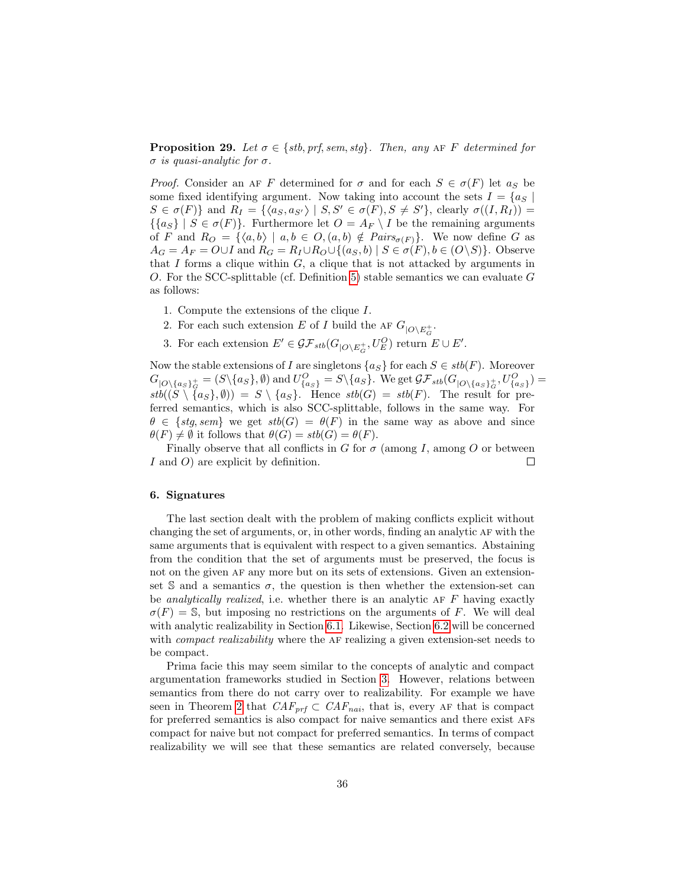**Proposition 29.** *Let $\sigma \in \{stb, prf, sem, stg\}$. Then, any* AF *$F$ determined for $\sigma$ is quasi-analytic for $\sigma$.*

*Proof.* Consider an AF $F$ determined for $\sigma$ and for each $S \in \sigma(F)$ let $a_S$ be some fixed identifying argument. Now taking into account the sets $I = \{a_S \mid S \in \sigma(F)\}$ and $R_I = \{\langle a_S, a_{S'}\rangle \mid S, S' \in \sigma(F), S \neq S'\}$, clearly $\sigma((I, R_I)) = \{\{a_S\} \mid S \in \sigma(F)\}$. Furthermore let $O = A_F \setminus I$ be the remaining arguments of $F$ and $R_O = \{\langle a, b\rangle \mid a, b \in O, (a, b) \notin Pairs_{\sigma(F)}\}$. We now define $G$ as $A_G = A_F = O \cup I$ and $R_G = R_I \cup R_O \cup \{(a_S, b) \mid S \in \sigma(F), b \in (O \setminus S)\}$. Observe that $I$ forms a clique within $G$, a clique that is not attacked by arguments in $O$. For the SCC-splittable (cf. Definition 5) stable semantics we can evaluate $G$ as follows:

1. Compute the extensions of the clique $I$.
2. For each such extension $E$ of $I$ build the AF $G_{|O \setminus E^+_G}$.
3. For each extension $E' \in \mathcal{GF}_{stb}(G_{|O \setminus E^+_G}, U^O_E)$ return $E \cup E'$.

Now the stable extensions of $I$ are singletons $\{a_S\}$ for each $S \in stb(F)$. Moreover $G_{|O \setminus \{a_S\}^+_G} = (S \setminus \{a_S\}, \emptyset)$ and $U^O_{\{a_S\}} = S \setminus \{a_S\}$. We get $\mathcal{GF}_{stb}(G_{|O \setminus \{a_S\}^+_G}, U^O_{\{a_S\}}) = stb((S \setminus \{a_S\}, \emptyset)) = S \setminus \{a_S\}$. Hence $stb(G) = stb(F)$. The result for preferred semantics, which is also SCC-splittable, follows in the same way. For $\theta \in \{stg, sem\}$ we get $stb(G) = \theta(F)$ in the same way as above and since $\theta(F) \neq \emptyset$ it follows that $\theta(G) = stb(G) = \theta(F)$.

Finally observe that all conflicts in $G$ for $\sigma$ (among $I$, among $O$ or between $I$ and $O$) are explicit by definition. □

## 6. Signatures

The last section dealt with the problem of making conflicts explicit without changing the set of arguments, or, in other words, finding an analytic AF with the same arguments that is equivalent with respect to a given semantics. Abstaining from the condition that the set of arguments must be preserved, the focus is not on the given AF any more but on its sets of extensions. Given an extension-set $\mathbb{S}$ and a semantics $\sigma$, the question is then whether the extension-set can be *analytically realized*, i.e. whether there is an analytic AF $F$ having exactly $\sigma(F) = \mathbb{S}$, but imposing no restrictions on the arguments of $F$. We will deal with analytic realizability in Section 6.1. Likewise, Section 6.2 will be concerned with *compact realizability* where the AF realizing a given extension-set needs to be compact.

Prima facie this may seem similar to the concepts of analytic and compact argumentation frameworks studied in Section 3. However, relations between semantics from there do not carry over to realizability. For example we have seen in Theorem 2 that $CAF_{prf} \subset CAF_{nai}$, that is, every AF that is compact for preferred semantics is also compact for naive semantics and there exist AFs compact for naive but not compact for preferred semantics. In terms of compact realizability we will see that these semantics are related conversely, because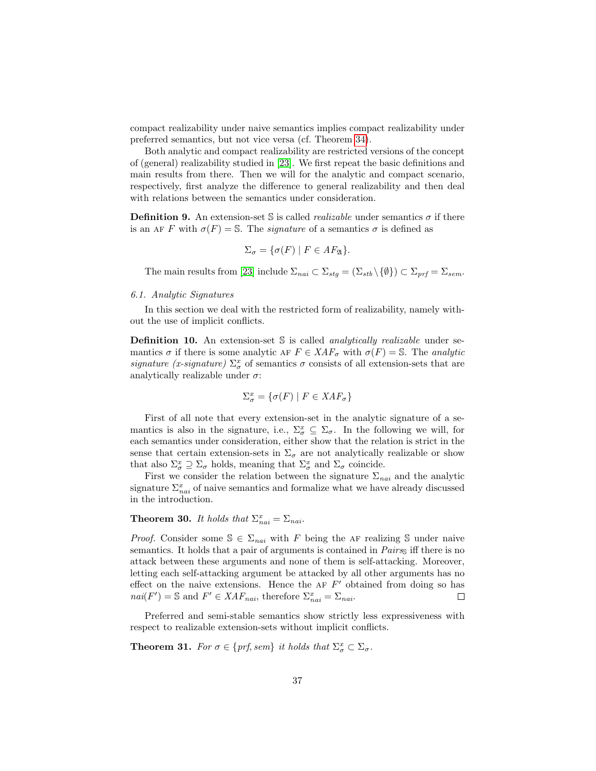compact realizability under naive semantics implies compact realizability under preferred semantics, but not vice versa (cf. Theorem 34).

Both analytic and compact realizability are restricted versions of the concept of (general) realizability studied in [23]. We first repeat the basic definitions and main results from there. Then we will for the analytic and compact scenario, respectively, first analyze the difference to general realizability and then deal with relations between the semantics under consideration.

**Definition 9.** An extension-set $\mathbb{S}$ is called *realizable* under semantics $\sigma$ if there is an AF $F$ with $\sigma(F) = \mathbb{S}$. The *signature* of a semantics $\sigma$ is defined as

$$\Sigma_\sigma = \{\sigma(F) \mid F \in AF_{\mathfrak{A}}\}.$$

The main results from [23] include $\Sigma_{nai} \subset \Sigma_{stg} = (\Sigma_{stb} \setminus \{\emptyset\}) \subset \Sigma_{prf} = \Sigma_{sem}$.

*6.1. Analytic Signatures*

In this section we deal with the restricted form of realizability, namely without the use of implicit conflicts.

**Definition 10.** An extension-set $\mathbb{S}$ is called *analytically realizable* under semantics $\sigma$ if there is some analytic AF $F \in XAF_\sigma$ with $\sigma(F) = \mathbb{S}$. The *analytic signature (x-signature)* $\Sigma^x_\sigma$ of semantics $\sigma$ consists of all extension-sets that are analytically realizable under $\sigma$:

$$\Sigma^x_\sigma = \{\sigma(F) \mid F \in XAF_\sigma\}$$

First of all note that every extension-set in the analytic signature of a semantics is also in the signature, i.e., $\Sigma^x_\sigma \subseteq \Sigma_\sigma$. In the following we will, for each semantics under consideration, either show that the relation is strict in the sense that certain extension-sets in $\Sigma_\sigma$ are not analytically realizable or show that also $\Sigma^x_\sigma \supseteq \Sigma_\sigma$ holds, meaning that $\Sigma^x_\sigma$ and $\Sigma_\sigma$ coincide.

First we consider the relation between the signature $\Sigma_{nai}$ and the analytic signature $\Sigma^x_{nai}$ of naive semantics and formalize what we have already discussed in the introduction.

**Theorem 30.** *It holds that* $\Sigma^x_{nai} = \Sigma_{nai}$.

*Proof.* Consider some $\mathbb{S} \in \Sigma_{nai}$ with $F$ being the AF realizing $\mathbb{S}$ under naive semantics. It holds that a pair of arguments is contained in $Pairs_{\mathbb{S}}$ iff there is no attack between these arguments and none of them is self-attacking. Moreover, letting each self-attacking argument be attacked by all other arguments has no effect on the naive extensions. Hence the AF $F'$ obtained from doing so has $nai(F') = \mathbb{S}$ and $F' \in XAF_{nai}$, therefore $\Sigma^x_{nai} = \Sigma_{nai}$. □

Preferred and semi-stable semantics show strictly less expressiveness with respect to realizable extension-sets without implicit conflicts.

**Theorem 31.** *For* $\sigma \in \{prf, sem\}$ *it holds that* $\Sigma^x_\sigma \subset \Sigma_\sigma$.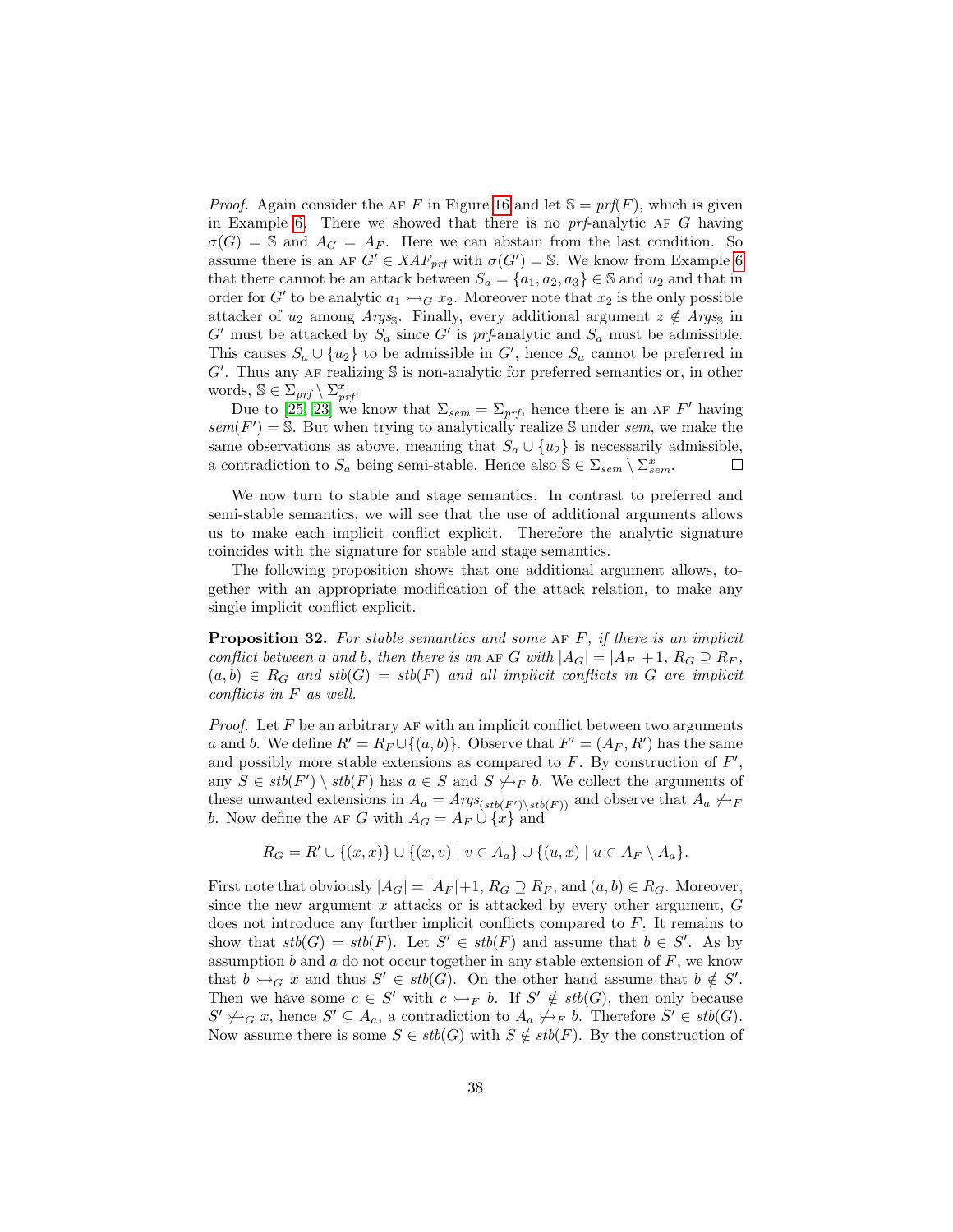*Proof.* Again consider the AF $F$ in Figure 16 and let $\mathbb{S} = \mathit{prf}(F)$, which is given in Example 6. There we showed that there is no *prf*-analytic AF $G$ having $\sigma(G) = \mathbb{S}$ and $A_G = A_F$. Here we can abstain from the last condition. So assume there is an AF $G' \in XAF_{prf}$ with $\sigma(G') = \mathbb{S}$. We know from Example 6 that there cannot be an attack between $S_a = \{a_1, a_2, a_3\} \in \mathbb{S}$ and $u_2$ and that in order for $G'$ to be analytic $a_1 \rightarrowtail_G x_2$. Moreover note that $x_2$ is the only possible attacker of $u_2$ among $\mathit{Args}_{\mathbb{S}}$. Finally, every additional argument $z \notin \mathit{Args}_{\mathbb{S}}$ in $G'$ must be attacked by $S_a$ since $G'$ is *prf*-analytic and $S_a$ must be admissible. This causes $S_a \cup \{u_2\}$ to be admissible in $G'$, hence $S_a$ cannot be preferred in $G'$. Thus any AF realizing $\mathbb{S}$ is non-analytic for preferred semantics or, in other words, $\mathbb{S} \in \Sigma_{prf} \setminus \Sigma^x_{prf}$.

Due to [25, 23] we know that $\Sigma_{sem} = \Sigma_{prf}$, hence there is an AF $F'$ having $\mathit{sem}(F') = \mathbb{S}$. But when trying to analytically realize $\mathbb{S}$ under *sem*, we make the same observations as above, meaning that $S_a \cup \{u_2\}$ is necessarily admissible, a contradiction to $S_a$ being semi-stable. Hence also $\mathbb{S} \in \Sigma_{sem} \setminus \Sigma^x_{sem}$. $\square$

We now turn to stable and stage semantics. In contrast to preferred and semi-stable semantics, we will see that the use of additional arguments allows us to make each implicit conflict explicit. Therefore the analytic signature coincides with the signature for stable and stage semantics.

The following proposition shows that one additional argument allows, together with an appropriate modification of the attack relation, to make any single implicit conflict explicit.

**Proposition 32.** *For stable semantics and some AF $F$, if there is an implicit conflict between $a$ and $b$, then there is an AF $G$ with $|A_G| = |A_F|+1$, $R_G \supseteq R_F$, $(a,b) \in R_G$ and $\mathit{stb}(G) = \mathit{stb}(F)$ and all implicit conflicts in $G$ are implicit conflicts in $F$ as well.*

*Proof.* Let $F$ be an arbitrary AF with an implicit conflict between two arguments $a$ and $b$. We define $R' = R_F \cup \{(a,b)\}$. Observe that $F' = (A_F, R')$ has the same and possibly more stable extensions as compared to $F$. By construction of $F'$, any $S \in \mathit{stb}(F') \setminus \mathit{stb}(F)$ has $a \in S$ and $S \not\rightarrowtail_F b$. We collect the arguments of these unwanted extensions in $A_a = \mathit{Args}_{(\mathit{stb}(F') \setminus \mathit{stb}(F))}$ and observe that $A_a \not\rightarrowtail_F b$. Now define the AF $G$ with $A_G = A_F \cup \{x\}$ and

$$R_G = R' \cup \{(x,x)\} \cup \{(x,v) \mid v \in A_a\} \cup \{(u,x) \mid u \in A_F \setminus A_a\}.$$

First note that obviously $|A_G| = |A_F|+1$, $R_G \supseteq R_F$, and $(a,b) \in R_G$. Moreover, since the new argument $x$ attacks or is attacked by every other argument, $G$ does not introduce any further implicit conflicts compared to $F$. It remains to show that $\mathit{stb}(G) = \mathit{stb}(F)$. Let $S' \in \mathit{stb}(F)$ and assume that $b \in S'$. As by assumption $b$ and $a$ do not occur together in any stable extension of $F$, we know that $b \rightarrowtail_G x$ and thus $S' \in \mathit{stb}(G)$. On the other hand assume that $b \notin S'$. Then we have some $c \in S'$ with $c \rightarrowtail_F b$. If $S' \notin \mathit{stb}(G)$, then only because $S' \not\rightarrowtail_G x$, hence $S' \subseteq A_a$, a contradiction to $A_a \not\rightarrowtail_F b$. Therefore $S' \in \mathit{stb}(G)$. Now assume there is some $S \in \mathit{stb}(G)$ with $S \notin \mathit{stb}(F)$. By the construction of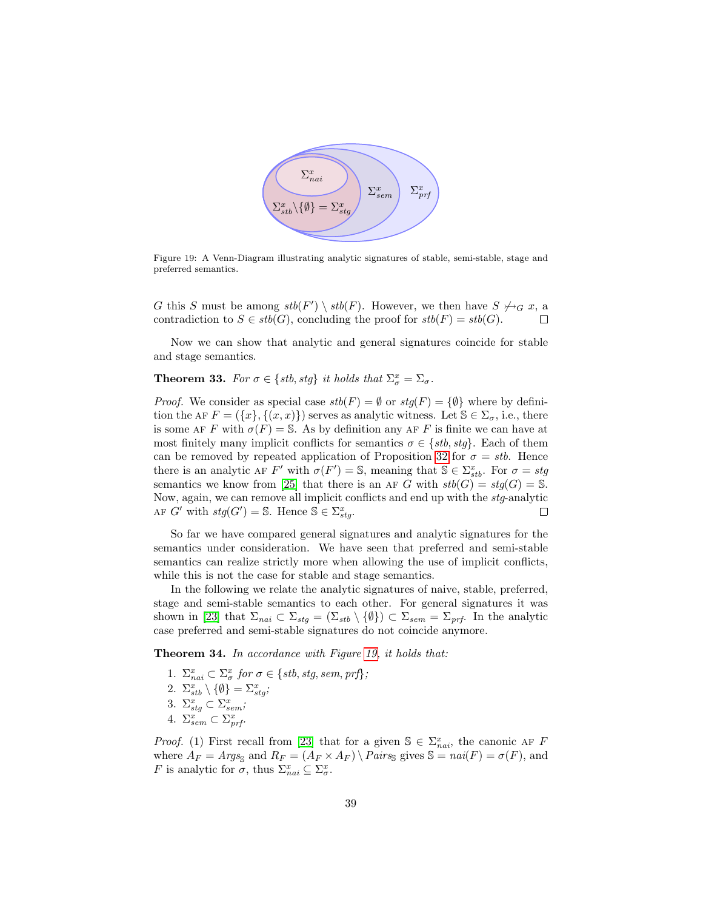Figure 19: A Venn-Diagram illustrating analytic signatures of stable, semi-stable, stage and preferred semantics.

$G$ this $S$ must be among $stb(F') \setminus stb(F)$. However, we then have $S \not\rightarrowtail_G x$, a contradiction to $S \in stb(G)$, concluding the proof for $stb(F) = stb(G)$. □

Now we can show that analytic and general signatures coincide for stable and stage semantics.

**Theorem 33.** *For $\sigma \in \{stb, stg\}$ it holds that $\Sigma^x_\sigma = \Sigma_\sigma$.*

*Proof.* We consider as special case $stb(F) = \emptyset$ or $stg(F) = \{\emptyset\}$ where by definition the AF $F = (\{x\}, \{(x, x)\})$ serves as analytic witness. Let $\mathbb{S} \in \Sigma_\sigma$, i.e., there is some AF $F$ with $\sigma(F) = \mathbb{S}$. As by definition any AF $F$ is finite we can have at most finitely many implicit conflicts for semantics $\sigma \in \{stb, stg\}$. Each of them can be removed by repeated application of Proposition 32 for $\sigma = stb$. Hence there is an analytic AF $F'$ with $\sigma(F') = \mathbb{S}$, meaning that $\mathbb{S} \in \Sigma^x_{stb}$. For $\sigma = stg$ semantics we know from [25] that there is an AF $G$ with $stb(G) = stg(G) = \mathbb{S}$. Now, again, we can remove all implicit conflicts and end up with the $stg$-analytic AF $G'$ with $stg(G') = \mathbb{S}$. Hence $\mathbb{S} \in \Sigma^x_{stg}$. □

So far we have compared general signatures and analytic signatures for the semantics under consideration. We have seen that preferred and semi-stable semantics can realize strictly more when allowing the use of implicit conflicts, while this is not the case for stable and stage semantics.

In the following we relate the analytic signatures of naive, stable, preferred, stage and semi-stable semantics to each other. For general signatures it was shown in [23] that $\Sigma_{nai} \subset \Sigma_{stg} = (\Sigma_{stb} \setminus \{\emptyset\}) \subset \Sigma_{sem} = \Sigma_{prf}$. In the analytic case preferred and semi-stable signatures do not coincide anymore.

**Theorem 34.** *In accordance with Figure 19, it holds that:*

1. $\Sigma^x_{nai} \subset \Sigma^x_\sigma$ *for* $\sigma \in \{stb, stg, sem, prf\}$*;*
2. $\Sigma^x_{stb} \setminus \{\emptyset\} = \Sigma^x_{stg}$*;*
3. $\Sigma^x_{stg} \subset \Sigma^x_{sem}$*;*
4. $\Sigma^x_{sem} \subset \Sigma^x_{prf}$*.*

*Proof.* (1) First recall from [23] that for a given $\mathbb{S} \in \Sigma^x_{nai}$, the canonic AF $F$ where $A_F = Args_\mathbb{S}$ and $R_F = (A_F \times A_F) \setminus Pairs_\mathbb{S}$ gives $\mathbb{S} = nai(F) = \sigma(F)$, and $F$ is analytic for $\sigma$, thus $\Sigma^x_{nai} \subseteq \Sigma^x_\sigma$.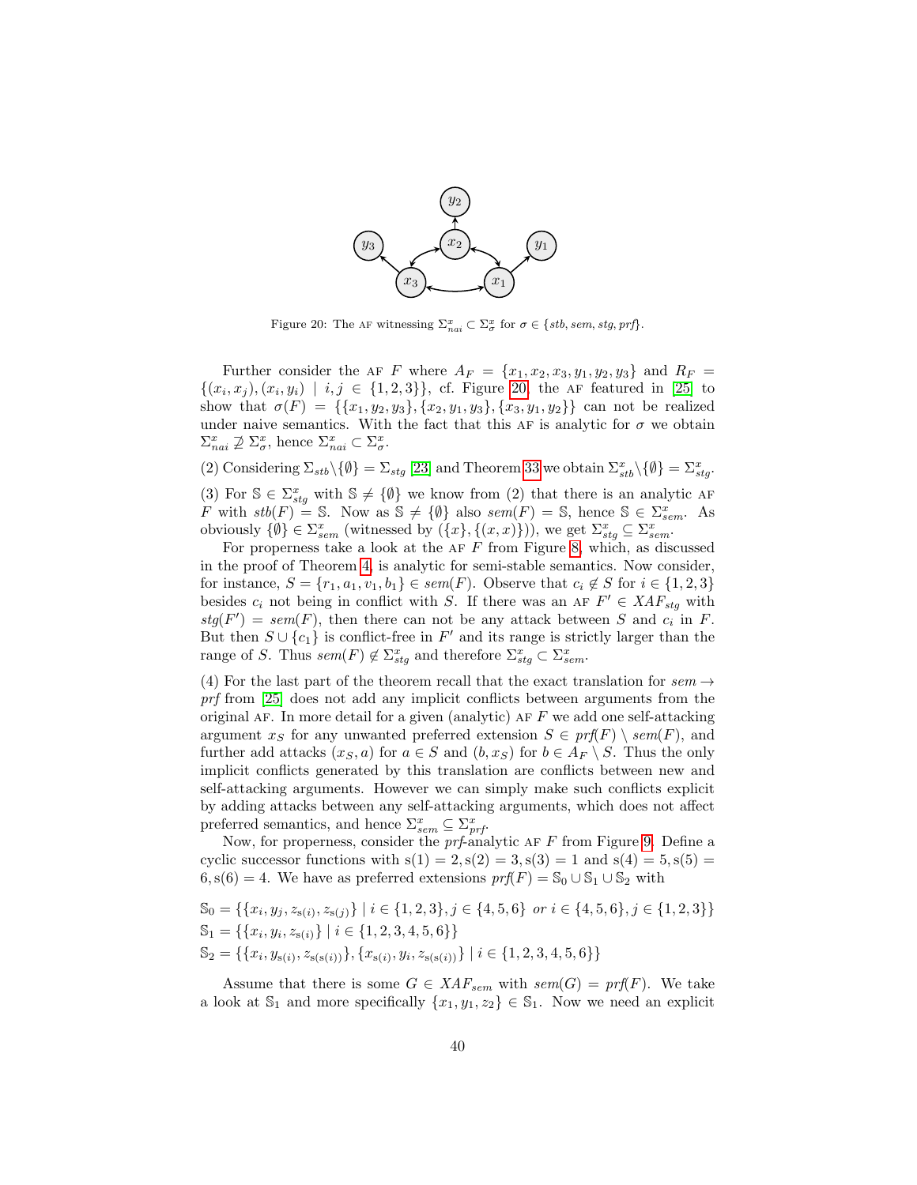Figure 20: The AF witnessing $\Sigma^x_{nai} \subset \Sigma^x_\sigma$ for $\sigma \in \{stb, sem, stg, prf\}$.

Further consider the AF $F$ where $A_F = \{x_1, x_2, x_3, y_1, y_2, y_3\}$ and $R_F = \{(x_i, x_j), (x_i, y_i) \mid i, j \in \{1, 2, 3\}\}$, cf. Figure 20, the AF featured in [25] to show that $\sigma(F) = \{\{x_1, y_2, y_3\}, \{x_2, y_1, y_3\}, \{x_3, y_1, y_2\}\}$ can not be realized under naive semantics. With the fact that this AF is analytic for $\sigma$ we obtain $\Sigma^x_{nai} \not\supseteq \Sigma^x_\sigma$, hence $\Sigma^x_{nai} \subset \Sigma^x_\sigma$.

(2) Considering $\Sigma_{stb} \setminus \{\emptyset\} = \Sigma_{stg}$ [23] and Theorem 33 we obtain $\Sigma^x_{stb} \setminus \{\emptyset\} = \Sigma^x_{stg}$.

(3) For $\mathbb{S} \in \Sigma^x_{stg}$ with $\mathbb{S} \neq \{\emptyset\}$ we know from (2) that there is an analytic AF $F$ with $stb(F) = \mathbb{S}$. Now as $\mathbb{S} \neq \{\emptyset\}$ also $sem(F) = \mathbb{S}$, hence $\mathbb{S} \in \Sigma^x_{sem}$. As obviously $\{\emptyset\} \in \Sigma^x_{sem}$ (witnessed by $(\{x\}, \{(x, x)\})$), we get $\Sigma^x_{stg} \subseteq \Sigma^x_{sem}$.

For properness take a look at the AF $F$ from Figure 8, which, as discussed in the proof of Theorem 4, is analytic for semi-stable semantics. Now consider, for instance, $S = \{r_1, a_1, v_1, b_1\} \in sem(F)$. Observe that $c_i \notin S$ for $i \in \{1, 2, 3\}$ besides $c_i$ not being in conflict with $S$. If there was an AF $F' \in XAF_{stg}$ with $stg(F') = sem(F)$, then there can not be any attack between $S$ and $c_i$ in $F$. But then $S \cup \{c_1\}$ is conflict-free in $F'$ and its range is strictly larger than the range of $S$. Thus $sem(F) \notin \Sigma^x_{stg}$ and therefore $\Sigma^x_{stg} \subset \Sigma^x_{sem}$.

(4) For the last part of the theorem recall that the exact translation for $sem \to prf$ from [25] does not add any implicit conflicts between arguments from the original AF. In more detail for a given (analytic) AF $F$ we add one self-attacking argument $x_S$ for any unwanted preferred extension $S \in prf(F) \setminus sem(F)$, and further add attacks $(x_S, a)$ for $a \in S$ and $(b, x_S)$ for $b \in A_F \setminus S$. Thus the only implicit conflicts generated by this translation are conflicts between new and self-attacking arguments. However we can simply make such conflicts explicit by adding attacks between any self-attacking arguments, which does not affect preferred semantics, and hence $\Sigma^x_{sem} \subseteq \Sigma^x_{prf}$.

Now, for properness, consider the $prf$-analytic AF $F$ from Figure 9. Define a cyclic successor functions with $\mathrm{s}(1) = 2, \mathrm{s}(2) = 3, \mathrm{s}(3) = 1$ and $\mathrm{s}(4) = 5, \mathrm{s}(5) = 6, \mathrm{s}(6) = 4$. We have as preferred extensions $prf(F) = \mathbb{S}_0 \cup \mathbb{S}_1 \cup \mathbb{S}_2$ with

$$\mathbb{S}_0 = \{\{x_i, y_j, z_{\mathrm{s}(i)}, z_{\mathrm{s}(j)}\} \mid i \in \{1, 2, 3\}, j \in \{4, 5, 6\} \textit{ or } i \in \{4, 5, 6\}, j \in \{1, 2, 3\}\}$$
$$\mathbb{S}_1 = \{\{x_i, y_i, z_{\mathrm{s}(i)}\} \mid i \in \{1, 2, 3, 4, 5, 6\}\}$$
$$\mathbb{S}_2 = \{\{x_i, y_{\mathrm{s}(i)}, z_{\mathrm{s}(\mathrm{s}(i))}\}, \{x_{\mathrm{s}(i)}, y_i, z_{\mathrm{s}(\mathrm{s}(i))}\} \mid i \in \{1, 2, 3, 4, 5, 6\}\}$$

Assume that there is some $G \in XAF_{sem}$ with $sem(G) = prf(F)$. We take a look at $\mathbb{S}_1$ and more specifically $\{x_1, y_1, z_2\} \in \mathbb{S}_1$. Now we need an explicit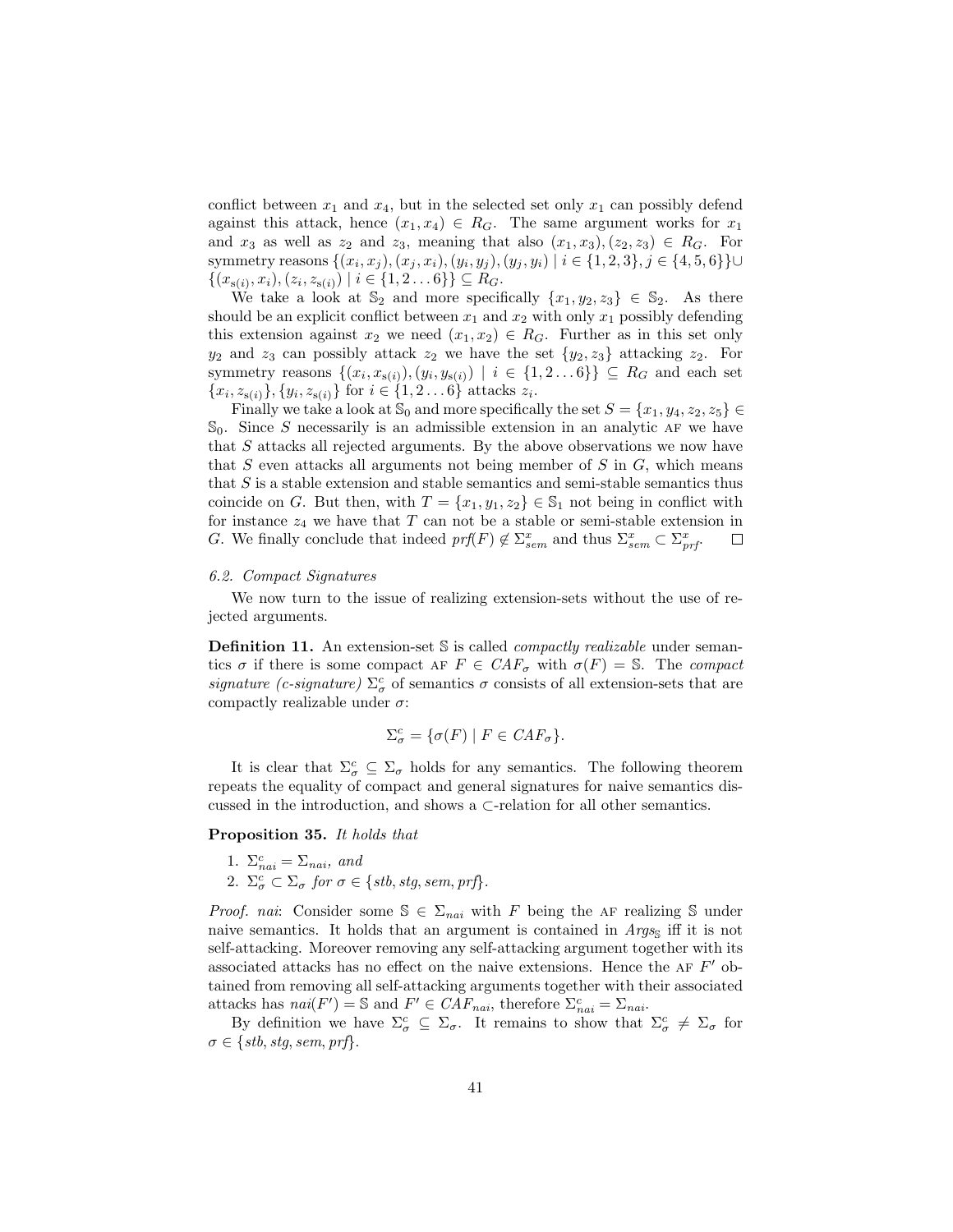conflict between $x_1$ and $x_4$, but in the selected set only $x_1$ can possibly defend against this attack, hence $(x_1, x_4) \in R_G$. The same argument works for $x_1$ and $x_3$ as well as $z_2$ and $z_3$, meaning that also $(x_1, x_3), (z_2, z_3) \in R_G$. For symmetry reasons $\{(x_i, x_j), (x_j, x_i), (y_i, y_j), (y_j, y_i) \mid i \in \{1, 2, 3\}, j \in \{4, 5, 6\}\} \cup \{(x_{s(i)}, x_i), (z_i, z_{s(i)}) \mid i \in \{1, 2 \ldots 6\}\} \subseteq R_G$.

We take a look at $\mathbb{S}_2$ and more specifically $\{x_1, y_2, z_3\} \in \mathbb{S}_2$. As there should be an explicit conflict between $x_1$ and $x_2$ with only $x_1$ possibly defending this extension against $x_2$ we need $(x_1, x_2) \in R_G$. Further as in this set only $y_2$ and $z_3$ can possibly attack $z_2$ we have the set $\{y_2, z_3\}$ attacking $z_2$. For symmetry reasons $\{(x_i, x_{s(i)}), (y_i, y_{s(i)}) \mid i \in \{1, 2 \ldots 6\}\} \subseteq R_G$ and each set $\{x_i, z_{s(i)}\}, \{y_i, z_{s(i)}\}$ for $i \in \{1, 2 \ldots 6\}$ attacks $z_i$.

Finally we take a look at $\mathbb{S}_0$ and more specifically the set $S = \{x_1, y_4, z_2, z_5\} \in \mathbb{S}_0$. Since $S$ necessarily is an admissible extension in an analytic AF we have that $S$ attacks all rejected arguments. By the above observations we now have that $S$ even attacks all arguments not being member of $S$ in $G$, which means that $S$ is a stable extension and stable semantics and semi-stable semantics thus coincide on $G$. But then, with $T = \{x_1, y_1, z_2\} \in \mathbb{S}_1$ not being in conflict with for instance $z_4$ we have that $T$ can not be a stable or semi-stable extension in $G$. We finally conclude that indeed $prf(F) \notin \Sigma^x_{sem}$ and thus $\Sigma^x_{sem} \subset \Sigma^x_{prf}$. □

### 6.2. Compact Signatures

We now turn to the issue of realizing extension-sets without the use of rejected arguments.

**Definition 11.** An extension-set $\mathbb{S}$ is called *compactly realizable* under semantics $\sigma$ if there is some compact AF $F \in CAF_\sigma$ with $\sigma(F) = \mathbb{S}$. The *compact signature (c-signature)* $\Sigma^c_\sigma$ of semantics $\sigma$ consists of all extension-sets that are compactly realizable under $\sigma$:

$$\Sigma^c_\sigma = \{\sigma(F) \mid F \in CAF_\sigma\}.$$

It is clear that $\Sigma^c_\sigma \subseteq \Sigma_\sigma$ holds for any semantics. The following theorem repeats the equality of compact and general signatures for naive semantics discussed in the introduction, and shows a $\subset$-relation for all other semantics.

**Proposition 35.** *It holds that*

1. $\Sigma^c_{nai} = \Sigma_{nai}$*, and*
2. $\Sigma^c_\sigma \subset \Sigma_\sigma$ *for* $\sigma \in \{stb, stg, sem, prf\}$.

*Proof.* *nai*: Consider some $\mathbb{S} \in \Sigma_{nai}$ with $F$ being the AF realizing $\mathbb{S}$ under naive semantics. It holds that an argument is contained in $Args_\mathbb{S}$ iff it is not self-attacking. Moreover removing any self-attacking argument together with its associated attacks has no effect on the naive extensions. Hence the AF $F'$ obtained from removing all self-attacking arguments together with their associated attacks has $nai(F') = \mathbb{S}$ and $F' \in CAF_{nai}$, therefore $\Sigma^c_{nai} = \Sigma_{nai}$.

By definition we have $\Sigma^c_\sigma \subseteq \Sigma_\sigma$. It remains to show that $\Sigma^c_\sigma \neq \Sigma_\sigma$ for $\sigma \in \{stb, stg, sem, prf\}$.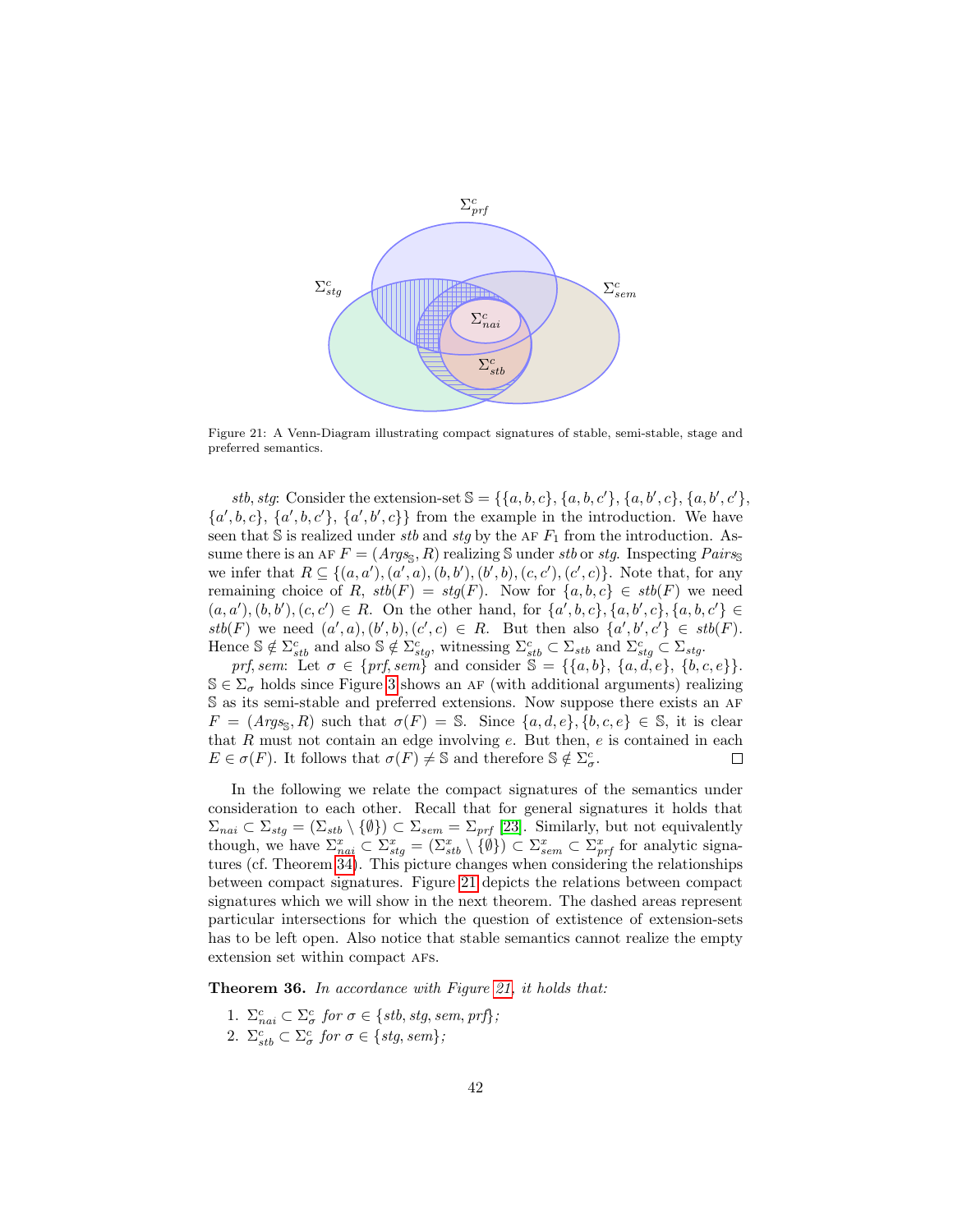Figure 21: A Venn-Diagram illustrating compact signatures of stable, semi-stable, stage and preferred semantics.

*stb*, *stg*: Consider the extension-set $\mathbb{S} = \{\{a, b, c\}, \{a, b, c'\}, \{a, b', c\}, \{a, b', c'\}, \{a', b, c\}, \{a', b, c'\}, \{a', b', c\}\}$ from the example in the introduction. We have seen that $\mathbb{S}$ is realized under *stb* and *stg* by the AF $F_1$ from the introduction. Assume there is an AF $F = (Args_{\mathbb{S}}, R)$ realizing $\mathbb{S}$ under *stb* or *stg*. Inspecting $Pairs_{\mathbb{S}}$ we infer that $R \subseteq \{(a, a'), (a', a), (b, b'), (b', b), (c, c'), (c', c)\}$. Note that, for any remaining choice of $R$, $stb(F) = stg(F)$. Now for $\{a, b, c\} \in stb(F)$ we need $(a, a'), (b, b'), (c, c') \in R$. On the other hand, for $\{a', b, c\}, \{a, b', c\}, \{a, b, c'\} \in stb(F)$ we need $(a', a), (b', b), (c', c) \in R$. But then also $\{a', b', c'\} \in stb(F)$. Hence $\mathbb{S} \notin \Sigma^c_{stb}$ and also $\mathbb{S} \notin \Sigma^c_{stg}$, witnessing $\Sigma^c_{stb} \subset \Sigma_{stb}$ and $\Sigma^c_{stg} \subset \Sigma_{stg}$.

*prf*, *sem*: Let $\sigma \in \{prf, sem\}$ and consider $\mathbb{S} = \{\{a, b\}, \{a, d, e\}, \{b, c, e\}\}$. $\mathbb{S} \in \Sigma_\sigma$ holds since Figure 3 shows an AF (with additional arguments) realizing $\mathbb{S}$ as its semi-stable and preferred extensions. Now suppose there exists an AF $F = (Args_{\mathbb{S}}, R)$ such that $\sigma(F) = \mathbb{S}$. Since $\{a, d, e\}, \{b, c, e\} \in \mathbb{S}$, it is clear that $R$ must not contain an edge involving $e$. But then, $e$ is contained in each $E \in \sigma(F)$. It follows that $\sigma(F) \neq \mathbb{S}$ and therefore $\mathbb{S} \notin \Sigma^c_\sigma$. □

In the following we relate the compact signatures of the semantics under consideration to each other. Recall that for general signatures it holds that $\Sigma_{nai} \subset \Sigma_{stg} = (\Sigma_{stb} \setminus \{\emptyset\}) \subset \Sigma_{sem} = \Sigma_{prf}$ [23]. Similarly, but not equivalently though, we have $\Sigma^x_{nai} \subset \Sigma^x_{stg} = (\Sigma^x_{stb} \setminus \{\emptyset\}) \subset \Sigma^x_{sem} \subset \Sigma^x_{prf}$ for analytic signatures (cf. Theorem 34). This picture changes when considering the relationships between compact signatures. Figure 21 depicts the relations between compact signatures which we will show in the next theorem. The dashed areas represent particular intersections for which the question of extistence of extension-sets has to be left open. Also notice that stable semantics cannot realize the empty extension set within compact AFs.

**Theorem 36.** *In accordance with Figure 21, it holds that:*

1. $\Sigma^c_{nai} \subset \Sigma^c_\sigma$ *for* $\sigma \in \{stb, stg, sem, prf\}$*;*
2. $\Sigma^c_{stb} \subset \Sigma^c_\sigma$ *for* $\sigma \in \{stg, sem\}$*;*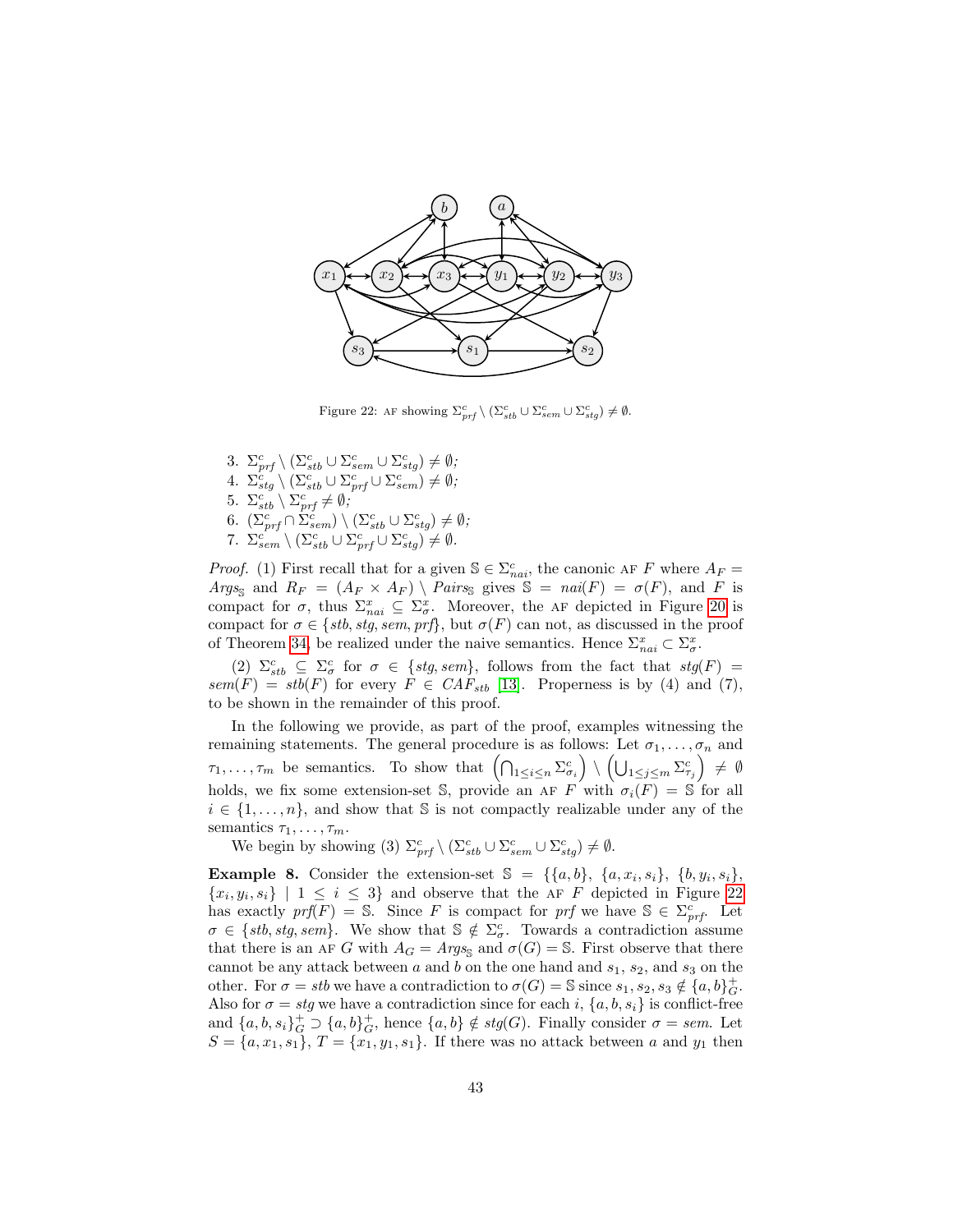Figure 22: AF showing $\Sigma^c_{prf} \setminus (\Sigma^c_{stb} \cup \Sigma^c_{sem} \cup \Sigma^c_{stg}) \neq \emptyset$.

3. $\Sigma^c_{prf} \setminus (\Sigma^c_{stb} \cup \Sigma^c_{sem} \cup \Sigma^c_{stg}) \neq \emptyset$;
4. $\Sigma^c_{stg} \setminus (\Sigma^c_{stb} \cup \Sigma^c_{prf} \cup \Sigma^c_{sem}) \neq \emptyset$;
5. $\Sigma^c_{stb} \setminus \Sigma^c_{prf} \neq \emptyset$;
6. $(\Sigma^c_{prf} \cap \Sigma^c_{sem}) \setminus (\Sigma^c_{stb} \cup \Sigma^c_{stg}) \neq \emptyset$;
7. $\Sigma^c_{sem} \setminus (\Sigma^c_{stb} \cup \Sigma^c_{prf} \cup \Sigma^c_{stg}) \neq \emptyset$.

*Proof.* (1) First recall that for a given $\mathbb{S} \in \Sigma^c_{nai}$, the canonic AF $F$ where $A_F = Args_{\mathbb{S}}$ and $R_F = (A_F \times A_F) \setminus Pairs_{\mathbb{S}}$ gives $\mathbb{S} = nai(F) = \sigma(F)$, and $F$ is compact for $\sigma$, thus $\Sigma^x_{nai} \subseteq \Sigma^x_\sigma$. Moreover, the AF depicted in Figure 20 is compact for $\sigma \in \{stb, stg, sem, prf\}$, but $\sigma(F)$ can not, as discussed in the proof of Theorem 34, be realized under the naive semantics. Hence $\Sigma^x_{nai} \subset \Sigma^x_\sigma$.

(2) $\Sigma^c_{stb} \subseteq \Sigma^c_\sigma$ for $\sigma \in \{stg, sem\}$, follows from the fact that $stg(F) = sem(F) = stb(F)$ for every $F \in CAF_{stb}$ [13]. Properness is by (4) and (7), to be shown in the remainder of this proof.

In the following we provide, as part of the proof, examples witnessing the remaining statements. The general procedure is as follows: Let $\sigma_1, \ldots, \sigma_n$ and $\tau_1, \ldots, \tau_m$ be semantics. To show that $\left(\bigcap_{1 \leq i \leq n} \Sigma^c_{\sigma_i}\right) \setminus \left(\bigcup_{1 \leq j \leq m} \Sigma^c_{\tau_j}\right) \neq \emptyset$ holds, we fix some extension-set $\mathbb{S}$, provide an AF $F$ with $\sigma_i(F) = \mathbb{S}$ for all $i \in \{1, \ldots, n\}$, and show that $\mathbb{S}$ is not compactly realizable under any of the semantics $\tau_1, \ldots, \tau_m$.

We begin by showing (3) $\Sigma^c_{prf} \setminus (\Sigma^c_{stb} \cup \Sigma^c_{sem} \cup \Sigma^c_{stg}) \neq \emptyset$.

**Example 8.** Consider the extension-set $\mathbb{S} = \{\{a, b\}, \{a, x_i, s_i\}, \{b, y_i, s_i\}, \{x_i, y_i, s_i\} \mid 1 \leq i \leq 3\}$ and observe that the AF $F$ depicted in Figure 22 has exactly $prf(F) = \mathbb{S}$. Since $F$ is compact for $prf$ we have $\mathbb{S} \in \Sigma^c_{prf}$. Let $\sigma \in \{stb, stg, sem\}$. We show that $\mathbb{S} \notin \Sigma^c_\sigma$. Towards a contradiction assume that there is an AF $G$ with $A_G = Args_{\mathbb{S}}$ and $\sigma(G) = \mathbb{S}$. First observe that there cannot be any attack between $a$ and $b$ on the one hand and $s_1$, $s_2$, and $s_3$ on the other. For $\sigma = stb$ we have a contradiction to $\sigma(G) = \mathbb{S}$ since $s_1, s_2, s_3 \notin \{a, b\}^+_G$. Also for $\sigma = stg$ we have a contradiction since for each $i$, $\{a, b, s_i\}$ is conflict-free and $\{a, b, s_i\}^+_G \supset \{a, b\}^+_G$, hence $\{a, b\} \notin stg(G)$. Finally consider $\sigma = sem$. Let $S = \{a, x_1, s_1\}$, $T = \{x_1, y_1, s_1\}$. If there was no attack between $a$ and $y_1$ then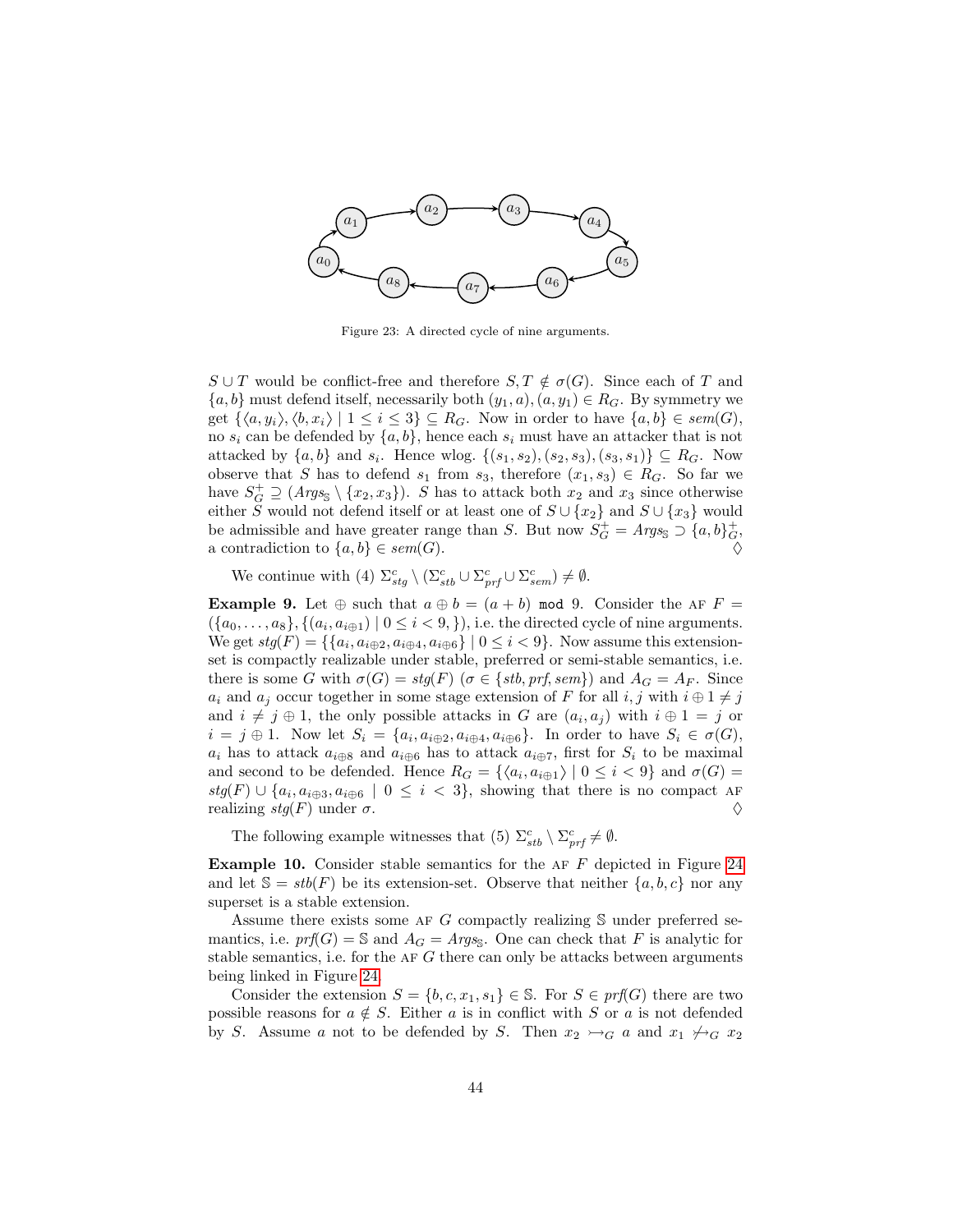Figure 23: A directed cycle of nine arguments.

$S \cup T$ would be conflict-free and therefore $S, T \notin \sigma(G)$. Since each of $T$ and $\{a, b\}$ must defend itself, necessarily both $(y_1, a), (a, y_1) \in R_G$. By symmetry we get $\{\langle a, y_i \rangle, \langle b, x_i \rangle \mid 1 \leq i \leq 3\} \subseteq R_G$. Now in order to have $\{a, b\} \in sem(G)$, no $s_i$ can be defended by $\{a, b\}$, hence each $s_i$ must have an attacker that is not attacked by $\{a, b\}$ and $s_i$. Hence wlog. $\{(s_1, s_2), (s_2, s_3), (s_3, s_1)\} \subseteq R_G$. Now observe that $S$ has to defend $s_1$ from $s_3$, therefore $(x_1, s_3) \in R_G$. So far we have $S_G^+ \supseteq (Args_{\mathbb{S}} \setminus \{x_2, x_3\})$. $S$ has to attack both $x_2$ and $x_3$ since otherwise either $S$ would not defend itself or at least one of $S \cup \{x_2\}$ and $S \cup \{x_3\}$ would be admissible and have greater range than $S$. But now $S_G^+ = Args_{\mathbb{S}} \supset \{a, b\}_G^+$, a contradiction to $\{a, b\} \in sem(G)$. $\Diamond$

We continue with (4) $\Sigma_{stg}^c \setminus (\Sigma_{stb}^c \cup \Sigma_{prf}^c \cup \Sigma_{sem}^c) \neq \emptyset$.

**Example 9.** Let $\oplus$ such that $a \oplus b = (a + b) \texttt{ mod } 9$. Consider the AF $F = (\{a_0, \ldots, a_8\}, \{(a_i, a_{i \oplus 1}) \mid 0 \leq i < 9, \})$, i.e. the directed cycle of nine arguments. We get $stg(F) = \{\{a_i, a_{i\oplus 2}, a_{i \oplus 4}, a_{i \oplus 6}\} \mid 0 \leq i < 9\}$. Now assume this extension-set is compactly realizable under stable, preferred or semi-stable semantics, i.e. there is some $G$ with $\sigma(G) = stg(F)$ ($\sigma \in \{stb, prf, sem\}$) and $A_G = A_F$. Since $a_i$ and $a_j$ occur together in some stage extension of $F$ for all $i, j$ with $i \oplus 1 \neq j$ and $i \neq j \oplus 1$, the only possible attacks in $G$ are $(a_i, a_j)$ with $i \oplus 1 = j$ or $i = j \oplus 1$. Now let $S_i = \{a_i, a_{i\oplus 2}, a_{i \oplus 4}, a_{i \oplus 6}\}$. In order to have $S_i \in \sigma(G)$, $a_i$ has to attack $a_{i \oplus 8}$ and $a_{i \oplus 6}$ has to attack $a_{i \oplus 7}$, first for $S_i$ to be maximal and second to be defended. Hence $R_G = \{\langle a_i, a_{i \oplus 1}\rangle \mid 0 \leq i < 9\}$ and $\sigma(G) = stg(F) \cup \{a_i, a_{i \oplus 3}, a_{i \oplus 6} \mid 0 \leq i < 3\}$, showing that there is no compact AF realizing $stg(F)$ under $\sigma$. $\Diamond$

The following example witnesses that (5) $\Sigma_{stb}^c \setminus \Sigma_{prf}^c \neq \emptyset$.

**Example 10.** Consider stable semantics for the AF $F$ depicted in Figure 24 and let $\mathbb{S} = stb(F)$ be its extension-set. Observe that neither $\{a, b, c\}$ nor any superset is a stable extension.

Assume there exists some AF $G$ compactly realizing $\mathbb{S}$ under preferred semantics, i.e. $prf(G) = \mathbb{S}$ and $A_G = Args_{\mathbb{S}}$. One can check that $F$ is analytic for stable semantics, i.e. for the AF $G$ there can only be attacks between arguments being linked in Figure 24.

Consider the extension $S = \{b, c, x_1, s_1\} \in \mathbb{S}$. For $S \in prf(G)$ there are two possible reasons for $a \notin S$. Either $a$ is in conflict with $S$ or $a$ is not defended by $S$. Assume $a$ not to be defended by $S$. Then $x_2 \rightarrowtail_G a$ and $x_1 \not\rightarrowtail_G x_2$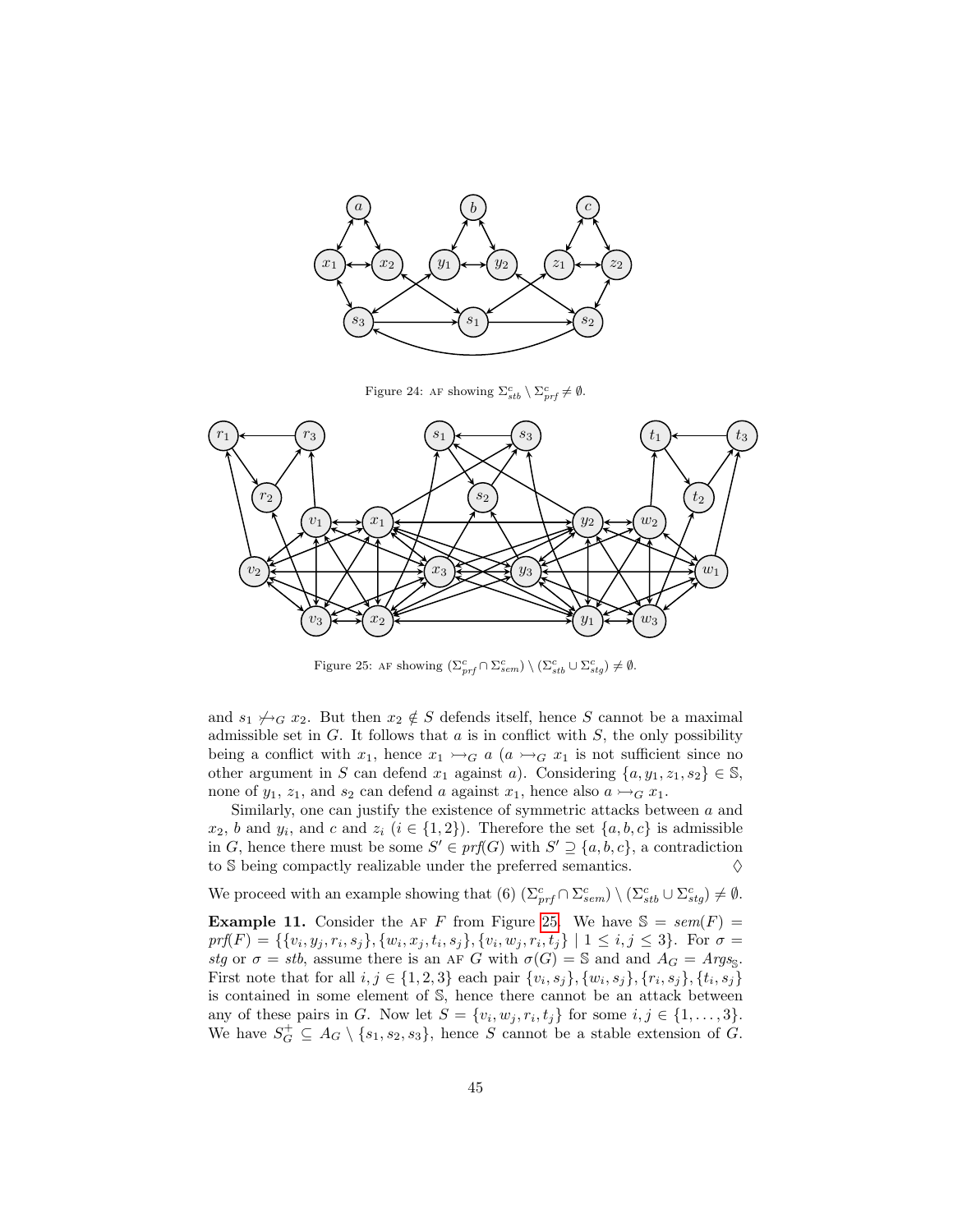Figure 24: AF showing $\Sigma^c_{stb} \setminus \Sigma^c_{prf} \neq \emptyset$.

Figure 25: AF showing $(\Sigma^c_{prf} \cap \Sigma^c_{sem}) \setminus (\Sigma^c_{stb} \cup \Sigma^c_{stg}) \neq \emptyset$.

and $s_1 \not\rightarrowtail_G x_2$. But then $x_2 \notin S$ defends itself, hence $S$ cannot be a maximal admissible set in $G$. It follows that $a$ is in conflict with $S$, the only possibility being a conflict with $x_1$, hence $x_1 \rightarrowtail_G a$ ($a \rightarrowtail_G x_1$ is not sufficient since no other argument in $S$ can defend $x_1$ against $a$). Considering $\{a, y_1, z_1, s_2\} \in \mathbb{S}$, none of $y_1$, $z_1$, and $s_2$ can defend $a$ against $x_1$, hence also $a \rightarrowtail_G x_1$.

Similarly, one can justify the existence of symmetric attacks between $a$ and $x_2$, $b$ and $y_i$, and $c$ and $z_i$ ($i \in \{1, 2\}$). Therefore the set $\{a, b, c\}$ is admissible in $G$, hence there must be some $S' \in prf(G)$ with $S' \supseteq \{a, b, c\}$, a contradiction to $\mathbb{S}$ being compactly realizable under the preferred semantics. ◊

We proceed with an example showing that (6) $(\Sigma^c_{prf} \cap \Sigma^c_{sem}) \setminus (\Sigma^c_{stb} \cup \Sigma^c_{stg}) \neq \emptyset$.

**Example 11.** Consider the AF $F$ from Figure 25. We have $\mathbb{S} = sem(F) = prf(F) = \{\{v_i, y_j, r_i, s_j\}, \{w_i, x_j, t_i, s_j\}, \{v_i, w_j, r_i, t_j\} \mid 1 \leq i, j \leq 3\}$. For $\sigma = stg$ or $\sigma = stb$, assume there is an AF $G$ with $\sigma(G) = \mathbb{S}$ and and $A_G = Args_{\mathbb{S}}$. First note that for all $i, j \in \{1, 2, 3\}$ each pair $\{v_i, s_j\}, \{w_i, s_j\}, \{r_i, s_j\}, \{t_i, s_j\}$ is contained in some element of $\mathbb{S}$, hence there cannot be an attack between any of these pairs in $G$. Now let $S = \{v_i, w_j, r_i, t_j\}$ for some $i, j \in \{1, \ldots, 3\}$. We have $S^+_G \subseteq A_G \setminus \{s_1, s_2, s_3\}$, hence $S$ cannot be a stable extension of $G$.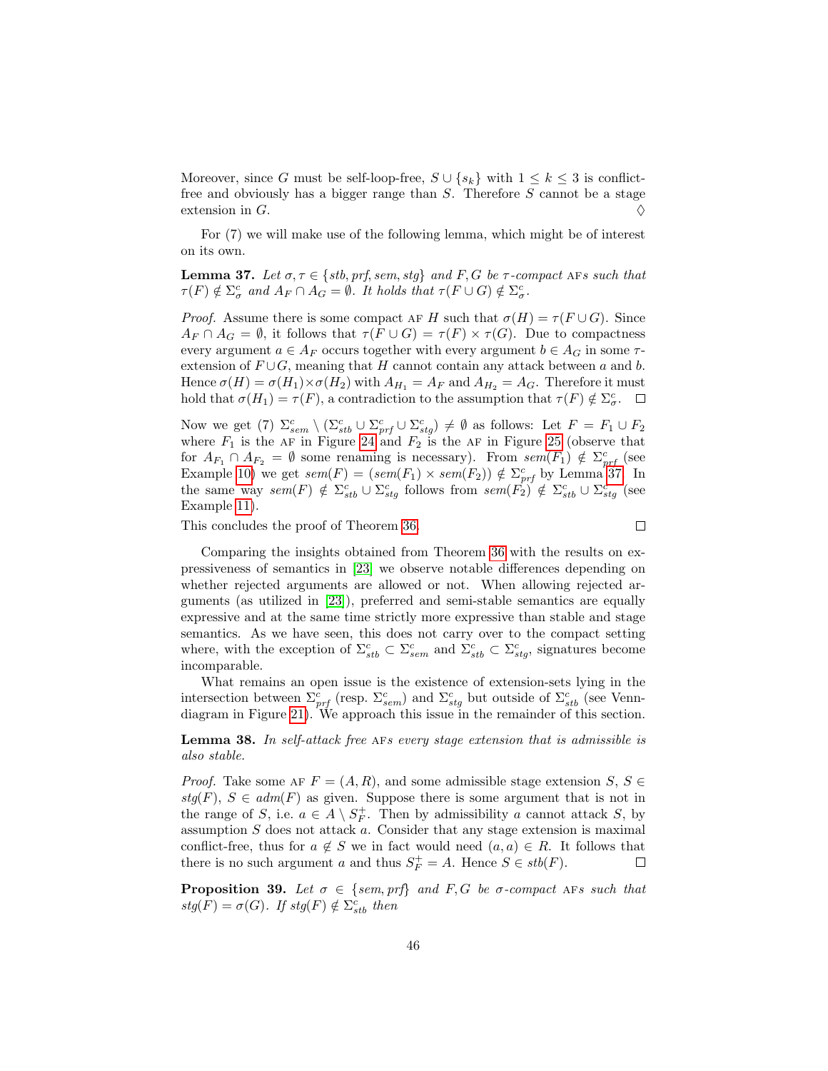Moreover, since $G$ must be self-loop-free, $S \cup \{s_k\}$ with $1 \leq k \leq 3$ is conflict-free and obviously has a bigger range than $S$. Therefore $S$ cannot be a stage extension in $G$. $\Diamond$

For (7) we will make use of the following lemma, which might be of interest on its own.

**Lemma 37.** *Let $\sigma, \tau \in \{stb, prf, sem, stg\}$ and $F, G$ be $\tau$-compact* AF*s such that $\tau(F) \notin \Sigma^c_\sigma$ and $A_F \cap A_G = \emptyset$. It holds that $\tau(F \cup G) \notin \Sigma^c_\sigma$.*

*Proof.* Assume there is some compact AF $H$ such that $\sigma(H) = \tau(F \cup G)$. Since $A_F \cap A_G = \emptyset$, it follows that $\tau(F \cup G) = \tau(F) \times \tau(G)$. Due to compactness every argument $a \in A_F$ occurs together with every argument $b \in A_G$ in some $\tau$-extension of $F \cup G$, meaning that $H$ cannot contain any attack between $a$ and $b$. Hence $\sigma(H) = \sigma(H_1) \times \sigma(H_2)$ with $A_{H_1} = A_F$ and $A_{H_2} = A_G$. Therefore it must hold that $\sigma(H_1) = \tau(F)$, a contradiction to the assumption that $\tau(F) \notin \Sigma^c_\sigma$. $\square$

Now we get (7) $\Sigma^c_{sem} \setminus (\Sigma^c_{stb} \cup \Sigma^c_{prf} \cup \Sigma^c_{stg}) \neq \emptyset$ as follows: Let $F = F_1 \cup F_2$ where $F_1$ is the AF in Figure 24 and $F_2$ is the AF in Figure 25 (observe that for $A_{F_1} \cap A_{F_2} = \emptyset$ some renaming is necessary). From $sem(F_1) \notin \Sigma^c_{prf}$ (see Example 10) we get $sem(F) = (sem(F_1) \times sem(F_2)) \notin \Sigma^c_{prf}$ by Lemma 37. In the same way $sem(F) \notin \Sigma^c_{stb} \cup \Sigma^c_{stg}$ follows from $sem(F_2) \notin \Sigma^c_{stb} \cup \Sigma^c_{stg}$ (see Example 11).

This concludes the proof of Theorem 36. $\square$

Comparing the insights obtained from Theorem 36 with the results on expressiveness of semantics in [23] we observe notable differences depending on whether rejected arguments are allowed or not. When allowing rejected arguments (as utilized in [23]), preferred and semi-stable semantics are equally expressive and at the same time strictly more expressive than stable and stage semantics. As we have seen, this does not carry over to the compact setting where, with the exception of $\Sigma^c_{stb} \subset \Sigma^c_{sem}$ and $\Sigma^c_{stb} \subset \Sigma^c_{stg}$, signatures become incomparable.

What remains an open issue is the existence of extension-sets lying in the intersection between $\Sigma^c_{prf}$ (resp. $\Sigma^c_{sem}$) and $\Sigma^c_{stg}$ but outside of $\Sigma^c_{stb}$ (see Venn-diagram in Figure 21). We approach this issue in the remainder of this section.

**Lemma 38.** *In self-attack free* AF*s every stage extension that is admissible is also stable.*

*Proof.* Take some AF $F = (A, R)$, and some admissible stage extension $S$, $S \in stg(F)$, $S \in adm(F)$ as given. Suppose there is some argument that is not in the range of $S$, i.e. $a \in A \setminus S^+_F$. Then by admissibility $a$ cannot attack $S$, by assumption $S$ does not attack $a$. Consider that any stage extension is maximal conflict-free, thus for $a \notin S$ we in fact would need $(a, a) \in R$. It follows that there is no such argument $a$ and thus $S^+_F = A$. Hence $S \in stb(F)$. $\square$

**Proposition 39.** *Let $\sigma \in \{sem, prf\}$ and $F, G$ be $\sigma$-compact* AF*s such that $stg(F) = \sigma(G)$. If $stg(F) \notin \Sigma^c_{stb}$ then*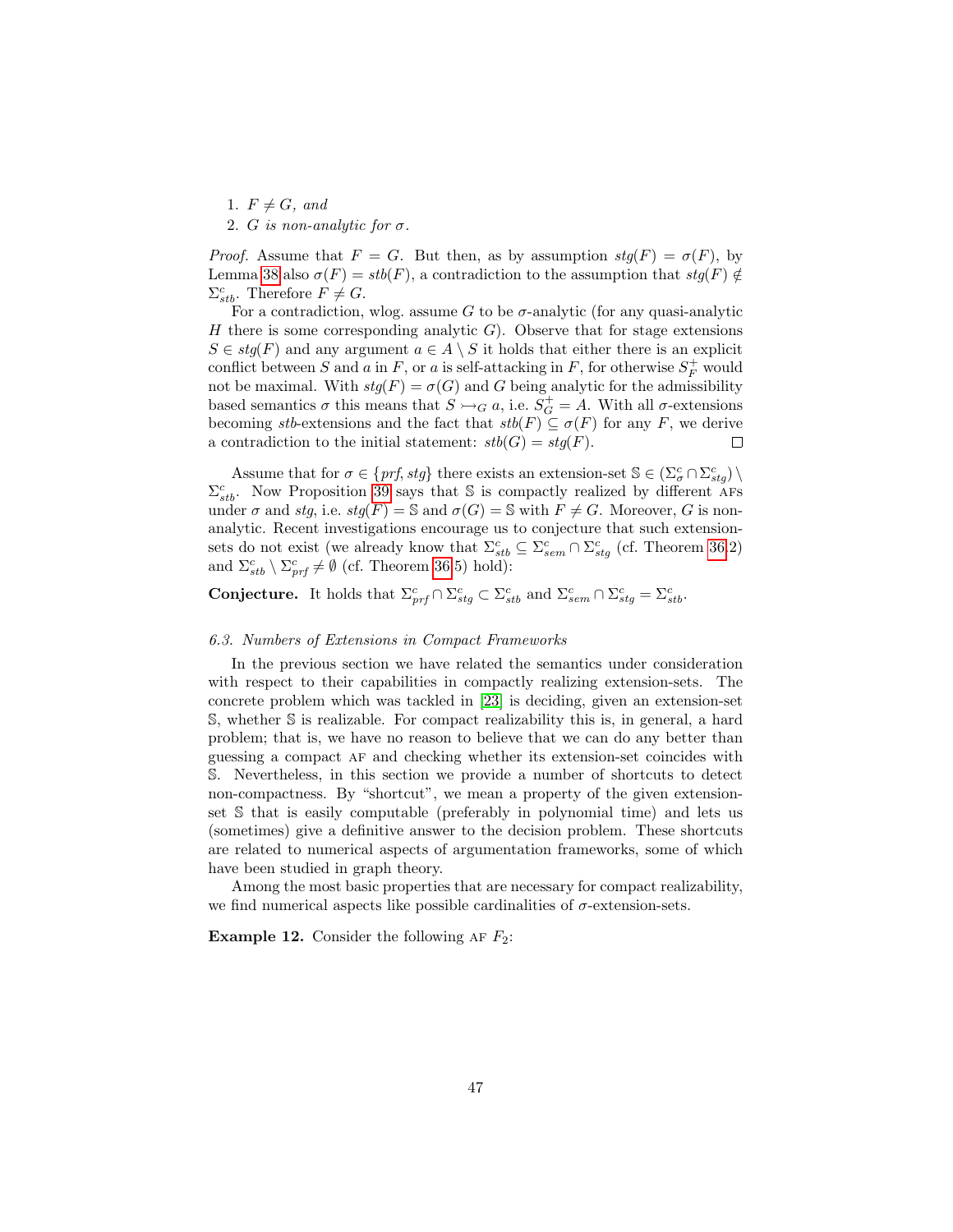1. $F \neq G$, *and*
2. $G$ *is non-analytic for* $\sigma$.

*Proof.* Assume that $F = G$. But then, as by assumption $stg(F) = \sigma(F)$, by Lemma 38 also $\sigma(F) = stb(F)$, a contradiction to the assumption that $stg(F) \notin \Sigma^c_{stb}$. Therefore $F \neq G$.

For a contradiction, wlog. assume $G$ to be $\sigma$-analytic (for any quasi-analytic $H$ there is some corresponding analytic $G$). Observe that for stage extensions $S \in stg(F)$ and any argument $a \in A \setminus S$ it holds that either there is an explicit conflict between $S$ and $a$ in $F$, or $a$ is self-attacking in $F$, for otherwise $S^+_F$ would not be maximal. With $stg(F) = \sigma(G)$ and $G$ being analytic for the admissibility based semantics $\sigma$ this means that $S \rightarrowtail_G a$, i.e. $S^+_G = A$. With all $\sigma$-extensions becoming $stb$-extensions and the fact that $stb(F) \subseteq \sigma(F)$ for any $F$, we derive a contradiction to the initial statement: $stb(G) = stg(F)$. $\square$

Assume that for $\sigma \in \{prf, stg\}$ there exists an extension-set $\mathbb{S} \in (\Sigma^c_\sigma \cap \Sigma^c_{stg}) \setminus \Sigma^c_{stb}$. Now Proposition 39 says that $\mathbb{S}$ is compactly realized by different AFs under $\sigma$ and $stg$, i.e. $stg(F) = \mathbb{S}$ and $\sigma(G) = \mathbb{S}$ with $F \neq G$. Moreover, $G$ is non-analytic. Recent investigations encourage us to conjecture that such extension-sets do not exist (we already know that $\Sigma^c_{stb} \subseteq \Sigma^c_{sem} \cap \Sigma^c_{stg}$ (cf. Theorem 36.2) and $\Sigma^c_{stb} \setminus \Sigma^c_{prf} \neq \emptyset$ (cf. Theorem 36.5) hold):

**Conjecture.** It holds that $\Sigma^c_{prf} \cap \Sigma^c_{stg} \subset \Sigma^c_{stb}$ and $\Sigma^c_{sem} \cap \Sigma^c_{stg} = \Sigma^c_{stb}$.

### *6.3. Numbers of Extensions in Compact Frameworks*

In the previous section we have related the semantics under consideration with respect to their capabilities in compactly realizing extension-sets. The concrete problem which was tackled in [23] is deciding, given an extension-set $\mathbb{S}$, whether $\mathbb{S}$ is realizable. For compact realizability this is, in general, a hard problem; that is, we have no reason to believe that we can do any better than guessing a compact AF and checking whether its extension-set coincides with $\mathbb{S}$. Nevertheless, in this section we provide a number of shortcuts to detect non-compactness. By "shortcut", we mean a property of the given extension-set $\mathbb{S}$ that is easily computable (preferably in polynomial time) and lets us (sometimes) give a definitive answer to the decision problem. These shortcuts are related to numerical aspects of argumentation frameworks, some of which have been studied in graph theory.

Among the most basic properties that are necessary for compact realizability, we find numerical aspects like possible cardinalities of $\sigma$-extension-sets.

**Example 12.** Consider the following AF $F_2$: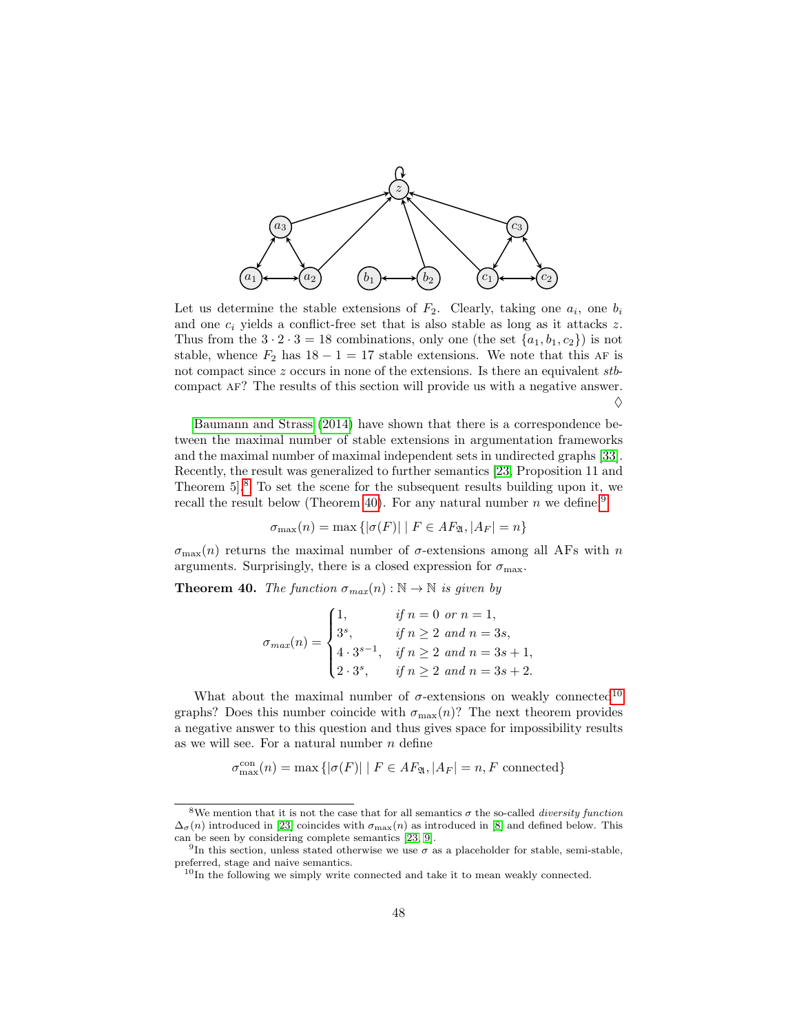Let us determine the stable extensions of $F_2$. Clearly, taking one $a_i$, one $b_i$ and one $c_i$ yields a conflict-free set that is also stable as long as it attacks $z$. Thus from the $3 \cdot 2 \cdot 3 = 18$ combinations, only one (the set $\{a_1, b_1, c_2\}$) is not stable, whence $F_2$ has $18 - 1 = 17$ stable extensions. We note that this AF is not compact since $z$ occurs in none of the extensions. Is there an equivalent *stb*-compact AF? The results of this section will provide us with a negative answer. ♢

Baumann and Strass (2014) have shown that there is a correspondence between the maximal number of stable extensions in argumentation frameworks and the maximal number of maximal independent sets in undirected graphs [33]. Recently, the result was generalized to further semantics [23, Proposition 11 and Theorem 5].[8] To set the scene for the subsequent results building upon it, we recall the result below (Theorem 40). For any natural number $n$ we define[9]

$$\sigma_{\max}(n) = \max \{|\sigma(F)| \mid F \in AF_{\mathfrak{A}}, |A_F| = n\}$$

$\sigma_{\max}(n)$ returns the maximal number of $\sigma$-extensions among all AFs with $n$ arguments. Surprisingly, there is a closed expression for $\sigma_{\max}$.

**Theorem 40.** *The function $\sigma_{max}(n) : \mathbb{N} \to \mathbb{N}$ is given by*

$$\sigma_{max}(n) = \begin{cases} 1, & \text{if } n = 0 \text{ or } n = 1, \\ 3^s, & \text{if } n \geq 2 \text{ and } n = 3s, \\ 4 \cdot 3^{s-1}, & \text{if } n \geq 2 \text{ and } n = 3s + 1, \\ 2 \cdot 3^s, & \text{if } n \geq 2 \text{ and } n = 3s + 2. \end{cases}$$

What about the maximal number of $\sigma$-extensions on weakly connected[10] graphs? Does this number coincide with $\sigma_{\max}(n)$? The next theorem provides a negative answer to this question and thus gives space for impossibility results as we will see. For a natural number $n$ define

$$\sigma^{\text{con}}_{\max}(n) = \max \{|\sigma(F)| \mid F \in AF_{\mathfrak{A}}, |A_F| = n, F \text{ connected}\}$$

---

[8] We mention that it is not the case that for all semantics $\sigma$ the so-called *diversity function* $\Delta_\sigma(n)$ introduced in [23] coincides with $\sigma_{\max}(n)$ as introduced in [8] and defined below. This can be seen by considering complete semantics [23, 9].

[9] In this section, unless stated otherwise we use $\sigma$ as a placeholder for stable, semi-stable, preferred, stage and naive semantics.

[10] In the following we simply write connected and take it to mean weakly connected.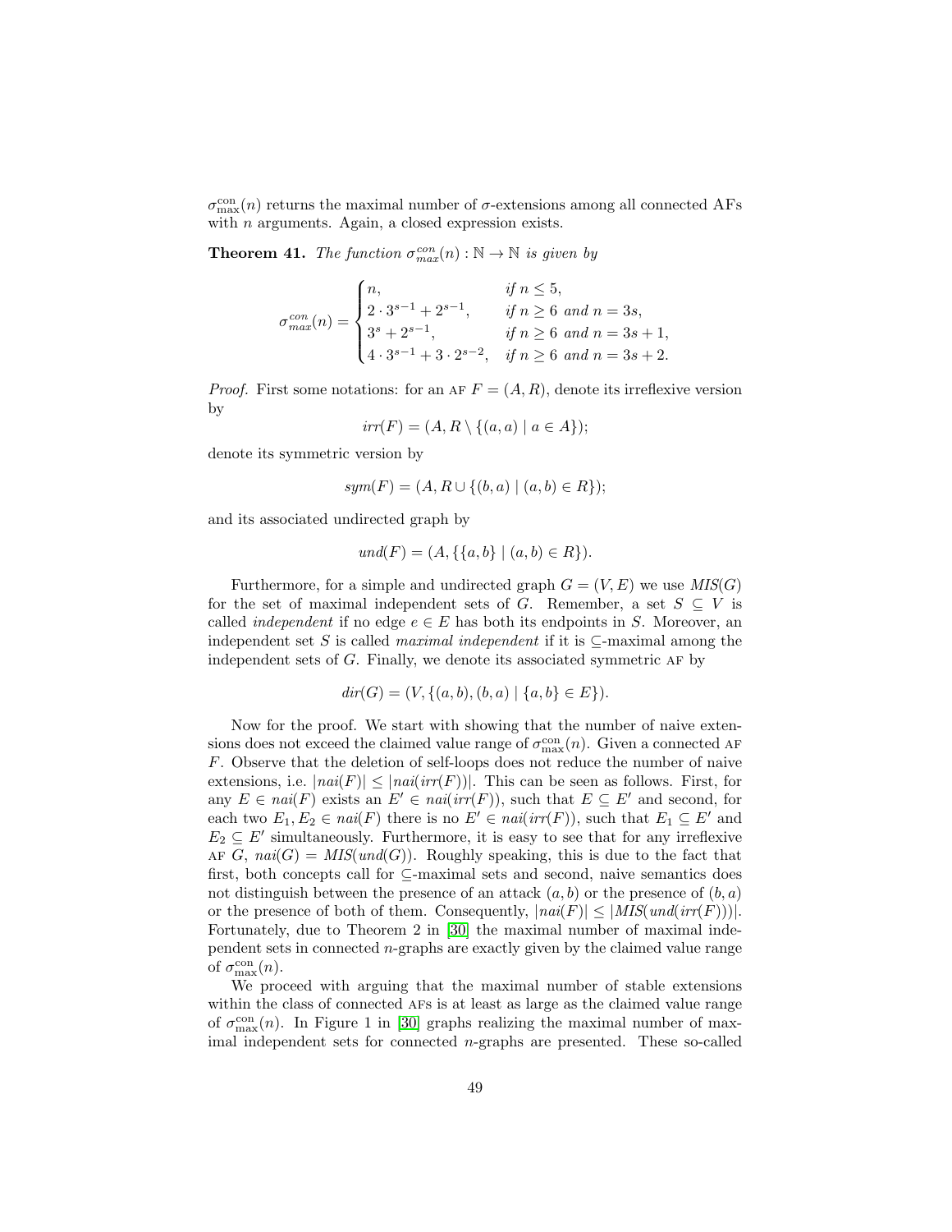$\sigma^{\text{con}}_{\max}(n)$ returns the maximal number of $\sigma$-extensions among all connected AFs with $n$ arguments. Again, a closed expression exists.

**Theorem 41.** *The function $\sigma^{con}_{max}(n) : \mathbb{N} \to \mathbb{N}$ is given by*

$$\sigma^{con}_{max}(n) = \begin{cases} n, & \text{if } n \leq 5, \\ 2 \cdot 3^{s-1} + 2^{s-1}, & \text{if } n \geq 6 \text{ and } n = 3s, \\ 3^s + 2^{s-1}, & \text{if } n \geq 6 \text{ and } n = 3s+1, \\ 4 \cdot 3^{s-1} + 3 \cdot 2^{s-2}, & \text{if } n \geq 6 \text{ and } n = 3s+2. \end{cases}$$

*Proof.* First some notations: for an AF $F = (A, R)$, denote its irreflexive version by

$$irr(F) = (A, R \setminus \{(a, a) \mid a \in A\});$$

denote its symmetric version by

$$sym(F) = (A, R \cup \{(b, a) \mid (a, b) \in R\});$$

and its associated undirected graph by

$$und(F) = (A, \{\{a, b\} \mid (a, b) \in R\}).$$

Furthermore, for a simple and undirected graph $G = (V, E)$ we use $MIS(G)$ for the set of maximal independent sets of $G$. Remember, a set $S \subseteq V$ is called *independent* if no edge $e \in E$ has both its endpoints in $S$. Moreover, an independent set $S$ is called *maximal independent* if it is $\subseteq$-maximal among the independent sets of $G$. Finally, we denote its associated symmetric AF by

$$dir(G) = (V, \{(a, b), (b, a) \mid \{a, b\} \in E\}).$$

Now for the proof. We start with showing that the number of naive extensions does not exceed the claimed value range of $\sigma^{\text{con}}_{\max}(n)$. Given a connected AF $F$. Observe that the deletion of self-loops does not reduce the number of naive extensions, i.e. $|nai(F)| \leq |nai(irr(F))|$. This can be seen as follows. First, for any $E \in nai(F)$ exists an $E' \in nai(irr(F))$, such that $E \subseteq E'$ and second, for each two $E_1, E_2 \in nai(F)$ there is no $E' \in nai(irr(F))$, such that $E_1 \subseteq E'$ and $E_2 \subseteq E'$ simultaneously. Furthermore, it is easy to see that for any irreflexive AF $G$, $nai(G) = MIS(und(G))$. Roughly speaking, this is due to the fact that first, both concepts call for $\subseteq$-maximal sets and second, naive semantics does not distinguish between the presence of an attack $(a, b)$ or the presence of $(b, a)$ or the presence of both of them. Consequently, $|nai(F)| \leq |MIS(und(irr(F)))|$. Fortunately, due to Theorem 2 in [30] the maximal number of maximal independent sets in connected $n$-graphs are exactly given by the claimed value range of $\sigma^{\text{con}}_{\max}(n)$.

We proceed with arguing that the maximal number of stable extensions within the class of connected AFs is at least as large as the claimed value range of $\sigma^{\text{con}}_{\max}(n)$. In Figure 1 in [30] graphs realizing the maximal number of maximal independent sets for connected $n$-graphs are presented. These so-called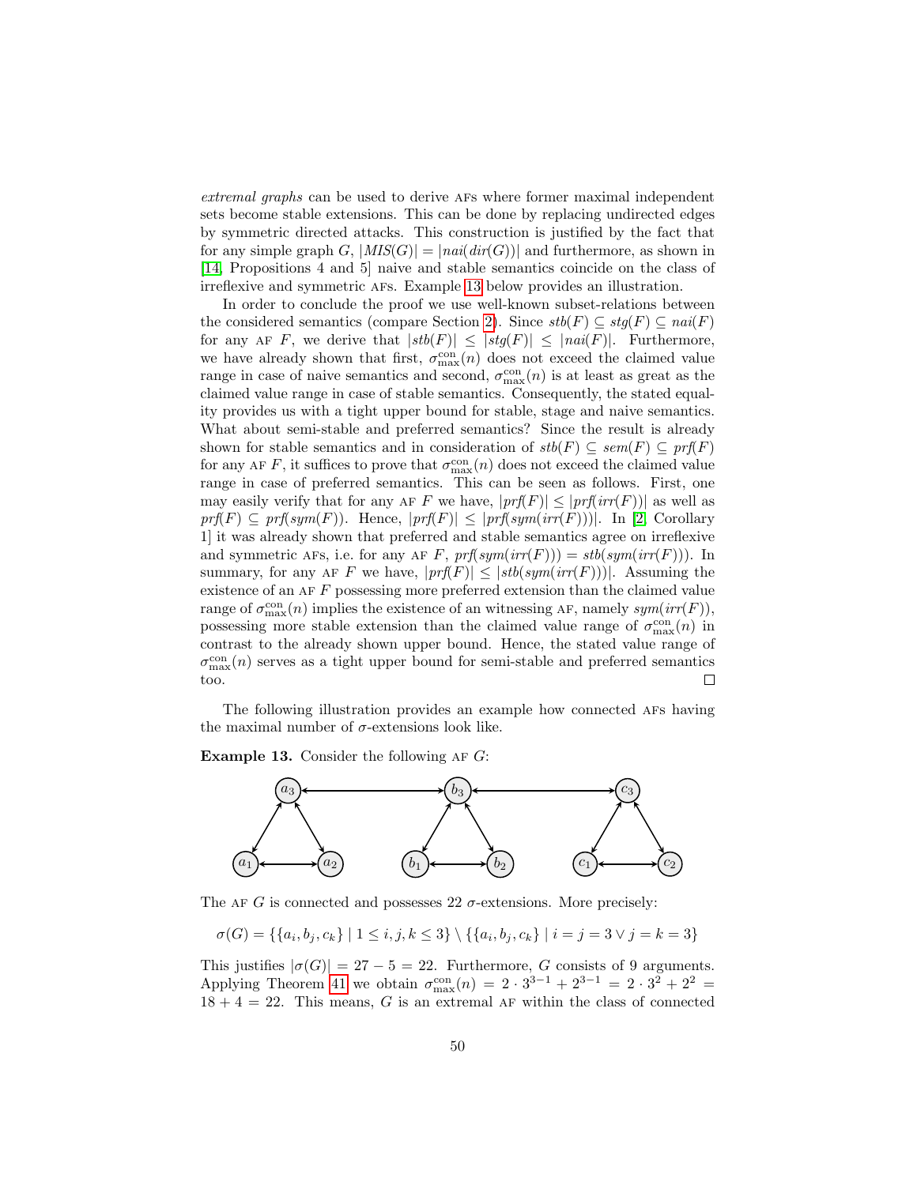*extremal graphs* can be used to derive AFs where former maximal independent sets become stable extensions. This can be done by replacing undirected edges by symmetric directed attacks. This construction is justified by the fact that for any simple graph $G$, $|MIS(G)| = |nai(dir(G))|$ and furthermore, as shown in [14, Propositions 4 and 5] naive and stable semantics coincide on the class of irreflexive and symmetric AFs. Example 13 below provides an illustration.

In order to conclude the proof we use well-known subset-relations between the considered semantics (compare Section 2). Since $stb(F) \subseteq stg(F) \subseteq nai(F)$ for any AF $F$, we derive that $|stb(F)| \leq |stg(F)| \leq |nai(F)|$. Furthermore, we have already shown that first, $\sigma^{\text{con}}_{\max}(n)$ does not exceed the claimed value range in case of naive semantics and second, $\sigma^{\text{con}}_{\max}(n)$ is at least as great as the claimed value range in case of stable semantics. Consequently, the stated equality provides us with a tight upper bound for stable, stage and naive semantics. What about semi-stable and preferred semantics? Since the result is already shown for stable semantics and in consideration of $stb(F) \subseteq sem(F) \subseteq prf(F)$ for any AF $F$, it suffices to prove that $\sigma^{\text{con}}_{\max}(n)$ does not exceed the claimed value range in case of preferred semantics. This can be seen as follows. First, one may easily verify that for any AF $F$ we have, $|prf(F)| \leq |prf(irr(F))|$ as well as $prf(F) \subseteq prf(sym(F))$. Hence, $|prf(F)| \leq |prf(sym(irr(F)))|$. In [2, Corollary 1] it was already shown that preferred and stable semantics agree on irreflexive and symmetric AFs, i.e. for any AF $F$, $prf(sym(irr(F))) = stb(sym(irr(F)))$. In summary, for any AF $F$ we have, $|prf(F)| \leq |stb(sym(irr(F)))|$. Assuming the existence of an AF $F$ possessing more preferred extension than the claimed value range of $\sigma^{\text{con}}_{\max}(n)$ implies the existence of an witnessing AF, namely $sym(irr(F))$, possessing more stable extension than the claimed value range of $\sigma^{\text{con}}_{\max}(n)$ in contrast to the already shown upper bound. Hence, the stated value range of $\sigma^{\text{con}}_{\max}(n)$ serves as a tight upper bound for semi-stable and preferred semantics too. □

The following illustration provides an example how connected AFs having the maximal number of $\sigma$-extensions look like.

**Example 13.** Consider the following AF $G$:

The AF $G$ is connected and possesses 22 $\sigma$-extensions. More precisely:

$$\sigma(G) = \{\{a_i, b_j, c_k\} \mid 1 \leq i, j, k \leq 3\} \setminus \{\{a_i, b_j, c_k\} \mid i = j = 3 \vee j = k = 3\}$$

This justifies $|\sigma(G)| = 27 - 5 = 22$. Furthermore, $G$ consists of 9 arguments. Applying Theorem 41 we obtain $\sigma^{\text{con}}_{\max}(n) = 2 \cdot 3^{3-1} + 2^{3-1} = 2 \cdot 3^2 + 2^2 = 18 + 4 = 22$. This means, $G$ is an extremal AF within the class of connected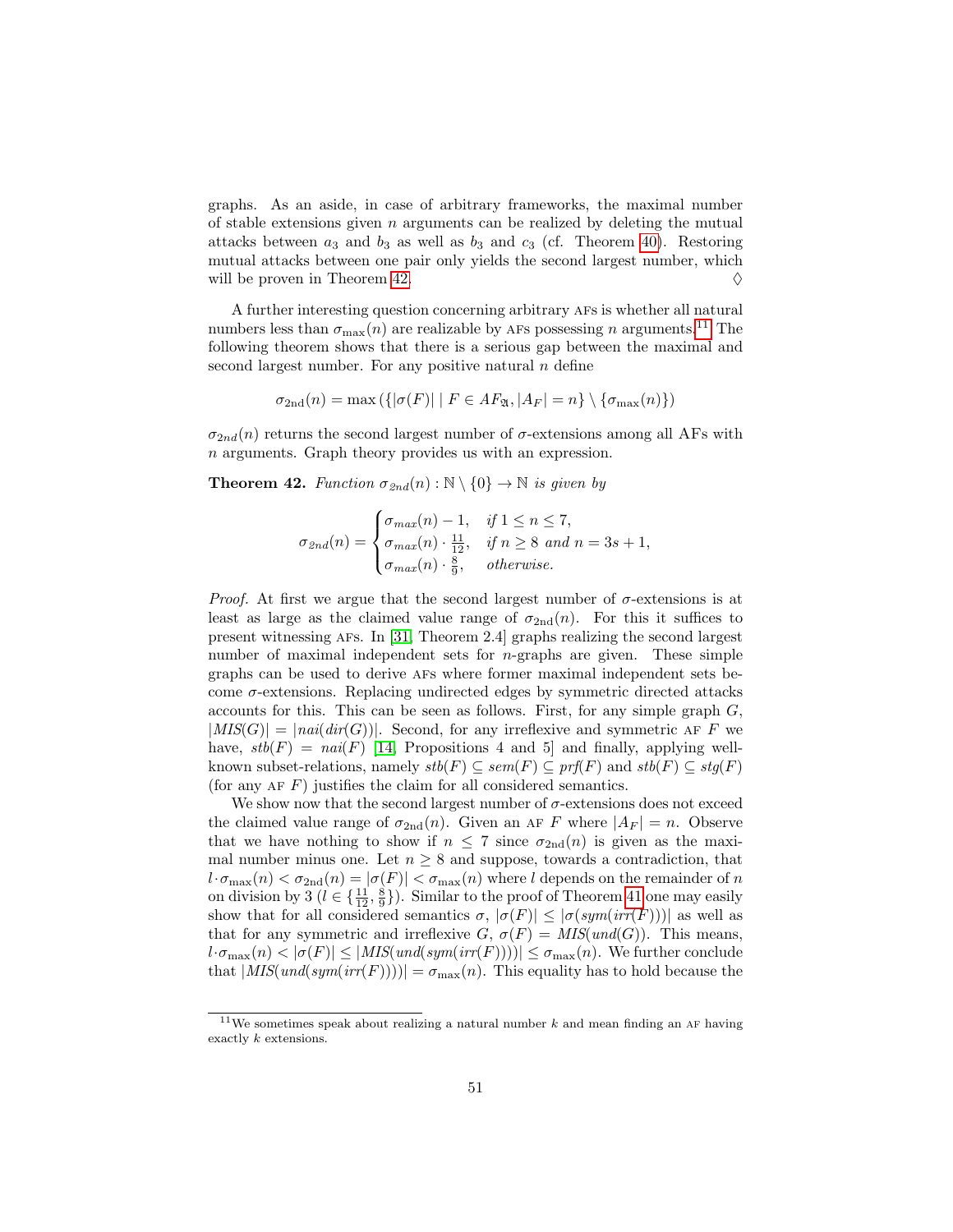graphs. As an aside, in case of arbitrary frameworks, the maximal number of stable extensions given $n$ arguments can be realized by deleting the mutual attacks between $a_3$ and $b_3$ as well as $b_3$ and $c_3$ (cf. Theorem 40). Restoring mutual attacks between one pair only yields the second largest number, which will be proven in Theorem 42. ♢

A further interesting question concerning arbitrary AFs is whether all natural numbers less than $\sigma_{\max}(n)$ are realizable by AFs possessing $n$ arguments.[11] The following theorem shows that there is a serious gap between the maximal and second largest number. For any positive natural $n$ define

$$\sigma_{\mathrm{2nd}}(n) = \max\left(\{|\sigma(F)| \mid F \in AF_{\mathfrak{A}}, |A_F| = n\} \setminus \{\sigma_{\max}(n)\}\right)$$

$\sigma_{2nd}(n)$ returns the second largest number of $\sigma$-extensions among all AFs with $n$ arguments. Graph theory provides us with an expression.

**Theorem 42.** *Function $\sigma_{2nd}(n) : \mathbb{N} \setminus \{0\} \to \mathbb{N}$ is given by*

$$\sigma_{2nd}(n) = \begin{cases} \sigma_{max}(n) - 1, & \text{if } 1 \leq n \leq 7, \\ \sigma_{max}(n) \cdot \frac{11}{12}, & \text{if } n \geq 8 \text{ and } n = 3s+1, \\ \sigma_{max}(n) \cdot \frac{8}{9}, & \text{otherwise.} \end{cases}$$

*Proof.* At first we argue that the second largest number of $\sigma$-extensions is at least as large as the claimed value range of $\sigma_{\mathrm{2nd}}(n)$. For this it suffices to present witnessing AFs. In [31, Theorem 2.4] graphs realizing the second largest number of maximal independent sets for $n$-graphs are given. These simple graphs can be used to derive AFs where former maximal independent sets become $\sigma$-extensions. Replacing undirected edges by symmetric directed attacks accounts for this. This can be seen as follows. First, for any simple graph $G$, $|MIS(G)| = |nai(dir(G))|$. Second, for any irreflexive and symmetric AF $F$ we have, $stb(F) = nai(F)$ [14, Propositions 4 and 5] and finally, applying well-known subset-relations, namely $stb(F) \subseteq sem(F) \subseteq prf(F)$ and $stb(F) \subseteq stg(F)$ (for any AF $F$) justifies the claim for all considered semantics.

We show now that the second largest number of $\sigma$-extensions does not exceed the claimed value range of $\sigma_{\mathrm{2nd}}(n)$. Given an AF $F$ where $|A_F| = n$. Observe that we have nothing to show if $n \leq 7$ since $\sigma_{\mathrm{2nd}}(n)$ is given as the maximal number minus one. Let $n \geq 8$ and suppose, towards a contradiction, that $l \cdot \sigma_{\max}(n) < \sigma_{\mathrm{2nd}}(n) = |\sigma(F)| < \sigma_{\max}(n)$ where $l$ depends on the remainder of $n$ on division by 3 ($l \in \{\frac{11}{12}, \frac{8}{9}\}$). Similar to the proof of Theorem 41 one may easily show that for all considered semantics $\sigma$, $|\sigma(F)| \leq |\sigma(sym(irr(F)))|$ as well as that for any symmetric and irreflexive $G$, $\sigma(F) = MIS(und(G))$. This means, $l \cdot \sigma_{\max}(n) < |\sigma(F)| \leq |MIS(und(sym(irr(F))))| \leq \sigma_{\max}(n)$. We further conclude that $|MIS(und(sym(irr(F))))| = \sigma_{\max}(n)$. This equality has to hold because the

[11] We sometimes speak about realizing a natural number $k$ and mean finding an AF having exactly $k$ extensions.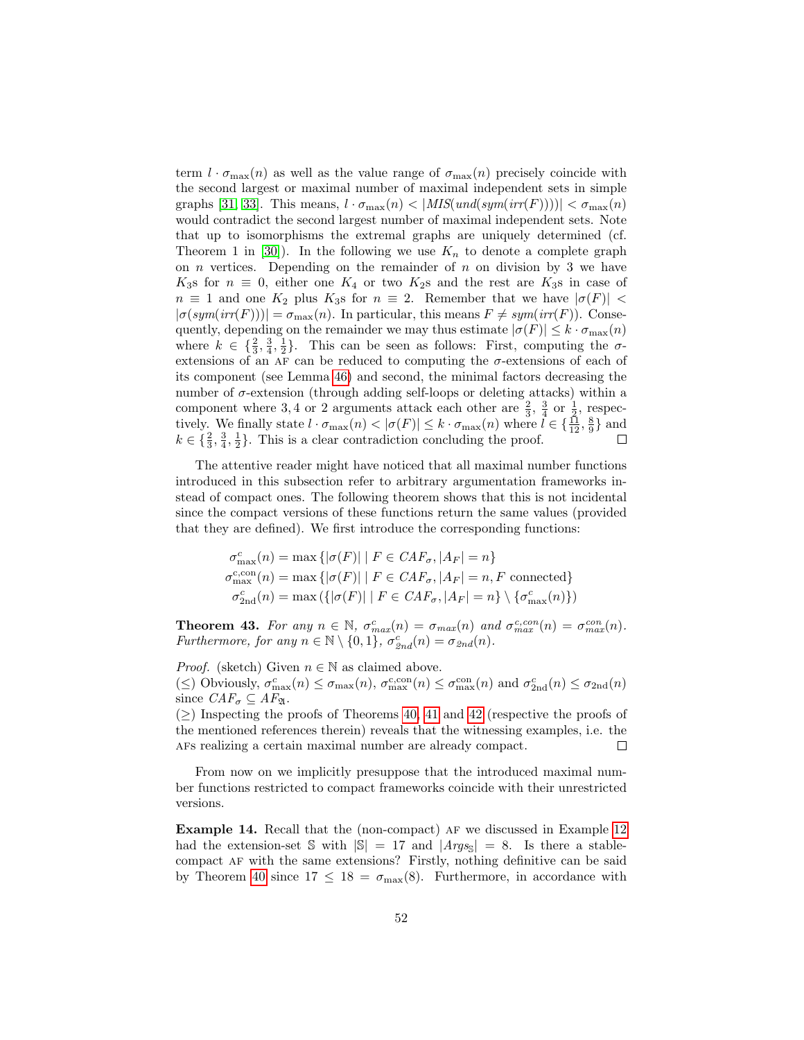term $l \cdot \sigma_{\max}(n)$ as well as the value range of $\sigma_{\max}(n)$ precisely coincide with the second largest or maximal number of maximal independent sets in simple graphs [31, 33]. This means, $l \cdot \sigma_{\max}(n) < |MIS(und(sym(irr(F))))| < \sigma_{\max}(n)$ would contradict the second largest number of maximal independent sets. Note that up to isomorphisms the extremal graphs are uniquely determined (cf. Theorem 1 in [30]). In the following we use $K_n$ to denote a complete graph on $n$ vertices. Depending on the remainder of $n$ on division by 3 we have $K_3$s for $n \equiv 0$, either one $K_4$ or two $K_2$s and the rest are $K_3$s in case of $n \equiv 1$ and one $K_2$ plus $K_3$s for $n \equiv 2$. Remember that we have $|\sigma(F)| < |\sigma(sym(irr(F)))| = \sigma_{\max}(n)$. In particular, this means $F \neq sym(irr(F))$. Consequently, depending on the remainder we may thus estimate $|\sigma(F)| \leq k \cdot \sigma_{\max}(n)$ where $k \in \{\frac{2}{3}, \frac{3}{4}, \frac{1}{2}\}$. This can be seen as follows: First, computing the $\sigma$-extensions of an AF can be reduced to computing the $\sigma$-extensions of each of its component (see Lemma 46) and second, the minimal factors decreasing the number of $\sigma$-extension (through adding self-loops or deleting attacks) within a component where 3, 4 or 2 arguments attack each other are $\frac{2}{3}$, $\frac{3}{4}$ or $\frac{1}{2}$, respectively. We finally state $l \cdot \sigma_{\max}(n) < |\sigma(F)| \leq k \cdot \sigma_{\max}(n)$ where $l \in \{\frac{11}{12}, \frac{8}{9}\}$ and $k \in \{\frac{2}{3}, \frac{3}{4}, \frac{1}{2}\}$. This is a clear contradiction concluding the proof. □

The attentive reader might have noticed that all maximal number functions introduced in this subsection refer to arbitrary argumentation frameworks instead of compact ones. The following theorem shows that this is not incidental since the compact versions of these functions return the same values (provided that they are defined). We first introduce the corresponding functions:

$$\sigma^{c}_{\max}(n) = \max\{|\sigma(F)| \mid F \in CAF_\sigma, |A_F| = n\}$$
$$\sigma^{c,\text{con}}_{\max}(n) = \max\{|\sigma(F)| \mid F \in CAF_\sigma, |A_F| = n, F \text{ connected}\}$$
$$\sigma^{c}_{\text{2nd}}(n) = \max(\{|\sigma(F)| \mid F \in CAF_\sigma, |A_F| = n\} \setminus \{\sigma^{c}_{\max}(n)\})$$

**Theorem 43.** *For any $n \in \mathbb{N}$, $\sigma^{c}_{max}(n) = \sigma_{max}(n)$ and $\sigma^{c,con}_{max}(n) = \sigma^{con}_{max}(n)$. Furthermore, for any $n \in \mathbb{N} \setminus \{0, 1\}$, $\sigma^{c}_{2nd}(n) = \sigma_{2nd}(n)$.*

*Proof.* (sketch) Given $n \in \mathbb{N}$ as claimed above.
($\leq$) Obviously, $\sigma^{c}_{\max}(n) \leq \sigma_{\max}(n)$, $\sigma^{c,\text{con}}_{\max}(n) \leq \sigma^{\text{con}}_{\max}(n)$ and $\sigma^{c}_{\text{2nd}}(n) \leq \sigma_{\text{2nd}}(n)$ since $CAF_\sigma \subseteq AF_{\mathfrak{A}}$.
($\geq$) Inspecting the proofs of Theorems 40, 41 and 42 (respective the proofs of the mentioned references therein) reveals that the witnessing examples, i.e. the AFs realizing a certain maximal number are already compact. □

From now on we implicitly presuppose that the introduced maximal number functions restricted to compact frameworks coincide with their unrestricted versions.

**Example 14.** Recall that the (non-compact) AF we discussed in Example 12 had the extension-set $\mathbb{S}$ with $|\mathbb{S}| = 17$ and $|Args_{\mathbb{S}}| = 8$. Is there a stable-compact AF with the same extensions? Firstly, nothing definitive can be said by Theorem 40 since $17 \leq 18 = \sigma_{\max}(8)$. Furthermore, in accordance with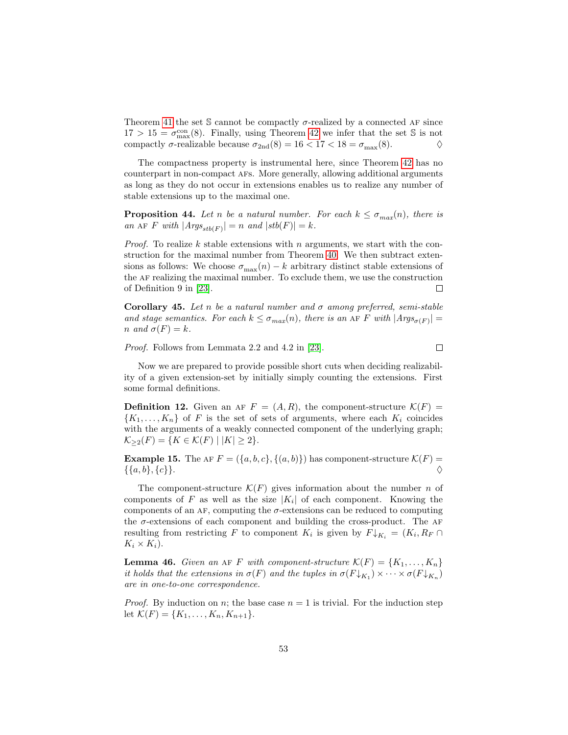Theorem 41 the set $\mathbb{S}$ cannot be compactly $\sigma$-realized by a connected AF since $17 > 15 = \sigma_{\max}^{\text{con}}(8)$. Finally, using Theorem 42 we infer that the set $\mathbb{S}$ is not compactly $\sigma$-realizable because $\sigma_{\text{2nd}}(8) = 16 < 17 < 18 = \sigma_{\max}(8)$. ♢

The compactness property is instrumental here, since Theorem 42 has no counterpart in non-compact AFs. More generally, allowing additional arguments as long as they do not occur in extensions enables us to realize any number of stable extensions up to the maximal one.

**Proposition 44.** *Let $n$ be a natural number. For each $k \leq \sigma_{max}(n)$, there is an* AF *$F$ with $|Args_{stb(F)}| = n$ and $|stb(F)| = k$.*

*Proof.* To realize $k$ stable extensions with $n$ arguments, we start with the construction for the maximal number from Theorem 40. We then subtract extensions as follows: We choose $\sigma_{\max}(n) - k$ arbitrary distinct stable extensions of the AF realizing the maximal number. To exclude them, we use the construction of Definition 9 in [23]. □

**Corollary 45.** *Let $n$ be a natural number and $\sigma$ among preferred, semi-stable and stage semantics. For each $k \leq \sigma_{max}(n)$, there is an* AF *$F$ with $|Args_{\sigma(F)}| = n$ and $\sigma(F) = k$.*

*Proof.* Follows from Lemmata 2.2 and 4.2 in [23]. □

Now we are prepared to provide possible short cuts when deciding realizability of a given extension-set by initially simply counting the extensions. First some formal definitions.

**Definition 12.** Given an AF $F = (A, R)$, the component-structure $\mathcal{K}(F) = \{K_1, \ldots, K_n\}$ of $F$ is the set of sets of arguments, where each $K_i$ coincides with the arguments of a weakly connected component of the underlying graph; $\mathcal{K}_{\geq 2}(F) = \{K \in \mathcal{K}(F) \mid |K| \geq 2\}$.

**Example 15.** The AF $F = (\{a, b, c\}, \{(a, b)\})$ has component-structure $\mathcal{K}(F) = \{\{a, b\}, \{c\}\}$. ♢

The component-structure $\mathcal{K}(F)$ gives information about the number $n$ of components of $F$ as well as the size $|K_i|$ of each component. Knowing the components of an AF, computing the $\sigma$-extensions can be reduced to computing the $\sigma$-extensions of each component and building the cross-product. The AF resulting from restricting $F$ to component $K_i$ is given by $F{\downarrow_{K_i}} = (K_i, R_F \cap K_i \times K_i)$.

**Lemma 46.** *Given an* AF *$F$ with component-structure $\mathcal{K}(F) = \{K_1, \ldots, K_n\}$ it holds that the extensions in $\sigma(F)$ and the tuples in $\sigma(F{\downarrow_{K_1}}) \times \cdots \times \sigma(F{\downarrow_{K_n}})$ are in one-to-one correspondence.*

*Proof.* By induction on $n$; the base case $n = 1$ is trivial. For the induction step let $\mathcal{K}(F) = \{K_1, \ldots, K_n, K_{n+1}\}$.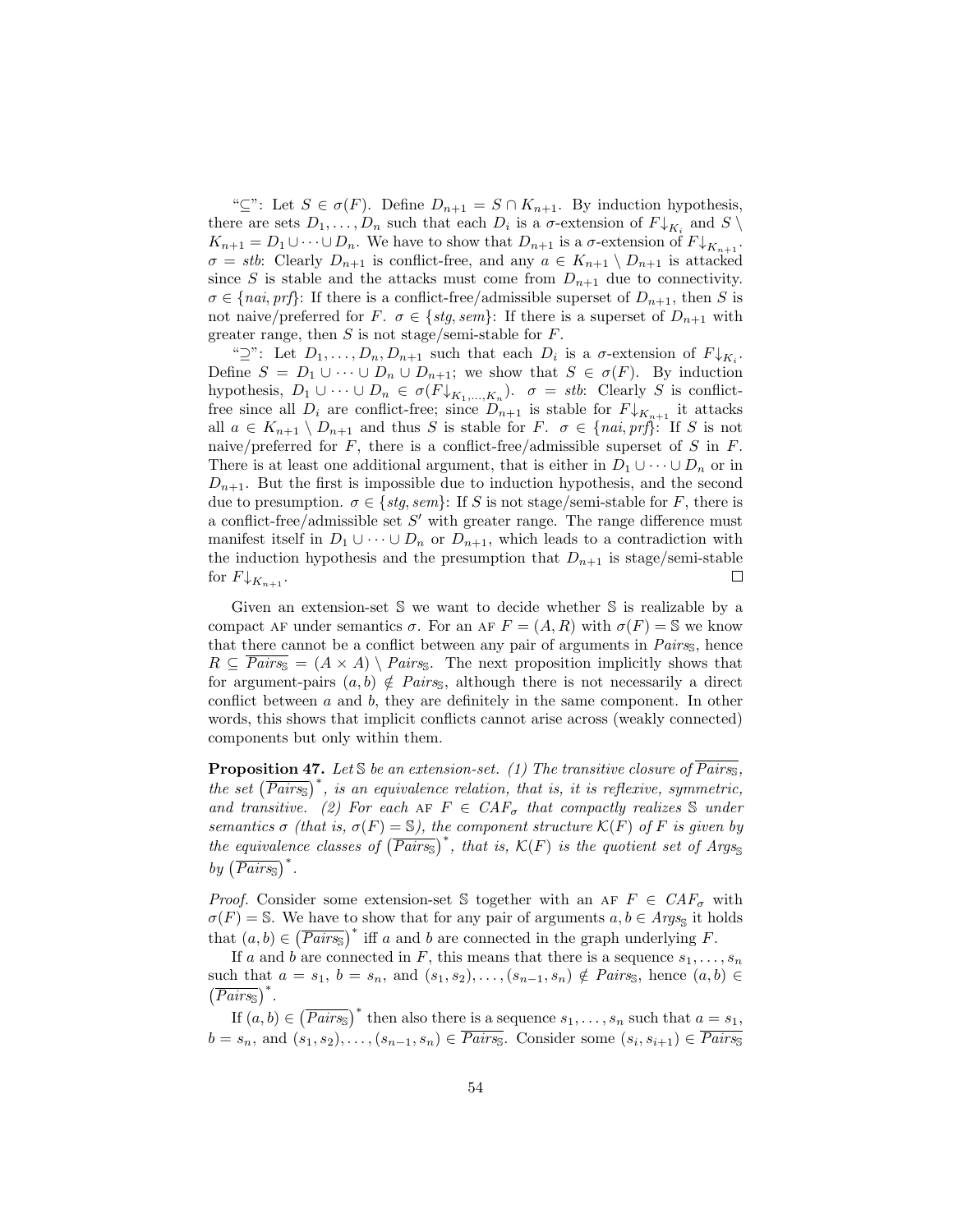"⊆": Let $S \in \sigma(F)$. Define $D_{n+1} = S \cap K_{n+1}$. By induction hypothesis, there are sets $D_1, \ldots, D_n$ such that each $D_i$ is a $\sigma$-extension of $F\downarrow_{K_i}$ and $S \setminus K_{n+1} = D_1 \cup \cdots \cup D_n$. We have to show that $D_{n+1}$ is a $\sigma$-extension of $F\downarrow_{K_{n+1}}$. $\sigma = stb$: Clearly $D_{n+1}$ is conflict-free, and any $a \in K_{n+1} \setminus D_{n+1}$ is attacked since $S$ is stable and the attacks must come from $D_{n+1}$ due to connectivity. $\sigma \in \{nai, prf\}$: If there is a conflict-free/admissible superset of $D_{n+1}$, then $S$ is not naive/preferred for $F$. $\sigma \in \{stg, sem\}$: If there is a superset of $D_{n+1}$ with greater range, then $S$ is not stage/semi-stable for $F$.

"⊇": Let $D_1, \ldots, D_n, D_{n+1}$ such that each $D_i$ is a $\sigma$-extension of $F\downarrow_{K_i}$. Define $S = D_1 \cup \cdots \cup D_n \cup D_{n+1}$; we show that $S \in \sigma(F)$. By induction hypothesis, $D_1 \cup \cdots \cup D_n \in \sigma(F\downarrow_{K_1,\ldots,K_n})$. $\sigma = stb$: Clearly $S$ is conflict-free since all $D_i$ are conflict-free; since $D_{n+1}$ is stable for $F\downarrow_{K_{n+1}}$ it attacks all $a \in K_{n+1} \setminus D_{n+1}$ and thus $S$ is stable for $F$. $\sigma \in \{nai, prf\}$: If $S$ is not naive/preferred for $F$, there is a conflict-free/admissible superset of $S$ in $F$. There is at least one additional argument, that is either in $D_1 \cup \cdots \cup D_n$ or in $D_{n+1}$. But the first is impossible due to induction hypothesis, and the second due to presumption. $\sigma \in \{stg, sem\}$: If $S$ is not stage/semi-stable for $F$, there is a conflict-free/admissible set $S'$ with greater range. The range difference must manifest itself in $D_1 \cup \cdots \cup D_n$ or $D_{n+1}$, which leads to a contradiction with the induction hypothesis and the presumption that $D_{n+1}$ is stage/semi-stable for $F\downarrow_{K_{n+1}}$. □

Given an extension-set $\mathbb{S}$ we want to decide whether $\mathbb{S}$ is realizable by a compact AF under semantics $\sigma$. For an AF $F = (A, R)$ with $\sigma(F) = \mathbb{S}$ we know that there cannot be a conflict between any pair of arguments in $Pairs_{\mathbb{S}}$, hence $R \subseteq \overline{Pairs_{\mathbb{S}}} = (A \times A) \setminus Pairs_{\mathbb{S}}$. The next proposition implicitly shows that for argument-pairs $(a, b) \notin Pairs_{\mathbb{S}}$, although there is not necessarily a direct conflict between $a$ and $b$, they are definitely in the same component. In other words, this shows that implicit conflicts cannot arise across (weakly connected) components but only within them.

**Proposition 47.** *Let $\mathbb{S}$ be an extension-set. (1) The transitive closure of $\overline{Pairs_{\mathbb{S}}}$, the set $\left(\overline{Pairs_{\mathbb{S}}}\right)^*$, is an equivalence relation, that is, it is reflexive, symmetric, and transitive. (2) For each AF $F \in CAF_\sigma$ that compactly realizes $\mathbb{S}$ under semantics $\sigma$ (that is, $\sigma(F) = \mathbb{S}$), the component structure $\mathcal{K}(F)$ of $F$ is given by the equivalence classes of $\left(\overline{Pairs_{\mathbb{S}}}\right)^*$, that is, $\mathcal{K}(F)$ is the quotient set of $Args_{\mathbb{S}}$ by $\left(\overline{Pairs_{\mathbb{S}}}\right)^*$.*

*Proof.* Consider some extension-set $\mathbb{S}$ together with an AF $F \in CAF_\sigma$ with $\sigma(F) = \mathbb{S}$. We have to show that for any pair of arguments $a, b \in Args_{\mathbb{S}}$ it holds that $(a, b) \in \left(\overline{Pairs_{\mathbb{S}}}\right)^*$ iff $a$ and $b$ are connected in the graph underlying $F$.

If $a$ and $b$ are connected in $F$, this means that there is a sequence $s_1, \ldots, s_n$ such that $a = s_1$, $b = s_n$, and $(s_1, s_2), \ldots, (s_{n-1}, s_n) \notin Pairs_{\mathbb{S}}$, hence $(a, b) \in \left(\overline{Pairs_{\mathbb{S}}}\right)^*$.

If $(a, b) \in \left(\overline{Pairs_{\mathbb{S}}}\right)^*$ then also there is a sequence $s_1, \ldots, s_n$ such that $a = s_1$, $b = s_n$, and $(s_1, s_2), \ldots, (s_{n-1}, s_n) \in \overline{Pairs_{\mathbb{S}}}$. Consider some $(s_i, s_{i+1}) \in \overline{Pairs_{\mathbb{S}}}$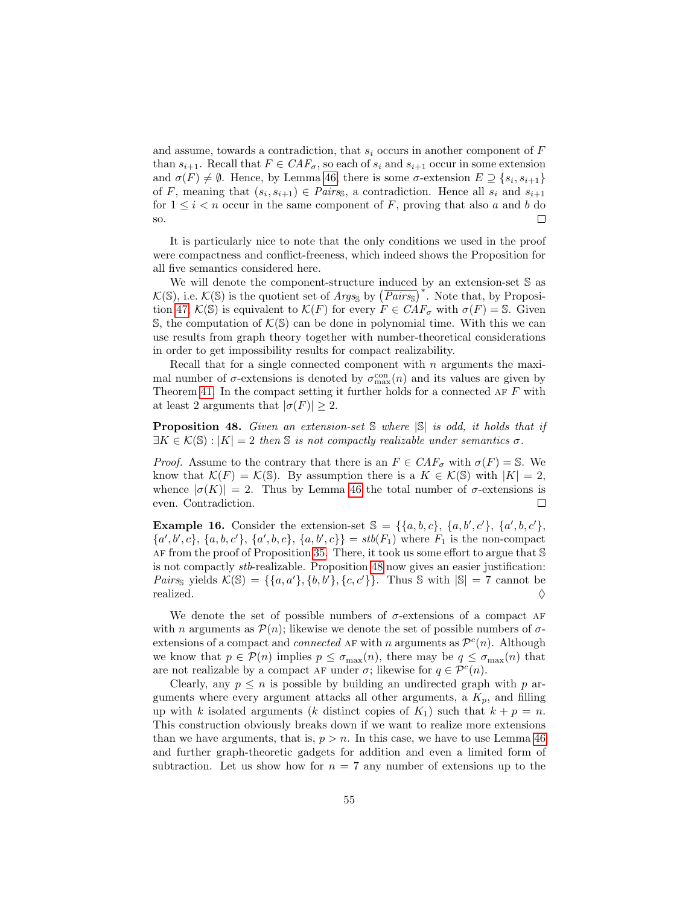and assume, towards a contradiction, that $s_i$ occurs in another component of $F$ than $s_{i+1}$. Recall that $F \in CAF_\sigma$, so each of $s_i$ and $s_{i+1}$ occur in some extension and $\sigma(F) \neq \emptyset$. Hence, by Lemma 46, there is some $\sigma$-extension $E \supseteq \{s_i, s_{i+1}\}$ of $F$, meaning that $(s_i, s_{i+1}) \in Pairs_{\mathbb{S}}$, a contradiction. Hence all $s_i$ and $s_{i+1}$ for $1 \leq i < n$ occur in the same component of $F$, proving that also $a$ and $b$ do so. $\square$

It is particularly nice to note that the only conditions we used in the proof were compactness and conflict-freeness, which indeed shows the Proposition for all five semantics considered here.

We will denote the component-structure induced by an extension-set $\mathbb{S}$ as $\mathcal{K}(\mathbb{S})$, i.e. $\mathcal{K}(\mathbb{S})$ is the quotient set of $Args_{\mathbb{S}}$ by $\left(\overline{Pairs_{\mathbb{S}}}\right)^*$. Note that, by Proposition 47, $\mathcal{K}(\mathbb{S})$ is equivalent to $\mathcal{K}(F)$ for every $F \in CAF_\sigma$ with $\sigma(F) = \mathbb{S}$. Given $\mathbb{S}$, the computation of $\mathcal{K}(\mathbb{S})$ can be done in polynomial time. With this we can use results from graph theory together with number-theoretical considerations in order to get impossibility results for compact realizability.

Recall that for a single connected component with $n$ arguments the maximal number of $\sigma$-extensions is denoted by $\sigma_{\max}^{\text{con}}(n)$ and its values are given by Theorem 41. In the compact setting it further holds for a connected AF $F$ with at least 2 arguments that $|\sigma(F)| \geq 2$.

**Proposition 48.** *Given an extension-set $\mathbb{S}$ where $|\mathbb{S}|$ is odd, it holds that if $\exists K \in \mathcal{K}(\mathbb{S}) : |K| = 2$ then $\mathbb{S}$ is not compactly realizable under semantics $\sigma$.*

*Proof.* Assume to the contrary that there is an $F \in CAF_\sigma$ with $\sigma(F) = \mathbb{S}$. We know that $\mathcal{K}(F) = \mathcal{K}(\mathbb{S})$. By assumption there is a $K \in \mathcal{K}(\mathbb{S})$ with $|K| = 2$, whence $|\sigma(K)| = 2$. Thus by Lemma 46 the total number of $\sigma$-extensions is even. Contradiction. $\square$

**Example 16.** Consider the extension-set $\mathbb{S} = \{\{a, b, c\}, \{a, b', c'\}, \{a', b, c'\}, \{a', b', c\}, \{a, b, c'\}, \{a', b, c\}, \{a, b', c\}\} = stb(F_1)$ where $F_1$ is the non-compact AF from the proof of Proposition 35. There, it took us some effort to argue that $\mathbb{S}$ is not compactly *stb*-realizable. Proposition 48 now gives an easier justification: $Pairs_{\mathbb{S}}$ yields $\mathcal{K}(\mathbb{S}) = \{\{a, a'\}, \{b, b'\}, \{c, c'\}\}$. Thus $\mathbb{S}$ with $|\mathbb{S}| = 7$ cannot be realized. $\diamondsuit$

We denote the set of possible numbers of $\sigma$-extensions of a compact AF with $n$ arguments as $\mathcal{P}(n)$; likewise we denote the set of possible numbers of $\sigma$-extensions of a compact and *connected* AF with $n$ arguments as $\mathcal{P}^c(n)$. Although we know that $p \in \mathcal{P}(n)$ implies $p \leq \sigma_{\max}(n)$, there may be $q \leq \sigma_{\max}(n)$ that are not realizable by a compact AF under $\sigma$; likewise for $q \in \mathcal{P}^c(n)$.

Clearly, any $p \leq n$ is possible by building an undirected graph with $p$ arguments where every argument attacks all other arguments, a $K_p$, and filling up with $k$ isolated arguments ($k$ distinct copies of $K_1$) such that $k + p = n$. This construction obviously breaks down if we want to realize more extensions than we have arguments, that is, $p > n$. In this case, we have to use Lemma 46 and further graph-theoretic gadgets for addition and even a limited form of subtraction. Let us show how for $n = 7$ any number of extensions up to the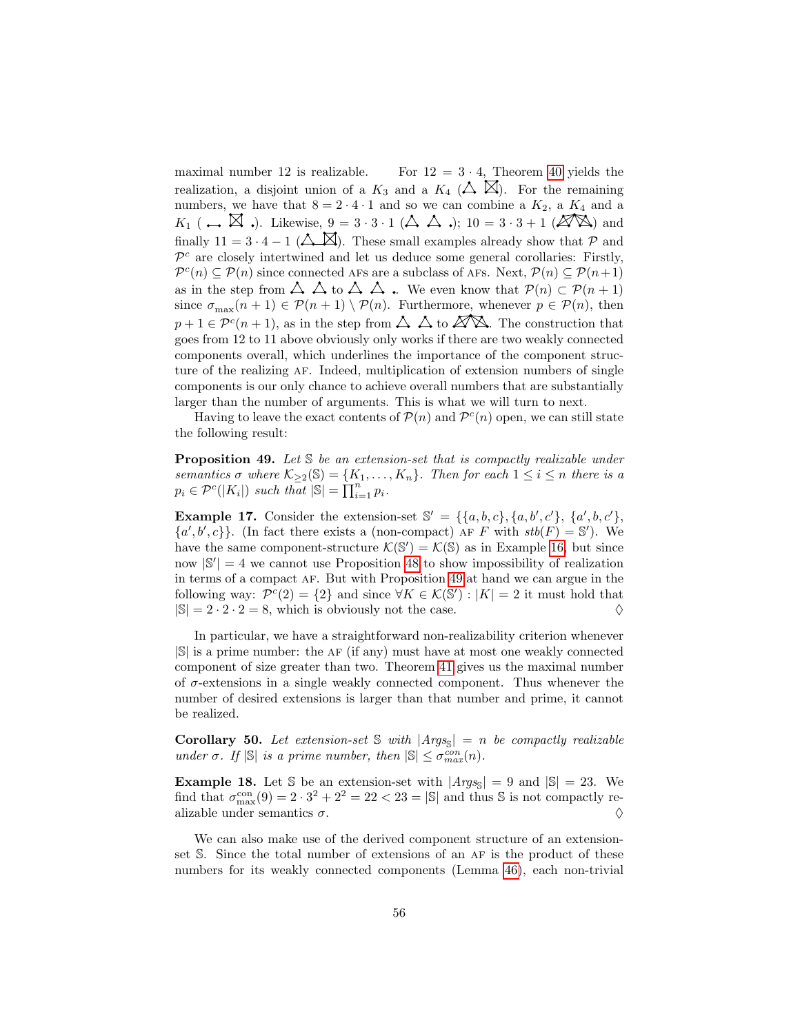maximal number 12 is realizable. For $12 = 3 \cdot 4$, Theorem 40 yields the realization, a disjoint union of a $K_3$ and a $K_4$ (). For the remaining numbers, we have that $8 = 2 \cdot 4 \cdot 1$ and so we can combine a $K_2$, a $K_4$ and a $K_1$ (). Likewise, $9 = 3 \cdot 3 \cdot 1$ (); $10 = 3 \cdot 3 + 1$ () and finally $11 = 3 \cdot 4 - 1$ (). These small examples already show that $\mathcal{P}$ and $\mathcal{P}^c$ are closely intertwined and let us deduce some general corollaries: Firstly, $\mathcal{P}^c(n) \subseteq \mathcal{P}(n)$ since connected AFs are a subclass of AFs. Next, $\mathcal{P}(n) \subseteq \mathcal{P}(n+1)$ as in the step from  to . We even know that $\mathcal{P}(n) \subset \mathcal{P}(n+1)$ since $\sigma_{\max}(n+1) \in \mathcal{P}(n+1) \setminus \mathcal{P}(n)$. Furthermore, whenever $p \in \mathcal{P}(n)$, then $p + 1 \in \mathcal{P}^c(n+1)$, as in the step from  to . The construction that goes from 12 to 11 above obviously only works if there are two weakly connected components overall, which underlines the importance of the component structure of the realizing AF. Indeed, multiplication of extension numbers of single components is our only chance to achieve overall numbers that are substantially larger than the number of arguments. This is what we will turn to next.

Having to leave the exact contents of $\mathcal{P}(n)$ and $\mathcal{P}^c(n)$ open, we can still state the following result:

**Proposition 49.** *Let $\mathbb{S}$ be an extension-set that is compactly realizable under semantics $\sigma$ where $\mathcal{K}_{\geq 2}(\mathbb{S}) = \{K_1, \dots, K_n\}$. Then for each $1 \leq i \leq n$ there is a $p_i \in \mathcal{P}^c(|K_i|)$ such that $|\mathbb{S}| = \prod_{i=1}^n p_i$.*

**Example 17.** Consider the extension-set $\mathbb{S}' = \{\{a, b, c\}, \{a, b', c'\}, \{a', b, c'\}, \{a', b', c\}\}$. (In fact there exists a (non-compact) AF $F$ with $stb(F) = \mathbb{S}'$). We have the same component-structure $\mathcal{K}(\mathbb{S}') = \mathcal{K}(\mathbb{S})$ as in Example 16, but since now $|\mathbb{S}'| = 4$ we cannot use Proposition 48 to show impossibility of realization in terms of a compact AF. But with Proposition 49 at hand we can argue in the following way: $\mathcal{P}^c(2) = \{2\}$ and since $\forall K \in \mathcal{K}(\mathbb{S}') : |K| = 2$ it must hold that $|\mathbb{S}| = 2 \cdot 2 \cdot 2 = 8$, which is obviously not the case. $\diamondsuit$

In particular, we have a straightforward non-realizability criterion whenever $|\mathbb{S}|$ is a prime number: the AF (if any) must have at most one weakly connected component of size greater than two. Theorem 41 gives us the maximal number of $\sigma$-extensions in a single weakly connected component. Thus whenever the number of desired extensions is larger than that number and prime, it cannot be realized.

**Corollary 50.** *Let extension-set $\mathbb{S}$ with $|Args_{\mathbb{S}}| = n$ be compactly realizable under $\sigma$. If $|\mathbb{S}|$ is a prime number, then $|\mathbb{S}| \leq \sigma^{con}_{max}(n)$.*

**Example 18.** Let $\mathbb{S}$ be an extension-set with $|Args_{\mathbb{S}}| = 9$ and $|\mathbb{S}| = 23$. We find that $\sigma^{\text{con}}_{\max}(9) = 2 \cdot 3^2 + 2^2 = 22 < 23 = |\mathbb{S}|$ and thus $\mathbb{S}$ is not compactly realizable under semantics $\sigma$. $\diamondsuit$

We can also make use of the derived component structure of an extension-set $\mathbb{S}$. Since the total number of extensions of an AF is the product of these numbers for its weakly connected components (Lemma 46), each non-trivial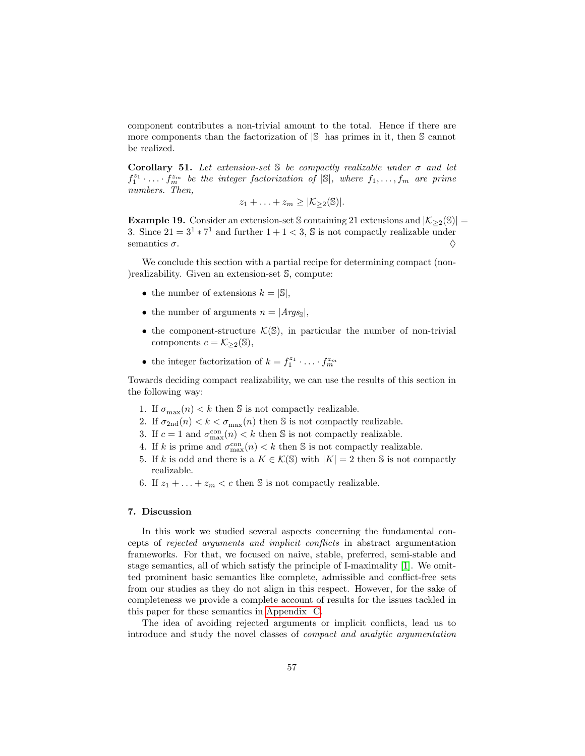component contributes a non-trivial amount to the total. Hence if there are more components than the factorization of $|\mathbb{S}|$ has primes in it, then $\mathbb{S}$ cannot be realized.

**Corollary 51.** *Let extension-set $\mathbb{S}$ be compactly realizable under $\sigma$ and let $f_1^{z_1} \cdot \ldots \cdot f_m^{z_m}$ be the integer factorization of $|\mathbb{S}|$, where $f_1, \ldots, f_m$ are prime numbers. Then,*

$$z_1 + \ldots + z_m \geq |\mathcal{K}_{\geq 2}(\mathbb{S})|.$$

**Example 19.** Consider an extension-set $\mathbb{S}$ containing 21 extensions and $|\mathcal{K}_{\geq 2}(\mathbb{S})| = 3$. Since $21 = 3^1 * 7^1$ and further $1 + 1 < 3$, $\mathbb{S}$ is not compactly realizable under semantics $\sigma$. ♢

We conclude this section with a partial recipe for determining compact (non-)realizability. Given an extension-set $\mathbb{S}$, compute:

- the number of extensions $k = |\mathbb{S}|$,
- the number of arguments $n = |Args_{\mathbb{S}}|$,
- the component-structure $\mathcal{K}(\mathbb{S})$, in particular the number of non-trivial components $c = \mathcal{K}_{\geq 2}(\mathbb{S})$,
- the integer factorization of $k = f_1^{z_1} \cdot \ldots \cdot f_m^{z_m}$

Towards deciding compact realizability, we can use the results of this section in the following way:

1. If $\sigma_{\max}(n) < k$ then $\mathbb{S}$ is not compactly realizable.
2. If $\sigma_{2\text{nd}}(n) < k < \sigma_{\max}(n)$ then $\mathbb{S}$ is not compactly realizable.
3. If $c = 1$ and $\sigma_{\max}^{\text{con}}(n) < k$ then $\mathbb{S}$ is not compactly realizable.
4. If $k$ is prime and $\sigma_{\max}^{\text{con}}(n) < k$ then $\mathbb{S}$ is not compactly realizable.
5. If $k$ is odd and there is a $K \in \mathcal{K}(\mathbb{S})$ with $|K| = 2$ then $\mathbb{S}$ is not compactly realizable.
6. If $z_1 + \ldots + z_m < c$ then $\mathbb{S}$ is not compactly realizable.

### 7. Discussion

In this work we studied several aspects concerning the fundamental concepts of *rejected arguments and implicit conflicts* in abstract argumentation frameworks. For that, we focused on naive, stable, preferred, semi-stable and stage semantics, all of which satisfy the principle of I-maximality [1]. We omitted prominent basic semantics like complete, admissible and conflict-free sets from our studies as they do not align in this respect. However, for the sake of completeness we provide a complete account of results for the issues tackled in this paper for these semantics in Appendix C.

The idea of avoiding rejected arguments or implicit conflicts, lead us to introduce and study the novel classes of *compact and analytic argumentation*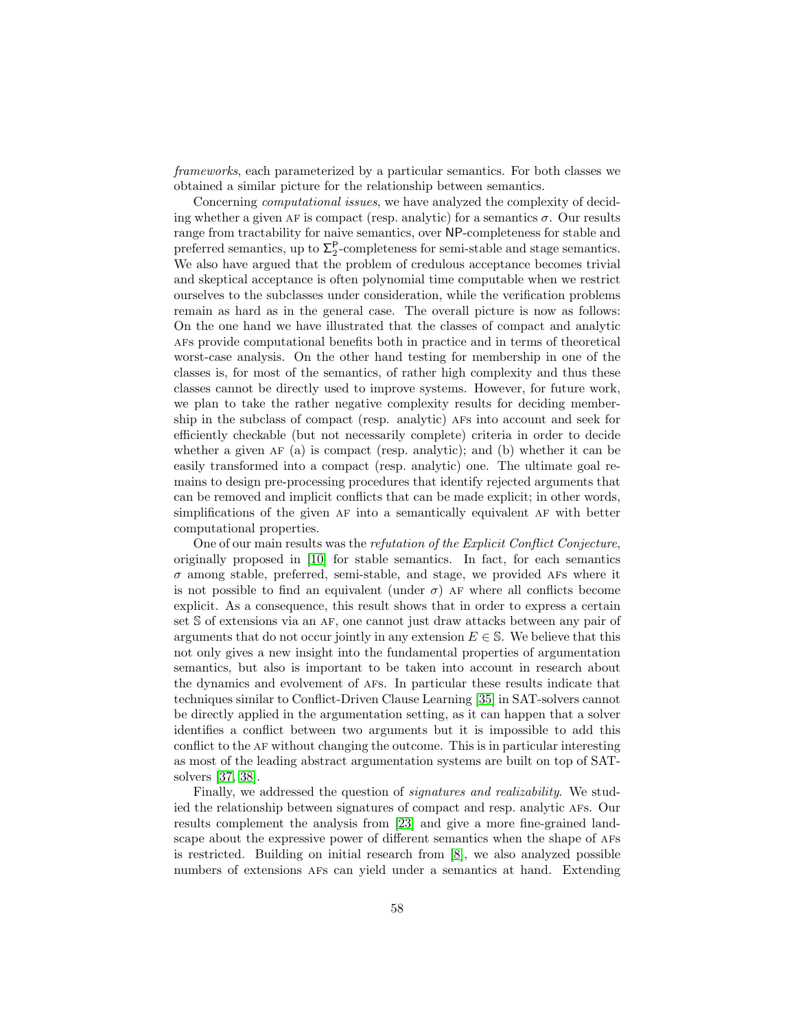*frameworks*, each parameterized by a particular semantics. For both classes we obtained a similar picture for the relationship between semantics.

Concerning *computational issues*, we have analyzed the complexity of deciding whether a given AF is compact (resp. analytic) for a semantics $\sigma$. Our results range from tractability for naive semantics, over NP-completeness for stable and preferred semantics, up to $\Sigma_2^{\mathsf{P}}$-completeness for semi-stable and stage semantics. We also have argued that the problem of credulous acceptance becomes trivial and skeptical acceptance is often polynomial time computable when we restrict ourselves to the subclasses under consideration, while the verification problems remain as hard as in the general case. The overall picture is now as follows: On the one hand we have illustrated that the classes of compact and analytic AFs provide computational benefits both in practice and in terms of theoretical worst-case analysis. On the other hand testing for membership in one of the classes is, for most of the semantics, of rather high complexity and thus these classes cannot be directly used to improve systems. However, for future work, we plan to take the rather negative complexity results for deciding membership in the subclass of compact (resp. analytic) AFs into account and seek for efficiently checkable (but not necessarily complete) criteria in order to decide whether a given AF (a) is compact (resp. analytic); and (b) whether it can be easily transformed into a compact (resp. analytic) one. The ultimate goal remains to design pre-processing procedures that identify rejected arguments that can be removed and implicit conflicts that can be made explicit; in other words, simplifications of the given AF into a semantically equivalent AF with better computational properties.

One of our main results was the *refutation of the Explicit Conflict Conjecture*, originally proposed in [10] for stable semantics. In fact, for each semantics $\sigma$ among stable, preferred, semi-stable, and stage, we provided AFs where it is not possible to find an equivalent (under $\sigma$) AF where all conflicts become explicit. As a consequence, this result shows that in order to express a certain set $\mathbb{S}$ of extensions via an AF, one cannot just draw attacks between any pair of arguments that do not occur jointly in any extension $E \in \mathbb{S}$. We believe that this not only gives a new insight into the fundamental properties of argumentation semantics, but also is important to be taken into account in research about the dynamics and evolvement of AFs. In particular these results indicate that techniques similar to Conflict-Driven Clause Learning [35] in SAT-solvers cannot be directly applied in the argumentation setting, as it can happen that a solver identifies a conflict between two arguments but it is impossible to add this conflict to the AF without changing the outcome. This is in particular interesting as most of the leading abstract argumentation systems are built on top of SAT-solvers [37, 38].

Finally, we addressed the question of *signatures and realizability*. We studied the relationship between signatures of compact and resp. analytic AFs. Our results complement the analysis from [23] and give a more fine-grained landscape about the expressive power of different semantics when the shape of AFs is restricted. Building on initial research from [8], we also analyzed possible numbers of extensions AFs can yield under a semantics at hand. Extending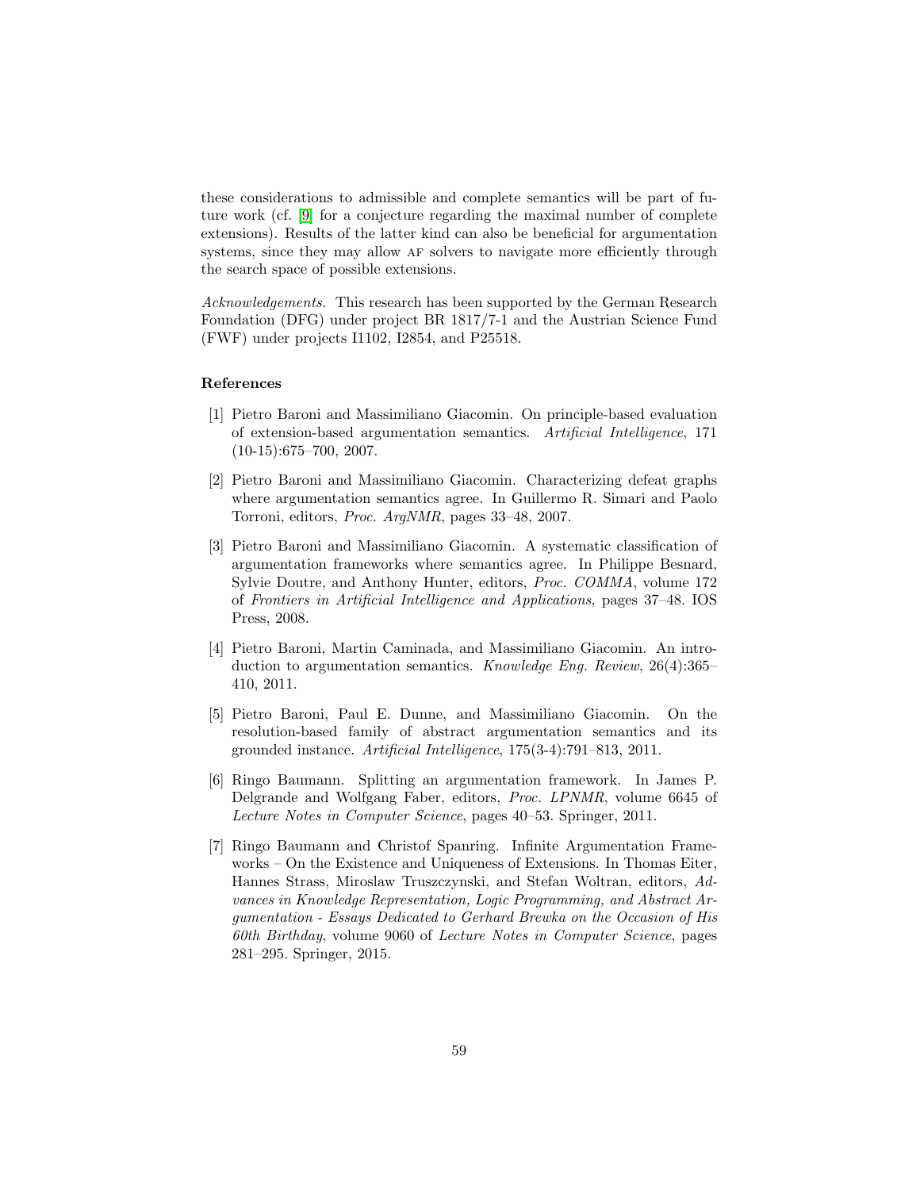these considerations to admissible and complete semantics will be part of future work (cf. [9] for a conjecture regarding the maximal number of complete extensions). Results of the latter kind can also be beneficial for argumentation systems, since they may allow AF solvers to navigate more efficiently through the search space of possible extensions.

*Acknowledgements.* This research has been supported by the German Research Foundation (DFG) under project BR 1817/7-1 and the Austrian Science Fund (FWF) under projects I1102, I2854, and P25518.

### References

[1] Pietro Baroni and Massimiliano Giacomin. On principle-based evaluation of extension-based argumentation semantics. *Artificial Intelligence*, 171 (10-15):675–700, 2007.

[2] Pietro Baroni and Massimiliano Giacomin. Characterizing defeat graphs where argumentation semantics agree. In Guillermo R. Simari and Paolo Torroni, editors, *Proc. ArgNMR*, pages 33–48, 2007.

[3] Pietro Baroni and Massimiliano Giacomin. A systematic classification of argumentation frameworks where semantics agree. In Philippe Besnard, Sylvie Doutre, and Anthony Hunter, editors, *Proc. COMMA*, volume 172 of *Frontiers in Artificial Intelligence and Applications*, pages 37–48. IOS Press, 2008.

[4] Pietro Baroni, Martin Caminada, and Massimiliano Giacomin. An introduction to argumentation semantics. *Knowledge Eng. Review*, 26(4):365–410, 2011.

[5] Pietro Baroni, Paul E. Dunne, and Massimiliano Giacomin. On the resolution-based family of abstract argumentation semantics and its grounded instance. *Artificial Intelligence*, 175(3-4):791–813, 2011.

[6] Ringo Baumann. Splitting an argumentation framework. In James P. Delgrande and Wolfgang Faber, editors, *Proc. LPNMR*, volume 6645 of *Lecture Notes in Computer Science*, pages 40–53. Springer, 2011.

[7] Ringo Baumann and Christof Spanring. Infinite Argumentation Frameworks – On the Existence and Uniqueness of Extensions. In Thomas Eiter, Hannes Strass, Miroslaw Truszczynski, and Stefan Woltran, editors, *Advances in Knowledge Representation, Logic Programming, and Abstract Argumentation - Essays Dedicated to Gerhard Brewka on the Occasion of His 60th Birthday*, volume 9060 of *Lecture Notes in Computer Science*, pages 281–295. Springer, 2015.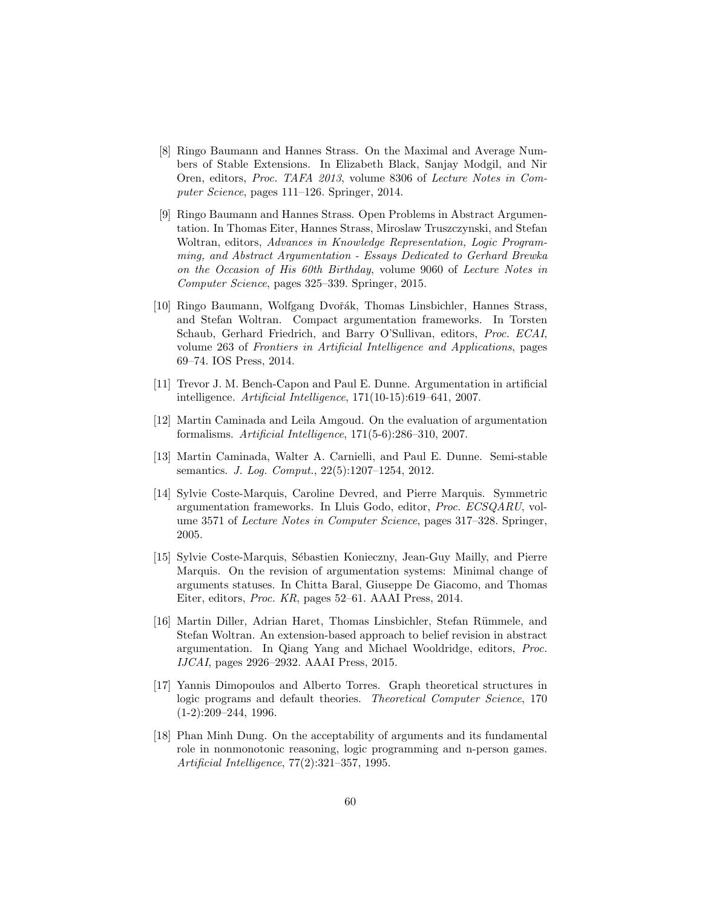[8] Ringo Baumann and Hannes Strass. On the Maximal and Average Numbers of Stable Extensions. In Elizabeth Black, Sanjay Modgil, and Nir Oren, editors, *Proc. TAFA 2013*, volume 8306 of *Lecture Notes in Computer Science*, pages 111–126. Springer, 2014.

[9] Ringo Baumann and Hannes Strass. Open Problems in Abstract Argumentation. In Thomas Eiter, Hannes Strass, Miroslaw Truszczynski, and Stefan Woltran, editors, *Advances in Knowledge Representation, Logic Programming, and Abstract Argumentation - Essays Dedicated to Gerhard Brewka on the Occasion of His 60th Birthday*, volume 9060 of *Lecture Notes in Computer Science*, pages 325–339. Springer, 2015.

[10] Ringo Baumann, Wolfgang Dvořák, Thomas Linsbichler, Hannes Strass, and Stefan Woltran. Compact argumentation frameworks. In Torsten Schaub, Gerhard Friedrich, and Barry O'Sullivan, editors, *Proc. ECAI*, volume 263 of *Frontiers in Artificial Intelligence and Applications*, pages 69–74. IOS Press, 2014.

[11] Trevor J. M. Bench-Capon and Paul E. Dunne. Argumentation in artificial intelligence. *Artificial Intelligence*, 171(10-15):619–641, 2007.

[12] Martin Caminada and Leila Amgoud. On the evaluation of argumentation formalisms. *Artificial Intelligence*, 171(5-6):286–310, 2007.

[13] Martin Caminada, Walter A. Carnielli, and Paul E. Dunne. Semi-stable semantics. *J. Log. Comput.*, 22(5):1207–1254, 2012.

[14] Sylvie Coste-Marquis, Caroline Devred, and Pierre Marquis. Symmetric argumentation frameworks. In Lluis Godo, editor, *Proc. ECSQARU*, volume 3571 of *Lecture Notes in Computer Science*, pages 317–328. Springer, 2005.

[15] Sylvie Coste-Marquis, Sébastien Konieczny, Jean-Guy Mailly, and Pierre Marquis. On the revision of argumentation systems: Minimal change of arguments statuses. In Chitta Baral, Giuseppe De Giacomo, and Thomas Eiter, editors, *Proc. KR*, pages 52–61. AAAI Press, 2014.

[16] Martin Diller, Adrian Haret, Thomas Linsbichler, Stefan Rümmele, and Stefan Woltran. An extension-based approach to belief revision in abstract argumentation. In Qiang Yang and Michael Wooldridge, editors, *Proc. IJCAI*, pages 2926–2932. AAAI Press, 2015.

[17] Yannis Dimopoulos and Alberto Torres. Graph theoretical structures in logic programs and default theories. *Theoretical Computer Science*, 170 (1-2):209–244, 1996.

[18] Phan Minh Dung. On the acceptability of arguments and its fundamental role in nonmonotonic reasoning, logic programming and n-person games. *Artificial Intelligence*, 77(2):321–357, 1995.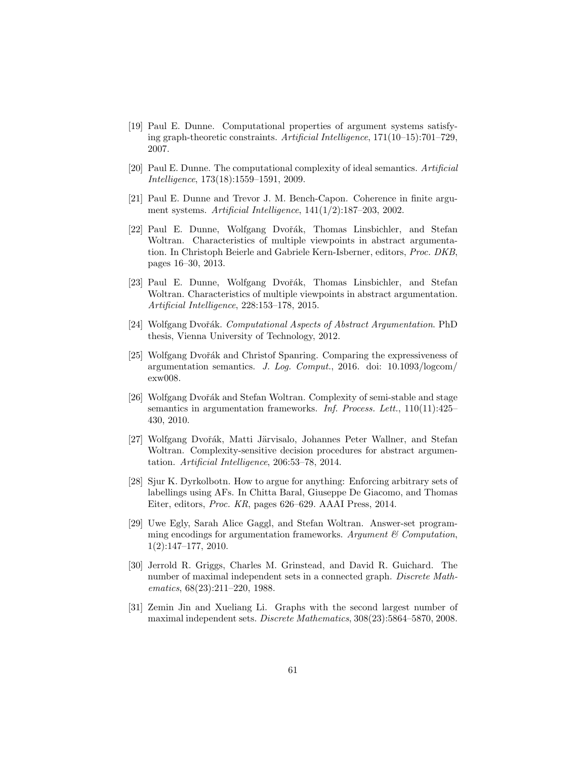[19] Paul E. Dunne. Computational properties of argument systems satisfying graph-theoretic constraints. *Artificial Intelligence*, 171(10–15):701–729, 2007.

[20] Paul E. Dunne. The computational complexity of ideal semantics. *Artificial Intelligence*, 173(18):1559–1591, 2009.

[21] Paul E. Dunne and Trevor J. M. Bench-Capon. Coherence in finite argument systems. *Artificial Intelligence*, 141(1/2):187–203, 2002.

[22] Paul E. Dunne, Wolfgang Dvořák, Thomas Linsbichler, and Stefan Woltran. Characteristics of multiple viewpoints in abstract argumentation. In Christoph Beierle and Gabriele Kern-Isberner, editors, *Proc. DKB*, pages 16–30, 2013.

[23] Paul E. Dunne, Wolfgang Dvořák, Thomas Linsbichler, and Stefan Woltran. Characteristics of multiple viewpoints in abstract argumentation. *Artificial Intelligence*, 228:153–178, 2015.

[24] Wolfgang Dvořák. *Computational Aspects of Abstract Argumentation*. PhD thesis, Vienna University of Technology, 2012.

[25] Wolfgang Dvořák and Christof Spanring. Comparing the expressiveness of argumentation semantics. *J. Log. Comput.*, 2016. doi: 10.1093/logcom/exw008.

[26] Wolfgang Dvořák and Stefan Woltran. Complexity of semi-stable and stage semantics in argumentation frameworks. *Inf. Process. Lett.*, 110(11):425–430, 2010.

[27] Wolfgang Dvořák, Matti Järvisalo, Johannes Peter Wallner, and Stefan Woltran. Complexity-sensitive decision procedures for abstract argumentation. *Artificial Intelligence*, 206:53–78, 2014.

[28] Sjur K. Dyrkolbotn. How to argue for anything: Enforcing arbitrary sets of labellings using AFs. In Chitta Baral, Giuseppe De Giacomo, and Thomas Eiter, editors, *Proc. KR*, pages 626–629. AAAI Press, 2014.

[29] Uwe Egly, Sarah Alice Gaggl, and Stefan Woltran. Answer-set programming encodings for argumentation frameworks. *Argument & Computation*, 1(2):147–177, 2010.

[30] Jerrold R. Griggs, Charles M. Grinstead, and David R. Guichard. The number of maximal independent sets in a connected graph. *Discrete Mathematics*, 68(23):211–220, 1988.

[31] Zemin Jin and Xueliang Li. Graphs with the second largest number of maximal independent sets. *Discrete Mathematics*, 308(23):5864–5870, 2008.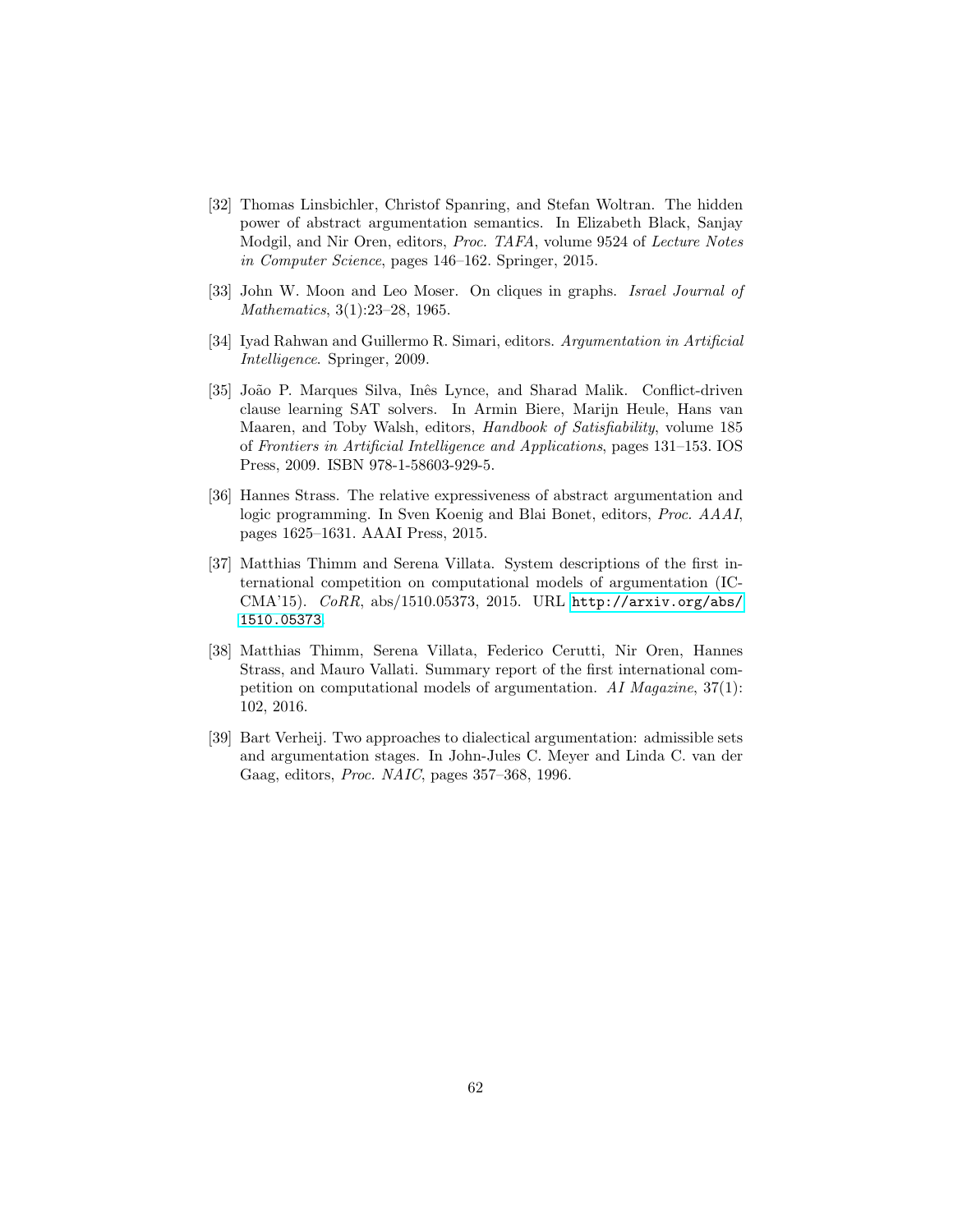[32] Thomas Linsbichler, Christof Spanring, and Stefan Woltran. The hidden power of abstract argumentation semantics. In Elizabeth Black, Sanjay Modgil, and Nir Oren, editors, *Proc. TAFA*, volume 9524 of *Lecture Notes in Computer Science*, pages 146–162. Springer, 2015.

[33] John W. Moon and Leo Moser. On cliques in graphs. *Israel Journal of Mathematics*, 3(1):23–28, 1965.

[34] Iyad Rahwan and Guillermo R. Simari, editors. *Argumentation in Artificial Intelligence*. Springer, 2009.

[35] João P. Marques Silva, Inês Lynce, and Sharad Malik. Conflict-driven clause learning SAT solvers. In Armin Biere, Marijn Heule, Hans van Maaren, and Toby Walsh, editors, *Handbook of Satisfiability*, volume 185 of *Frontiers in Artificial Intelligence and Applications*, pages 131–153. IOS Press, 2009. ISBN 978-1-58603-929-5.

[36] Hannes Strass. The relative expressiveness of abstract argumentation and logic programming. In Sven Koenig and Blai Bonet, editors, *Proc. AAAI*, pages 1625–1631. AAAI Press, 2015.

[37] Matthias Thimm and Serena Villata. System descriptions of the first international competition on computational models of argumentation (ICCMA'15). *CoRR*, abs/1510.05373, 2015. URL http://arxiv.org/abs/1510.05373.

[38] Matthias Thimm, Serena Villata, Federico Cerutti, Nir Oren, Hannes Strass, and Mauro Vallati. Summary report of the first international competition on computational models of argumentation. *AI Magazine*, 37(1): 102, 2016.

[39] Bart Verheij. Two approaches to dialectical argumentation: admissible sets and argumentation stages. In John-Jules C. Meyer and Linda C. van der Gaag, editors, *Proc. NAIC*, pages 357–368, 1996.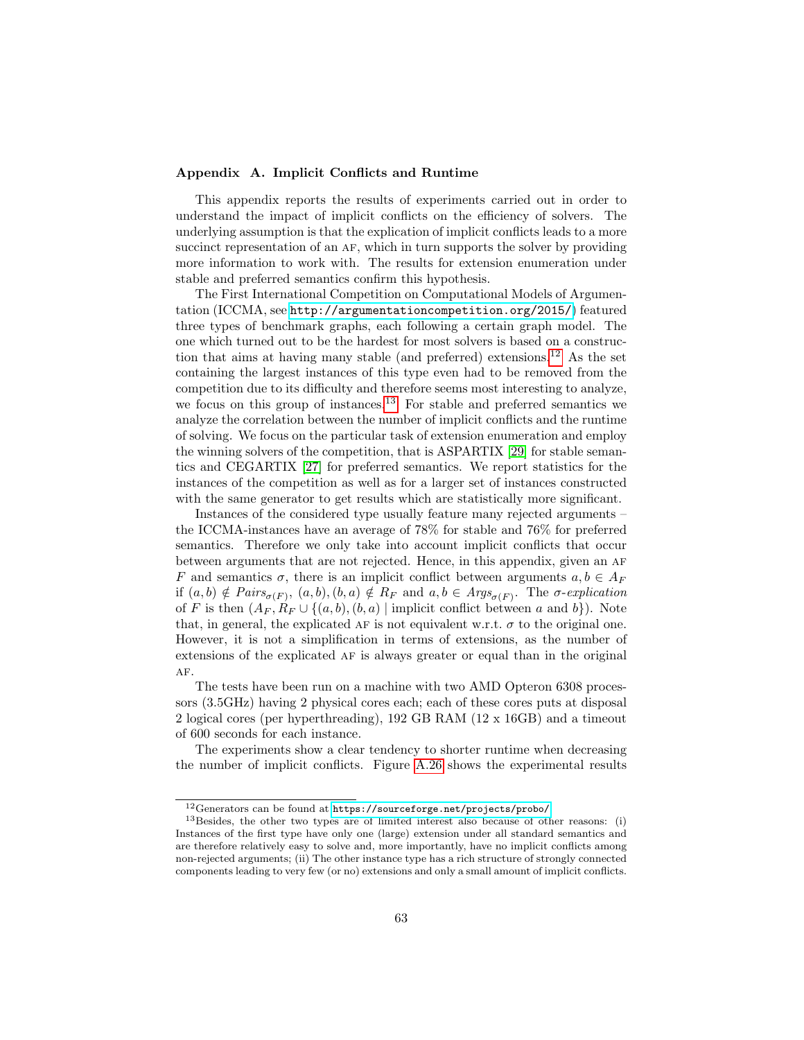## Appendix A. Implicit Conflicts and Runtime

This appendix reports the results of experiments carried out in order to understand the impact of implicit conflicts on the efficiency of solvers. The underlying assumption is that the explication of implicit conflicts leads to a more succinct representation of an AF, which in turn supports the solver by providing more information to work with. The results for extension enumeration under stable and preferred semantics confirm this hypothesis.

The First International Competition on Computational Models of Argumentation (ICCMA, see http://argumentationcompetition.org/2015/) featured three types of benchmark graphs, each following a certain graph model. The one which turned out to be the hardest for most solvers is based on a construction that aims at having many stable (and preferred) extensions.[12] As the set containing the largest instances of this type even had to be removed from the competition due to its difficulty and therefore seems most interesting to analyze, we focus on this group of instances.[13] For stable and preferred semantics we analyze the correlation between the number of implicit conflicts and the runtime of solving. We focus on the particular task of extension enumeration and employ the winning solvers of the competition, that is ASPARTIX [29] for stable semantics and CEGARTIX [27] for preferred semantics. We report statistics for the instances of the competition as well as for a larger set of instances constructed with the same generator to get results which are statistically more significant.

Instances of the considered type usually feature many rejected arguments – the ICCMA-instances have an average of 78% for stable and 76% for preferred semantics. Therefore we only take into account implicit conflicts that occur between arguments that are not rejected. Hence, in this appendix, given an AF $F$ and semantics $\sigma$, there is an implicit conflict between arguments $a, b \in A_F$ if $(a, b) \notin \mathit{Pairs}_{\sigma(F)}$, $(a, b), (b, a) \notin R_F$ and $a, b \in \mathit{Args}_{\sigma(F)}$. The *$\sigma$-explication* of $F$ is then $(A_F, R_F \cup \{(a, b), (b, a) \mid \text{implicit conflict between } a \text{ and } b\})$. Note that, in general, the explicated AF is not equivalent w.r.t. $\sigma$ to the original one. However, it is not a simplification in terms of extensions, as the number of extensions of the explicated AF is always greater or equal than in the original AF.

The tests have been run on a machine with two AMD Opteron 6308 processors (3.5GHz) having 2 physical cores each; each of these cores puts at disposal 2 logical cores (per hyperthreading), 192 GB RAM (12 x 16GB) and a timeout of 600 seconds for each instance.

The experiments show a clear tendency to shorter runtime when decreasing the number of implicit conflicts. Figure A.26 shows the experimental results

[12] Generators can be found at https://sourceforge.net/projects/probo/

[13] Besides, the other two types are of limited interest also because of other reasons: (i) Instances of the first type have only one (large) extension under all standard semantics and are therefore relatively easy to solve and, more importantly, have no implicit conflicts among non-rejected arguments; (ii) The other instance type has a rich structure of strongly connected components leading to very few (or no) extensions and only a small amount of implicit conflicts.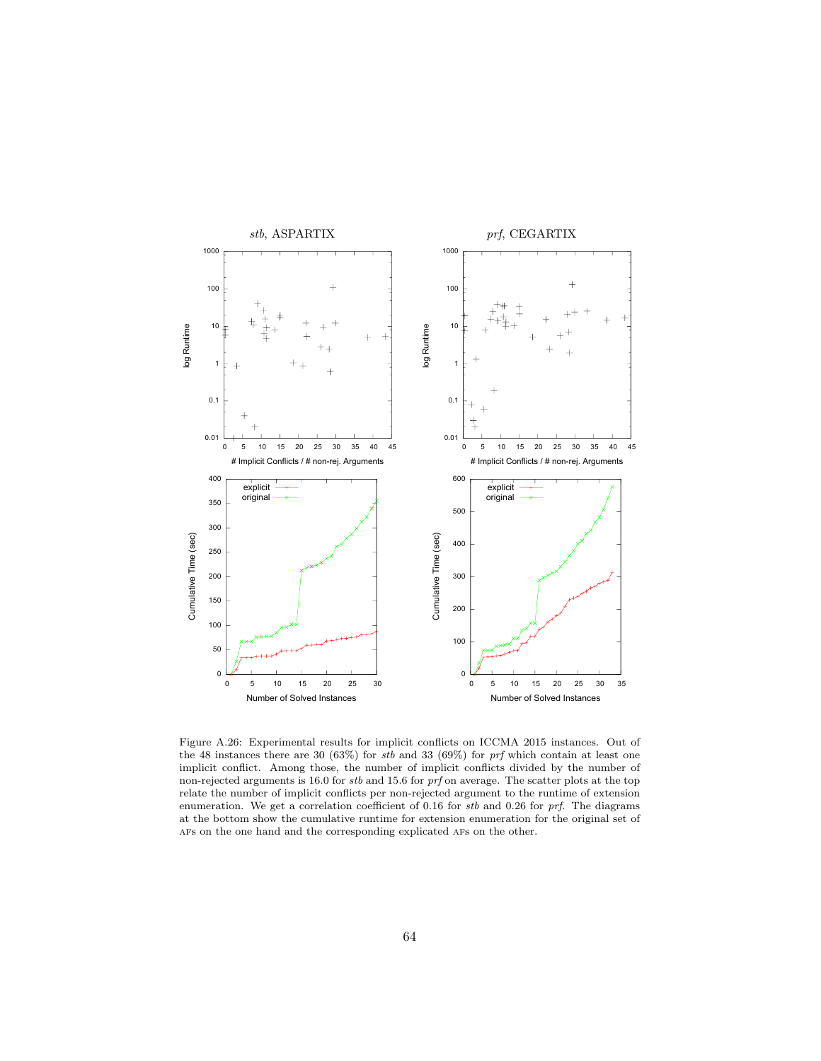Figure A.26: Experimental results for implicit conflicts on ICCMA 2015 instances. Out of the 48 instances there are 30 (63%) for *stb* and 33 (69%) for *prf* which contain at least one implicit conflict. Among those, the number of implicit conflicts divided by the number of non-rejected arguments is 16.0 for *stb* and 15.6 for *prf* on average. The scatter plots at the top relate the number of implicit conflicts per non-rejected argument to the runtime of extension enumeration. We get a correlation coefficient of 0.16 for *stb* and 0.26 for *prf*. The diagrams at the bottom show the cumulative runtime for extension enumeration for the original set of AFs on the one hand and the corresponding explicated AFs on the other.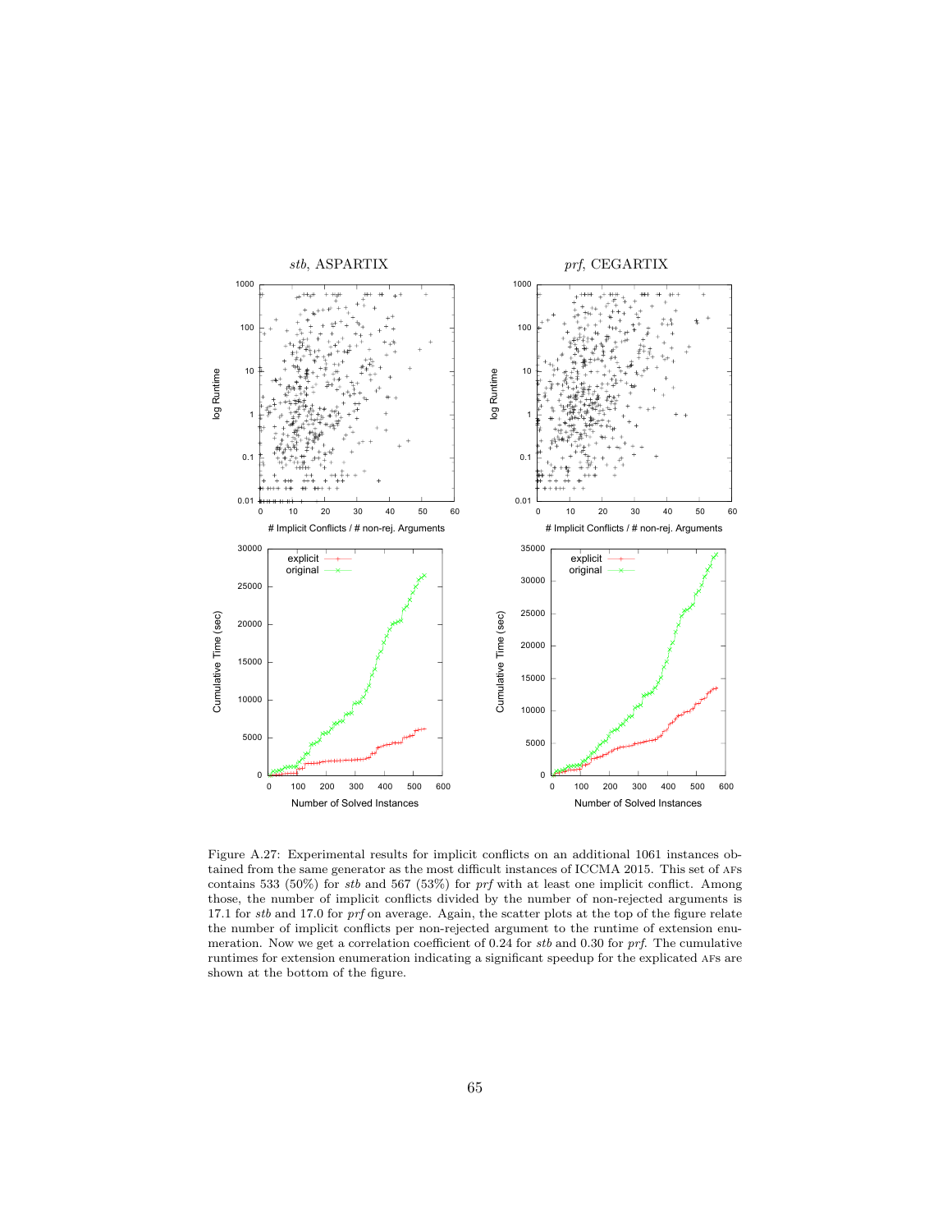Figure A.27: Experimental results for implicit conflicts on an additional 1061 instances obtained from the same generator as the most difficult instances of ICCMA 2015. This set of AFs contains 533 (50%) for *stb* and 567 (53%) for *prf* with at least one implicit conflict. Among those, the number of implicit conflicts divided by the number of non-rejected arguments is 17.1 for *stb* and 17.0 for *prf* on average. Again, the scatter plots at the top of the figure relate the number of implicit conflicts per non-rejected argument to the runtime of extension enumeration. Now we get a correlation coefficient of 0.24 for *stb* and 0.30 for *prf*. The cumulative runtimes for extension enumeration indicating a significant speedup for the explicated AFs are shown at the bottom of the figure.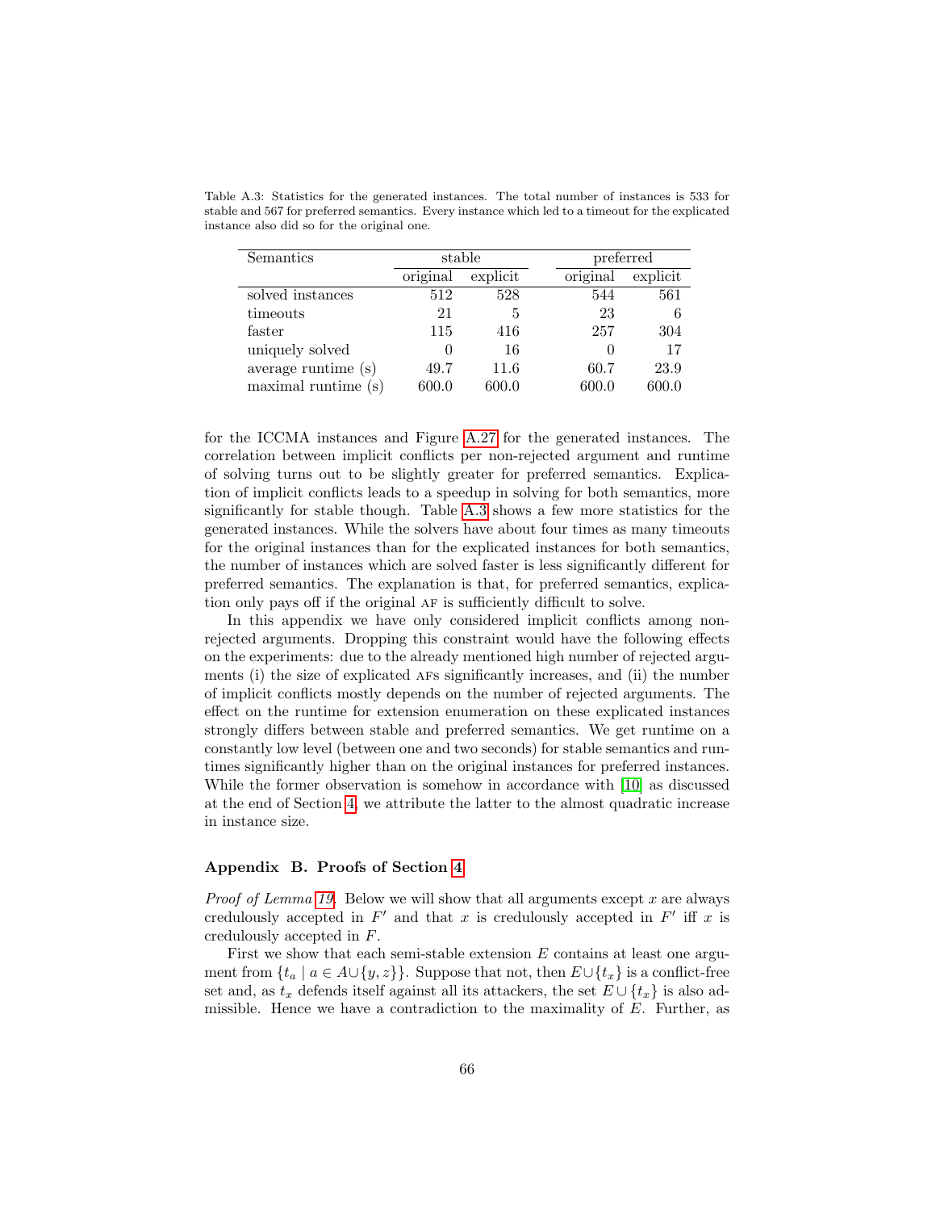Table A.3: Statistics for the generated instances. The total number of instances is 533 for stable and 567 for preferred semantics. Every instance which led to a timeout for the explicated instance also did so for the original one.

| Semantics | stable | | preferred | |
|---|---|---|---|---|
| | original | explicit | original | explicit |
| solved instances | 512 | 528 | 544 | 561 |
| timeouts | 21 | 5 | 23 | 6 |
| faster | 115 | 416 | 257 | 304 |
| uniquely solved | 0 | 16 | 0 | 17 |
| average runtime (s) | 49.7 | 11.6 | 60.7 | 23.9 |
| maximal runtime (s) | 600.0 | 600.0 | 600.0 | 600.0 |

for the ICCMA instances and Figure A.27 for the generated instances. The correlation between implicit conflicts per non-rejected argument and runtime of solving turns out to be slightly greater for preferred semantics. Explication of implicit conflicts leads to a speedup in solving for both semantics, more significantly for stable though. Table A.3 shows a few more statistics for the generated instances. While the solvers have about four times as many timeouts for the original instances than for the explicated instances for both semantics, the number of instances which are solved faster is less significantly different for preferred semantics. The explanation is that, for preferred semantics, explication only pays off if the original AF is sufficiently difficult to solve.

In this appendix we have only considered implicit conflicts among non-rejected arguments. Dropping this constraint would have the following effects on the experiments: due to the already mentioned high number of rejected arguments (i) the size of explicated AFs significantly increases, and (ii) the number of implicit conflicts mostly depends on the number of rejected arguments. The effect on the runtime for extension enumeration on these explicated instances strongly differs between stable and preferred semantics. We get runtime on a constantly low level (between one and two seconds) for stable semantics and runtimes significantly higher than on the original instances for preferred instances. While the former observation is somehow in accordance with [10] as discussed at the end of Section 4, we attribute the latter to the almost quadratic increase in instance size.

## Appendix B. Proofs of Section 4

*Proof of Lemma 19.* Below we will show that all arguments except $x$ are always credulously accepted in $F'$ and that $x$ is credulously accepted in $F'$ iff $x$ is credulously accepted in $F$.

First we show that each semi-stable extension $E$ contains at least one argument from $\{t_a \mid a \in A \cup \{y, z\}\}$. Suppose that not, then $E \cup \{t_x\}$ is a conflict-free set and, as $t_x$ defends itself against all its attackers, the set $E \cup \{t_x\}$ is also admissible. Hence we have a contradiction to the maximality of $E$. Further, as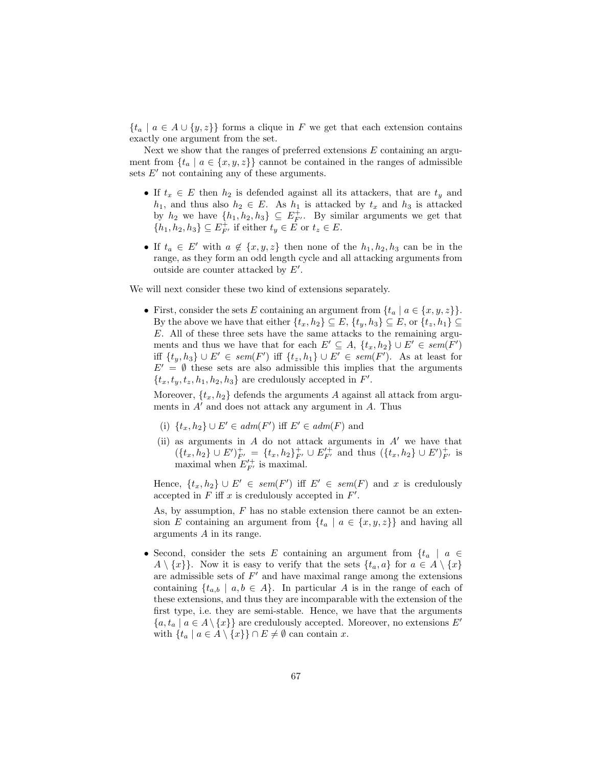$\{t_a \mid a \in A \cup \{y, z\}\}$ forms a clique in $F$ we get that each extension contains exactly one argument from the set.

Next we show that the ranges of preferred extensions $E$ containing an argument from $\{t_a \mid a \in \{x, y, z\}\}$ cannot be contained in the ranges of admissible sets $E'$ not containing any of these arguments.

- If $t_x \in E$ then $h_2$ is defended against all its attackers, that are $t_y$ and $h_1$, and thus also $h_2 \in E$. As $h_1$ is attacked by $t_x$ and $h_3$ is attacked by $h_2$ we have $\{h_1, h_2, h_3\} \subseteq E^+_{F'}$. By similar arguments we get that $\{h_1, h_2, h_3\} \subseteq E^+_{F'}$ if either $t_y \in E$ or $t_z \in E$.
- If $t_a \in E'$ with $a \notin \{x, y, z\}$ then none of the $h_1, h_2, h_3$ can be in the range, as they form an odd length cycle and all attacking arguments from outside are counter attacked by $E'$.

We will next consider these two kind of extensions separately.

- First, consider the sets $E$ containing an argument from $\{t_a \mid a \in \{x, y, z\}\}$. By the above we have that either $\{t_x, h_2\} \subseteq E$, $\{t_y, h_3\} \subseteq E$, or $\{t_z, h_1\} \subseteq E$. All of these three sets have the same attacks to the remaining arguments and thus we have that for each $E' \subseteq A$, $\{t_x, h_2\} \cup E' \in sem(F')$ iff $\{t_y, h_3\} \cup E' \in sem(F')$ iff $\{t_z, h_1\} \cup E' \in sem(F')$. As at least for $E' = \emptyset$ these sets are also admissible this implies that the arguments $\{t_x, t_y, t_z, h_1, h_2, h_3\}$ are credulously accepted in $F'$.

  Moreover, $\{t_x, h_2\}$ defends the arguments $A$ against all attack from arguments in $A'$ and does not attack any argument in $A$. Thus

  (i) $\{t_x, h_2\} \cup E' \in adm(F')$ iff $E' \in adm(F)$ and

  (ii) as arguments in $A$ do not attack arguments in $A'$ we have that $(\{t_x, h_2\} \cup E')^+_{F'} = \{t_x, h_2\}^+_{F'} \cup E'^+_{F'}$ and thus $(\{t_x, h_2\} \cup E')^+_{F'}$ is maximal when $E'^+_{F'}$ is maximal.

  Hence, $\{t_x, h_2\} \cup E' \in sem(F')$ iff $E' \in sem(F)$ and $x$ is credulously accepted in $F$ iff $x$ is credulously accepted in $F'$.

  As, by assumption, $F$ has no stable extension there cannot be an extension $E$ containing an argument from $\{t_a \mid a \in \{x, y, z\}\}$ and having all arguments $A$ in its range.

- Second, consider the sets $E$ containing an argument from $\{t_a \mid a \in A \setminus \{x\}\}$. Now it is easy to verify that the sets $\{t_a, a\}$ for $a \in A \setminus \{x\}$ are admissible sets of $F'$ and have maximal range among the extensions containing $\{t_{a,b} \mid a, b \in A\}$. In particular $A$ is in the range of each of these extensions, and thus they are incomparable with the extension of the first type, i.e. they are semi-stable. Hence, we have that the arguments $\{a, t_a \mid a \in A \setminus \{x\}\}$ are credulously accepted. Moreover, no extensions $E'$ with $\{t_a \mid a \in A \setminus \{x\}\} \cap E \neq \emptyset$ can contain $x$.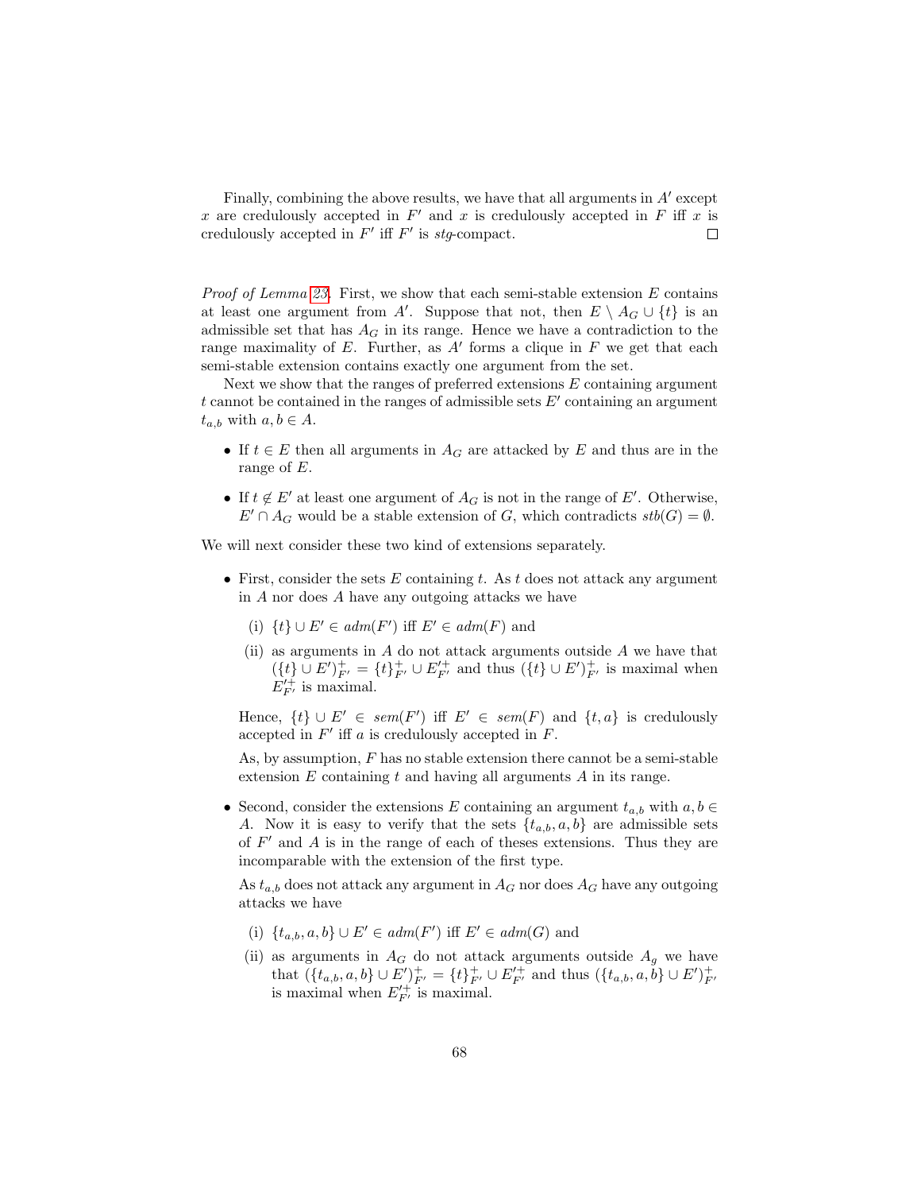Finally, combining the above results, we have that all arguments in $A'$ except $x$ are credulously accepted in $F'$ and $x$ is credulously accepted in $F$ iff $x$ is credulously accepted in $F'$ iff $F'$ is *stg*-compact. □

*Proof of Lemma 23.* First, we show that each semi-stable extension $E$ contains at least one argument from $A'$. Suppose that not, then $E \setminus A_G \cup \{t\}$ is an admissible set that has $A_G$ in its range. Hence we have a contradiction to the range maximality of $E$. Further, as $A'$ forms a clique in $F$ we get that each semi-stable extension contains exactly one argument from the set.

Next we show that the ranges of preferred extensions $E$ containing argument $t$ cannot be contained in the ranges of admissible sets $E'$ containing an argument $t_{a,b}$ with $a, b \in A$.

- If $t \in E$ then all arguments in $A_G$ are attacked by $E$ and thus are in the range of $E$.
- If $t \notin E'$ at least one argument of $A_G$ is not in the range of $E'$. Otherwise, $E' \cap A_G$ would be a stable extension of $G$, which contradicts $stb(G) = \emptyset$.

We will next consider these two kind of extensions separately.

- First, consider the sets $E$ containing $t$. As $t$ does not attack any argument in $A$ nor does $A$ have any outgoing attacks we have
  - (i) $\{t\} \cup E' \in adm(F')$ iff $E' \in adm(F)$ and
  - (ii) as arguments in $A$ do not attack arguments outside $A$ we have that $(\{t\} \cup E')^+_{F'} = \{t\}^+_{F'} \cup E'^+_{F'}$ and thus $(\{t\} \cup E')^+_{F'}$ is maximal when $E'^+_{F'}$ is maximal.

  Hence, $\{t\} \cup E' \in sem(F')$ iff $E' \in sem(F)$ and $\{t, a\}$ is credulously accepted in $F'$ iff $a$ is credulously accepted in $F$.

  As, by assumption, $F$ has no stable extension there cannot be a semi-stable extension $E$ containing $t$ and having all arguments $A$ in its range.

- Second, consider the extensions $E$ containing an argument $t_{a,b}$ with $a, b \in A$. Now it is easy to verify that the sets $\{t_{a,b}, a, b\}$ are admissible sets of $F'$ and $A$ is in the range of each of theses extensions. Thus they are incomparable with the extension of the first type.

  As $t_{a,b}$ does not attack any argument in $A_G$ nor does $A_G$ have any outgoing attacks we have
  - (i) $\{t_{a,b}, a, b\} \cup E' \in adm(F')$ iff $E' \in adm(G)$ and
  - (ii) as arguments in $A_G$ do not attack arguments outside $A_g$ we have that $(\{t_{a,b}, a, b\} \cup E')^+_{F'} = \{t\}^+_{F'} \cup E'^+_{F'}$ and thus $(\{t_{a,b}, a, b\} \cup E')^+_{F'}$ is maximal when $E'^+_{F'}$ is maximal.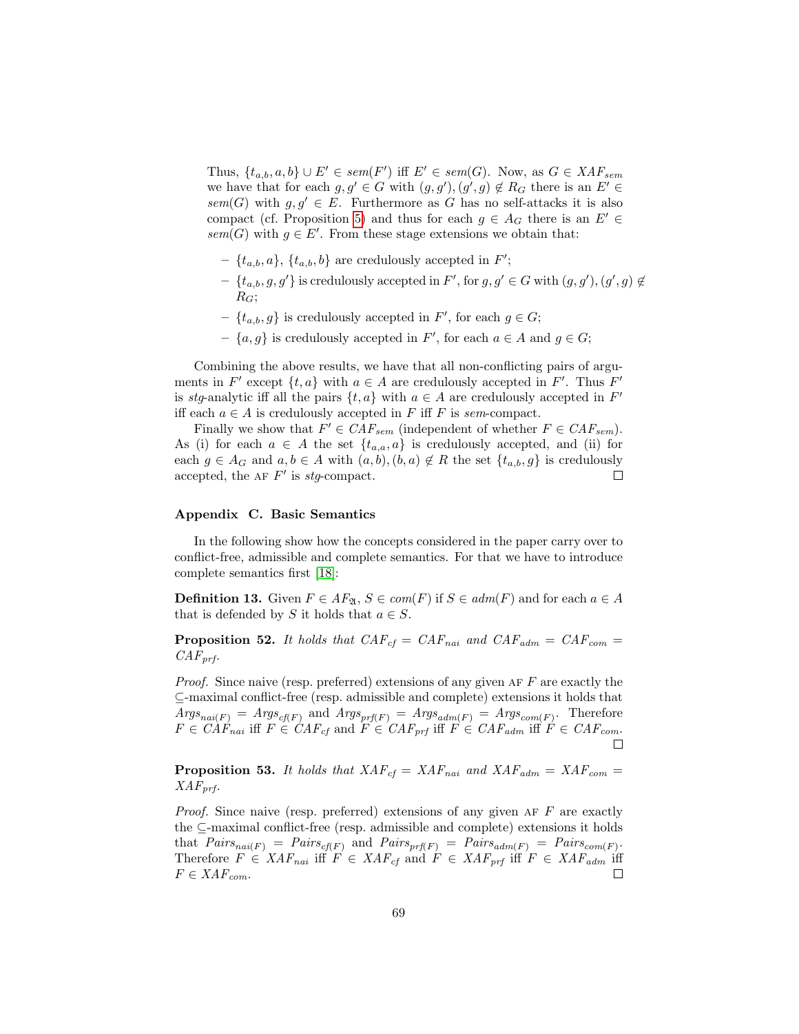Thus, $\{t_{a,b}, a, b\} \cup E' \in sem(F')$ iff $E' \in sem(G)$. Now, as $G \in XAF_{sem}$ we have that for each $g, g' \in G$ with $(g, g'), (g', g) \notin R_G$ there is an $E' \in sem(G)$ with $g, g' \in E$. Furthermore as $G$ has no self-attacks it is also compact (cf. Proposition 5) and thus for each $g \in A_G$ there is an $E' \in sem(G)$ with $g \in E'$. From these stage extensions we obtain that:

- $\{t_{a,b}, a\}$, $\{t_{a,b}, b\}$ are credulously accepted in $F'$;
- $\{t_{a,b}, g, g'\}$ is credulously accepted in $F'$, for $g, g' \in G$ with $(g, g'), (g', g) \notin R_G$;
- $\{t_{a,b}, g\}$ is credulously accepted in $F'$, for each $g \in G$;
- $\{a, g\}$ is credulously accepted in $F'$, for each $a \in A$ and $g \in G$;

Combining the above results, we have that all non-conflicting pairs of arguments in $F'$ except $\{t, a\}$ with $a \in A$ are credulously accepted in $F'$. Thus $F'$ is *stg*-analytic iff all the pairs $\{t, a\}$ with $a \in A$ are credulously accepted in $F'$ iff each $a \in A$ is credulously accepted in $F$ iff $F$ is *sem*-compact.

Finally we show that $F' \in CAF_{sem}$ (independent of whether $F \in CAF_{sem}$). As (i) for each $a \in A$ the set $\{t_{a,a}, a\}$ is credulously accepted, and (ii) for each $g \in A_G$ and $a, b \in A$ with $(a, b), (b, a) \notin R$ the set $\{t_{a,b}, g\}$ is credulously accepted, the AF $F'$ is *stg*-compact. □

## Appendix C. Basic Semantics

In the following show how the concepts considered in the paper carry over to conflict-free, admissible and complete semantics. For that we have to introduce complete semantics first [18]:

**Definition 13.** Given $F \in AF_{\mathfrak{A}}$, $S \in com(F)$ if $S \in adm(F)$ and for each $a \in A$ that is defended by $S$ it holds that $a \in S$.

**Proposition 52.** *It holds that $CAF_{cf} = CAF_{nai}$ and $CAF_{adm} = CAF_{com} = CAF_{prf}$.*

*Proof.* Since naive (resp. preferred) extensions of any given AF $F$ are exactly the $\subseteq$-maximal conflict-free (resp. admissible and complete) extensions it holds that $Args_{nai(F)} = Args_{cf(F)}$ and $Args_{prf(F)} = Args_{adm(F)} = Args_{com(F)}$. Therefore $F \in CAF_{nai}$ iff $F \in CAF_{cf}$ and $F \in CAF_{prf}$ iff $F \in CAF_{adm}$ iff $F \in CAF_{com}$. □

**Proposition 53.** *It holds that $XAF_{cf} = XAF_{nai}$ and $XAF_{adm} = XAF_{com} = XAF_{prf}$.*

*Proof.* Since naive (resp. preferred) extensions of any given AF $F$ are exactly the $\subseteq$-maximal conflict-free (resp. admissible and complete) extensions it holds that $Pairs_{nai(F)} = Pairs_{cf(F)}$ and $Pairs_{prf(F)} = Pairs_{adm(F)} = Pairs_{com(F)}$. Therefore $F \in XAF_{nai}$ iff $F \in XAF_{cf}$ and $F \in XAF_{prf}$ iff $F \in XAF_{adm}$ iff $F \in XAF_{com}$. □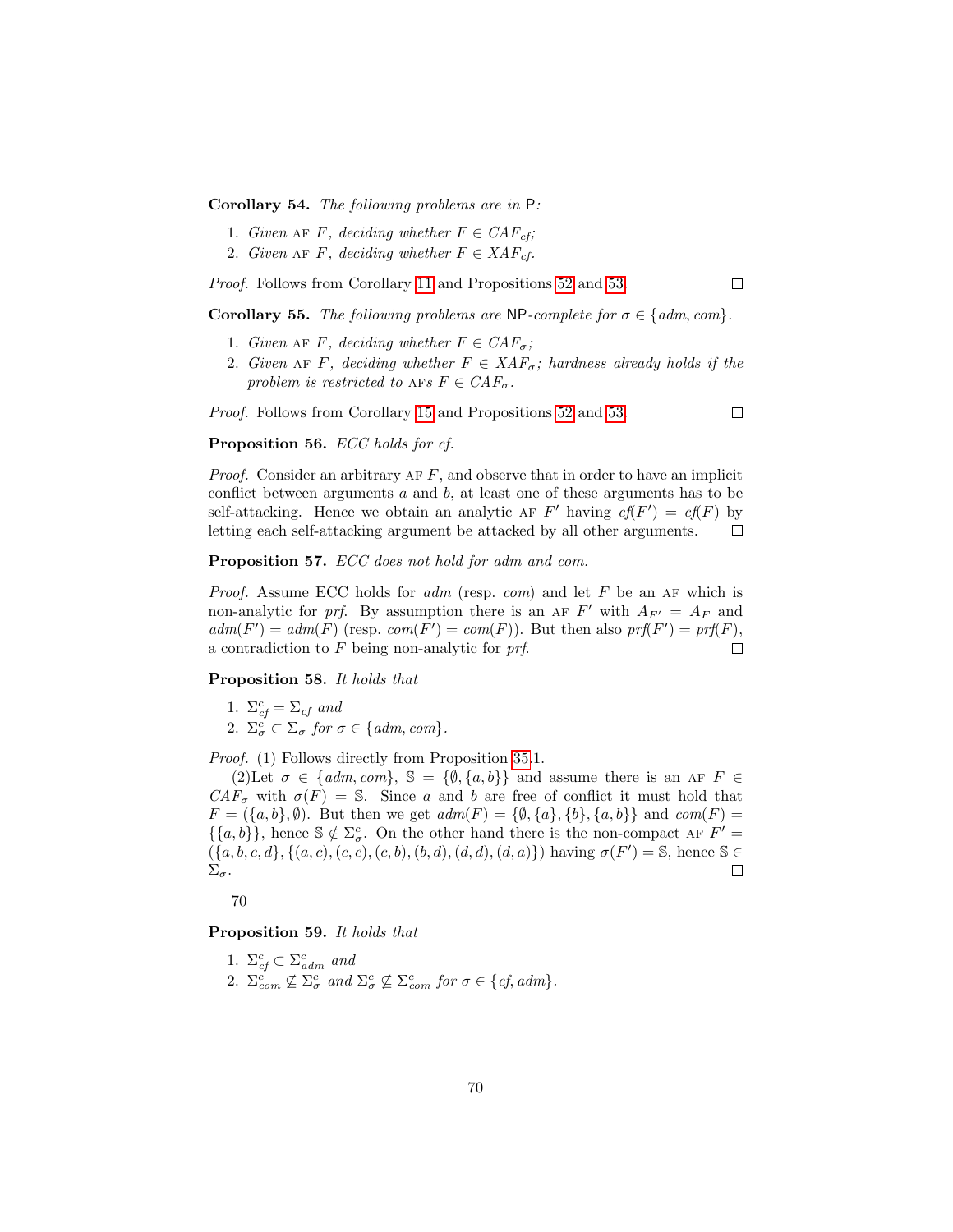**Corollary 54.** *The following problems are in* P*:*

1. *Given* AF $F$*, deciding whether* $F \in CAF_{cf}$*;*
2. *Given* AF $F$*, deciding whether* $F \in XAF_{cf}$*.*

*Proof.* Follows from Corollary 11 and Propositions 52 and 53. □

**Corollary 55.** *The following problems are* NP*-complete for* $\sigma \in \{adm, com\}$*.*

1. *Given* AF $F$*, deciding whether* $F \in CAF_{\sigma}$*;*
2. *Given* AF $F$*, deciding whether* $F \in XAF_{\sigma}$*; hardness already holds if the problem is restricted to* AFs $F \in CAF_{\sigma}$*.*

*Proof.* Follows from Corollary 15 and Propositions 52 and 53. □

**Proposition 56.** *ECC holds for cf.*

*Proof.* Consider an arbitrary AF $F$, and observe that in order to have an implicit conflict between arguments $a$ and $b$, at least one of these arguments has to be self-attacking. Hence we obtain an analytic AF $F'$ having $cf(F') = cf(F)$ by letting each self-attacking argument be attacked by all other arguments. □

**Proposition 57.** *ECC does not hold for adm and com.*

*Proof.* Assume ECC holds for *adm* (resp. *com*) and let $F$ be an AF which is non-analytic for *prf*. By assumption there is an AF $F'$ with $A_{F'} = A_F$ and $adm(F') = adm(F)$ (resp. $com(F') = com(F)$). But then also $prf(F') = prf(F)$, a contradiction to $F$ being non-analytic for *prf*. □

**Proposition 58.** *It holds that*

1. $\Sigma^c_{cf} = \Sigma_{cf}$ *and*
2. $\Sigma^c_{\sigma} \subset \Sigma_{\sigma}$ *for* $\sigma \in \{adm, com\}$*.*

*Proof.* (1) Follows directly from Proposition 35.1.

(2)Let $\sigma \in \{adm, com\}$, $\mathbb{S} = \{\emptyset, \{a, b\}\}$ and assume there is an AF $F \in CAF_{\sigma}$ with $\sigma(F) = \mathbb{S}$. Since $a$ and $b$ are free of conflict it must hold that $F = (\{a, b\}, \emptyset)$. But then we get $adm(F) = \{\emptyset, \{a\}, \{b\}, \{a, b\}\}$ and $com(F) = \{\{a, b\}\}$, hence $\mathbb{S} \notin \Sigma^c_{\sigma}$. On the other hand there is the non-compact AF $F' = (\{a, b, c, d\}, \{(a, c), (c, c), (c, b), (b, d), (d, d), (d, a)\})$ having $\sigma(F') = \mathbb{S}$, hence $\mathbb{S} \in \Sigma_{\sigma}$. □

70

**Proposition 59.** *It holds that*

1. $\Sigma^c_{cf} \subset \Sigma^c_{adm}$ *and*
2. $\Sigma^c_{com} \not\subseteq \Sigma^c_{\sigma}$ *and* $\Sigma^c_{\sigma} \not\subseteq \Sigma^c_{com}$ *for* $\sigma \in \{cf, adm\}$*.*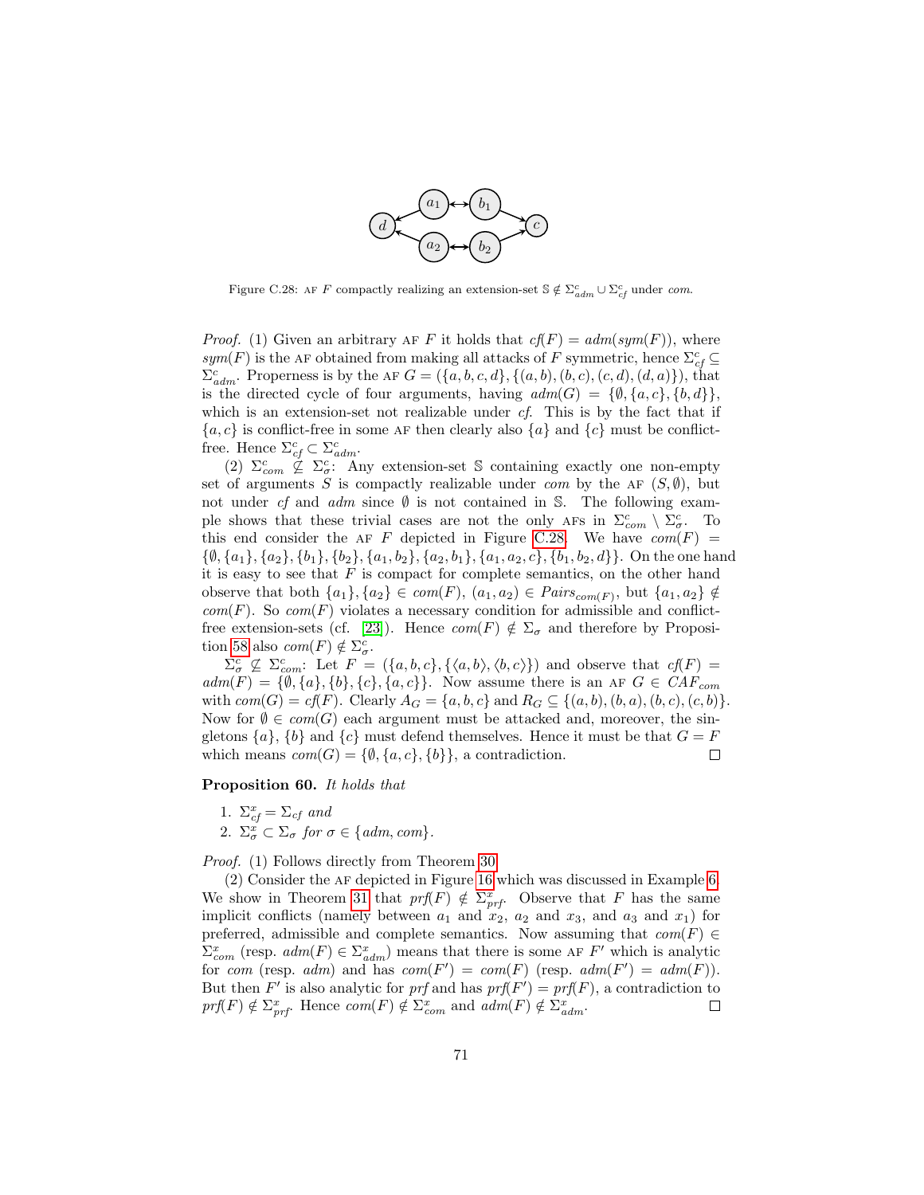Figure C.28: AF $F$ compactly realizing an extension-set $\mathbb{S} \notin \Sigma^c_{adm} \cup \Sigma^c_{cf}$ under *com*.

*Proof.* (1) Given an arbitrary AF $F$ it holds that $cf(F) = adm(sym(F))$, where $sym(F)$ is the AF obtained from making all attacks of $F$ symmetric, hence $\Sigma^c_{cf} \subseteq \Sigma^c_{adm}$. Properness is by the AF $G = (\{a, b, c, d\}, \{(a, b), (b, c), (c, d), (d, a)\})$, that is the directed cycle of four arguments, having $adm(G) = \{\emptyset, \{a, c\}, \{b, d\}\}$, which is an extension-set not realizable under *cf*. This is by the fact that if $\{a, c\}$ is conflict-free in some AF then clearly also $\{a\}$ and $\{c\}$ must be conflict-free. Hence $\Sigma^c_{cf} \subset \Sigma^c_{adm}$.

(2) $\Sigma^c_{com} \not\subseteq \Sigma^c_\sigma$: Any extension-set $\mathbb{S}$ containing exactly one non-empty set of arguments $S$ is compactly realizable under *com* by the AF $(S, \emptyset)$, but not under *cf* and *adm* since $\emptyset$ is not contained in $\mathbb{S}$. The following example shows that these trivial cases are not the only AFs in $\Sigma^c_{com} \setminus \Sigma^c_\sigma$. To this end consider the AF $F$ depicted in Figure C.28. We have $com(F) = \{\emptyset, \{a_1\}, \{a_2\}, \{b_1\}, \{b_2\}, \{a_1, b_2\}, \{a_2, b_1\}, \{a_1, a_2, c\}, \{b_1, b_2, d\}\}$. On the one hand it is easy to see that $F$ is compact for complete semantics, on the other hand observe that both $\{a_1\}, \{a_2\} \in com(F)$, $(a_1, a_2) \in Pairs_{com(F)}$, but $\{a_1, a_2\} \notin com(F)$. So $com(F)$ violates a necessary condition for admissible and conflict-free extension-sets (cf. [23]). Hence $com(F) \notin \Sigma_\sigma$ and therefore by Proposition 58 also $com(F) \notin \Sigma^c_\sigma$.

$\Sigma^c_\sigma \not\subseteq \Sigma^c_{com}$: Let $F = (\{a, b, c\}, \{\langle a, b\rangle, \langle b, c\rangle\})$ and observe that $cf(F) = adm(F) = \{\emptyset, \{a\}, \{b\}, \{c\}, \{a, c\}\}$. Now assume there is an AF $G \in CAF_{com}$ with $com(G) = cf(F)$. Clearly $A_G = \{a, b, c\}$ and $R_G \subseteq \{(a, b), (b, a), (b, c), (c, b)\}$. Now for $\emptyset \in com(G)$ each argument must be attacked and, moreover, the singletons $\{a\}$, $\{b\}$ and $\{c\}$ must defend themselves. Hence it must be that $G = F$ which means $com(G) = \{\emptyset, \{a, c\}, \{b\}\}$, a contradiction. □

**Proposition 60.** *It holds that*

1. $\Sigma^x_{cf} = \Sigma_{cf}$ *and*
2. $\Sigma^x_\sigma \subset \Sigma_\sigma$ *for* $\sigma \in \{adm, com\}$.

*Proof.* (1) Follows directly from Theorem 30.

(2) Consider the AF depicted in Figure 16 which was discussed in Example 6. We show in Theorem 31 that $prf(F) \notin \Sigma^x_{prf}$. Observe that $F$ has the same implicit conflicts (namely between $a_1$ and $x_2$, $a_2$ and $x_3$, and $a_3$ and $x_1$) for preferred, admissible and complete semantics. Now assuming that $com(F) \in \Sigma^x_{com}$ (resp. $adm(F) \in \Sigma^x_{adm}$) means that there is some AF $F'$ which is analytic for *com* (resp. *adm*) and has $com(F') = com(F)$ (resp. $adm(F') = adm(F)$). But then $F'$ is also analytic for *prf* and has $prf(F') = prf(F)$, a contradiction to $prf(F) \notin \Sigma^x_{prf}$. Hence $com(F) \notin \Sigma^x_{com}$ and $adm(F) \notin \Sigma^x_{adm}$. □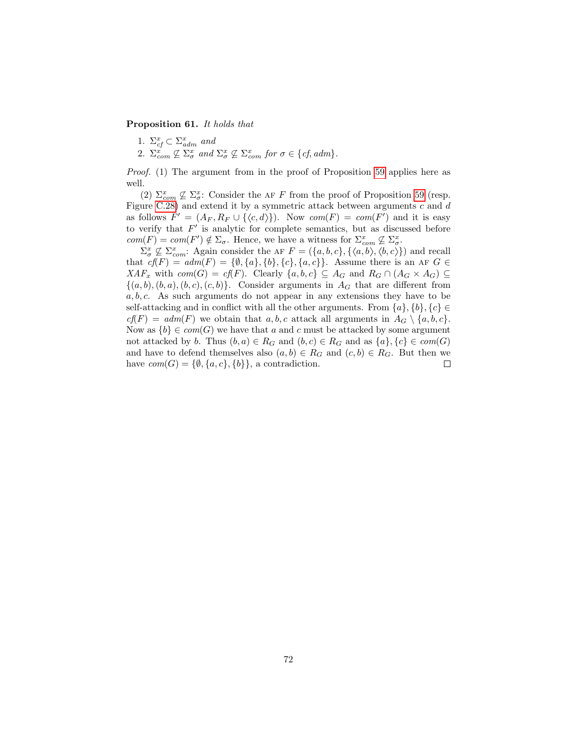**Proposition 61.** *It holds that*

1. $\Sigma^x_{cf} \subset \Sigma^x_{adm}$ *and*
2. $\Sigma^x_{com} \not\subseteq \Sigma^x_\sigma$ *and* $\Sigma^x_\sigma \not\subseteq \Sigma^x_{com}$ *for* $\sigma \in \{cf, adm\}$.

*Proof.* (1) The argument from in the proof of Proposition 59 applies here as well.

(2) $\Sigma^x_{com} \not\subseteq \Sigma^x_\sigma$: Consider the AF $F$ from the proof of Proposition 59 (resp. Figure C.28) and extend it by a symmetric attack between arguments $c$ and $d$ as follows $F' = (A_F, R_F \cup \{\langle c, d\rangle\})$. Now $com(F) = com(F')$ and it is easy to verify that $F'$ is analytic for complete semantics, but as discussed before $com(F) = com(F') \notin \Sigma_\sigma$. Hence, we have a witness for $\Sigma^x_{com} \not\subseteq \Sigma^x_\sigma$.

$\Sigma^x_\sigma \not\subseteq \Sigma^x_{com}$: Again consider the AF $F = (\{a, b, c\}, \{\langle a, b\rangle, \langle b, c\rangle\})$ and recall that $cf(F) = adm(F) = \{\emptyset, \{a\}, \{b\}, \{c\}, \{a, c\}\}$. Assume there is an AF $G \in XAF_x$ with $com(G) = cf(F)$. Clearly $\{a, b, c\} \subseteq A_G$ and $R_G \cap (A_G \times A_G) \subseteq \{(a, b), (b, a), (b, c), (c, b)\}$. Consider arguments in $A_G$ that are different from $a, b, c$. As such arguments do not appear in any extensions they have to be self-attacking and in conflict with all the other arguments. From $\{a\}, \{b\}, \{c\} \in cf(F) = adm(F)$ we obtain that $a, b, c$ attack all arguments in $A_G \setminus \{a, b, c\}$. Now as $\{b\} \in com(G)$ we have that $a$ and $c$ must be attacked by some argument not attacked by $b$. Thus $(b, a) \in R_G$ and $(b, c) \in R_G$ and as $\{a\}, \{c\} \in com(G)$ and have to defend themselves also $(a, b) \in R_G$ and $(c, b) \in R_G$. But then we have $com(G) = \{\emptyset, \{a, c\}, \{b\}\}$, a contradiction. □